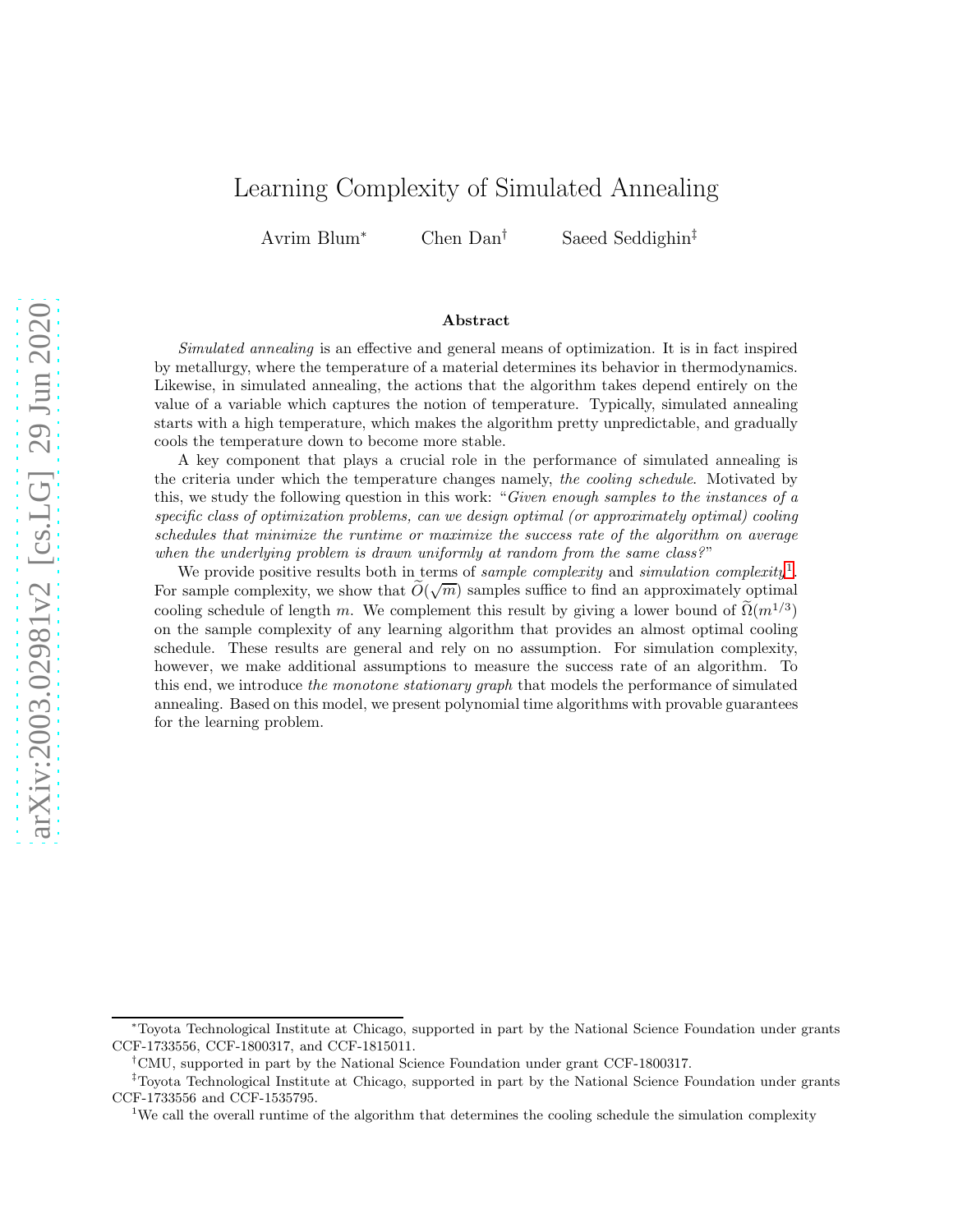# Learning Complexity of Simulated Annealing

Avrim Blum[*] Chen Dan[†] Saeed Seddighin[‡]

### Abstract

*Simulated annealing* is an effective and general means of optimization. It is in fact inspired by metallurgy, where the temperature of a material determines its behavior in thermodynamics. Likewise, in simulated annealing, the actions that the algorithm takes depend entirely on the value of a variable which captures the notion of temperature. Typically, simulated annealing starts with a high temperature, which makes the algorithm pretty unpredictable, and gradually cools the temperature down to become more stable.

A key component that plays a crucial role in the performance of simulated annealing is the criteria under which the temperature changes namely, *the cooling schedule*. Motivated by this, we study the following question in this work: "*Given enough samples to the instances of a specific class of optimization problems, can we design optimal (or approximately optimal) cooling schedules that minimize the runtime or maximize the success rate of the algorithm on average when the underlying problem is drawn uniformly at random from the same class?*"

We provide positive results both in terms of *sample complexity* and *simulation complexity*[1]. For sample complexity, we show that $\widetilde{O}(\sqrt{m})$ samples suffice to find an approximately optimal cooling schedule of length $m$. We complement this result by giving a lower bound of $\widetilde{\Omega}(m^{1/3})$ on the sample complexity of any learning algorithm that provides an almost optimal cooling schedule. These results are general and rely on no assumption. For simulation complexity, however, we make additional assumptions to measure the success rate of an algorithm. To this end, we introduce *the monotone stationary graph* that models the performance of simulated annealing. Based on this model, we present polynomial time algorithms with provable guarantees for the learning problem.

---

[*] Toyota Technological Institute at Chicago, supported in part by the National Science Foundation under grants CCF-1733556, CCF-1800317, and CCF-1815011.

[†] CMU, supported in part by the National Science Foundation under grant CCF-1800317.

[‡] Toyota Technological Institute at Chicago, supported in part by the National Science Foundation under grants CCF-1733556 and CCF-1535795.

[1] We call the overall runtime of the algorithm that determines the cooling schedule the simulation complexity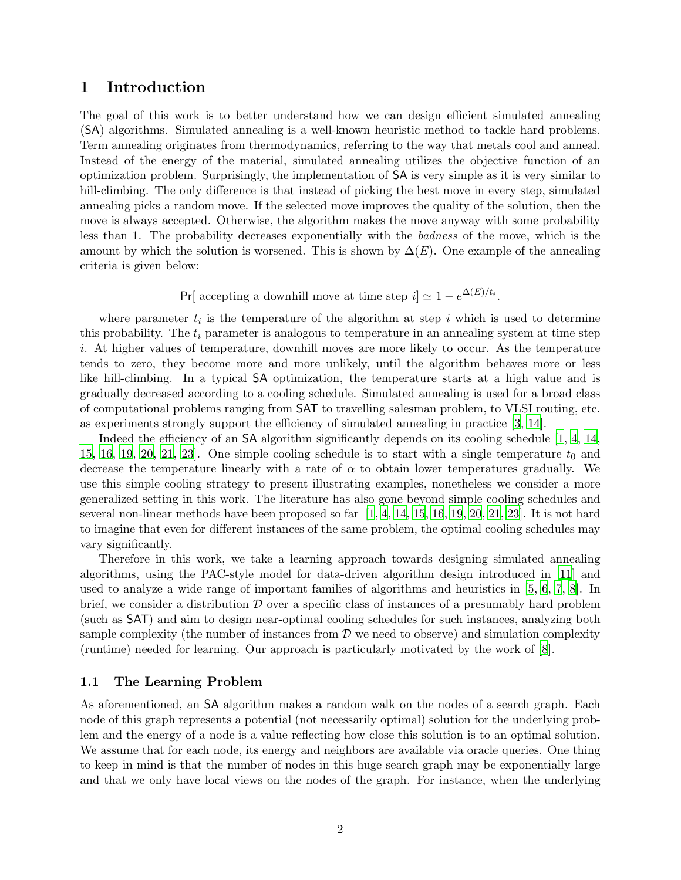# 1 Introduction

The goal of this work is to better understand how we can design efficient simulated annealing (SA) algorithms. Simulated annealing is a well-known heuristic method to tackle hard problems. Term annealing originates from thermodynamics, referring to the way that metals cool and anneal. Instead of the energy of the material, simulated annealing utilizes the objective function of an optimization problem. Surprisingly, the implementation of SA is very simple as it is very similar to hill-climbing. The only difference is that instead of picking the best move in every step, simulated annealing picks a random move. If the selected move improves the quality of the solution, then the move is always accepted. Otherwise, the algorithm makes the move anyway with some probability less than 1. The probability decreases exponentially with the *badness* of the move, which is the amount by which the solution is worsened. This is shown by $\Delta(E)$. One example of the annealing criteria is given below:

$$\mathsf{Pr}[\text{ accepting a downhill move at time step } i] \simeq 1 - e^{\Delta(E)/t_i}.$$

where parameter $t_i$ is the temperature of the algorithm at step $i$ which is used to determine this probability. The $t_i$ parameter is analogous to temperature in an annealing system at time step $i$. At higher values of temperature, downhill moves are more likely to occur. As the temperature tends to zero, they become more and more unlikely, until the algorithm behaves more or less like hill-climbing. In a typical SA optimization, the temperature starts at a high value and is gradually decreased according to a cooling schedule. Simulated annealing is used for a broad class of computational problems ranging from SAT to travelling salesman problem, to VLSI routing, etc. as experiments strongly support the efficiency of simulated annealing in practice [3, 14].

Indeed the efficiency of an SA algorithm significantly depends on its cooling schedule [1, 4, 14, 15, 16, 19, 20, 21, 23]. One simple cooling schedule is to start with a single temperature $t_0$ and decrease the temperature linearly with a rate of $\alpha$ to obtain lower temperatures gradually. We use this simple cooling strategy to present illustrating examples, nonetheless we consider a more generalized setting in this work. The literature has also gone beyond simple cooling schedules and several non-linear methods have been proposed so far [1, 4, 14, 15, 16, 19, 20, 21, 23]. It is not hard to imagine that even for different instances of the same problem, the optimal cooling schedules may vary significantly.

Therefore in this work, we take a learning approach towards designing simulated annealing algorithms, using the PAC-style model for data-driven algorithm design introduced in [11] and used to analyze a wide range of important families of algorithms and heuristics in [5, 6, 7, 8]. In brief, we consider a distribution $\mathcal{D}$ over a specific class of instances of a presumably hard problem (such as SAT) and aim to design near-optimal cooling schedules for such instances, analyzing both sample complexity (the number of instances from $\mathcal{D}$ we need to observe) and simulation complexity (runtime) needed for learning. Our approach is particularly motivated by the work of [8].

## 1.1 The Learning Problem

As aforementioned, an SA algorithm makes a random walk on the nodes of a search graph. Each node of this graph represents a potential (not necessarily optimal) solution for the underlying problem and the energy of a node is a value reflecting how close this solution is to an optimal solution. We assume that for each node, its energy and neighbors are available via oracle queries. One thing to keep in mind is that the number of nodes in this huge search graph may be exponentially large and that we only have local views on the nodes of the graph. For instance, when the underlying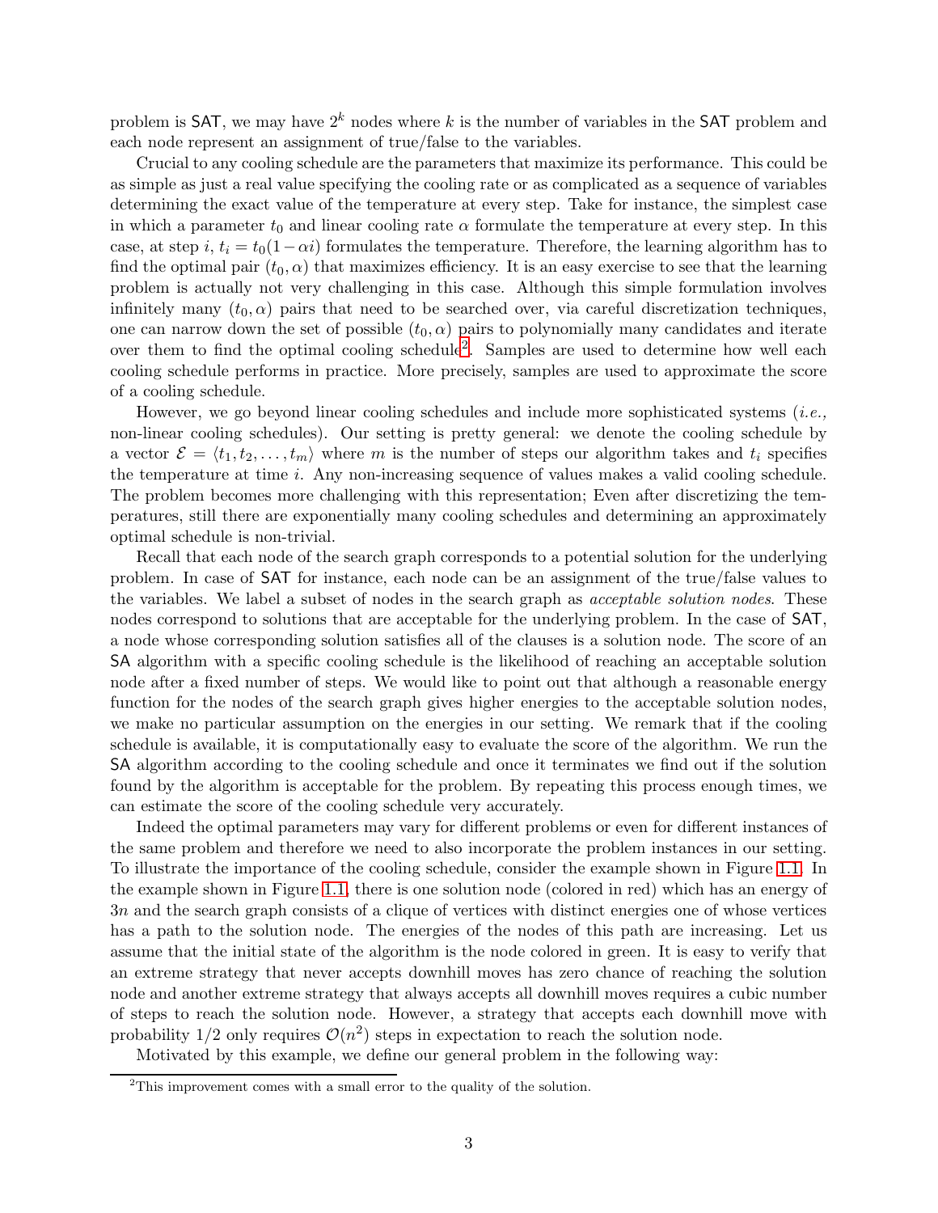problem is SAT, we may have $2^k$ nodes where $k$ is the number of variables in the SAT problem and each node represent an assignment of true/false to the variables.

Crucial to any cooling schedule are the parameters that maximize its performance. This could be as simple as just a real value specifying the cooling rate or as complicated as a sequence of variables determining the exact value of the temperature at every step. Take for instance, the simplest case in which a parameter $t_0$ and linear cooling rate $\alpha$ formulate the temperature at every step. In this case, at step $i$, $t_i = t_0(1 - \alpha i)$ formulates the temperature. Therefore, the learning algorithm has to find the optimal pair $(t_0, \alpha)$ that maximizes efficiency. It is an easy exercise to see that the learning problem is actually not very challenging in this case. Although this simple formulation involves infinitely many $(t_0, \alpha)$ pairs that need to be searched over, via careful discretization techniques, one can narrow down the set of possible $(t_0, \alpha)$ pairs to polynomially many candidates and iterate over them to find the optimal cooling schedule[2]. Samples are used to determine how well each cooling schedule performs in practice. More precisely, samples are used to approximate the score of a cooling schedule.

However, we go beyond linear cooling schedules and include more sophisticated systems (*i.e.,* non-linear cooling schedules). Our setting is pretty general: we denote the cooling schedule by a vector $\mathcal{E} = \langle t_1, t_2, \ldots, t_m \rangle$ where $m$ is the number of steps our algorithm takes and $t_i$ specifies the temperature at time $i$. Any non-increasing sequence of values makes a valid cooling schedule. The problem becomes more challenging with this representation; Even after discretizing the temperatures, still there are exponentially many cooling schedules and determining an approximately optimal schedule is non-trivial.

Recall that each node of the search graph corresponds to a potential solution for the underlying problem. In case of SAT for instance, each node can be an assignment of the true/false values to the variables. We label a subset of nodes in the search graph as *acceptable solution nodes*. These nodes correspond to solutions that are acceptable for the underlying problem. In the case of SAT, a node whose corresponding solution satisfies all of the clauses is a solution node. The score of an SA algorithm with a specific cooling schedule is the likelihood of reaching an acceptable solution node after a fixed number of steps. We would like to point out that although a reasonable energy function for the nodes of the search graph gives higher energies to the acceptable solution nodes, we make no particular assumption on the energies in our setting. We remark that if the cooling schedule is available, it is computationally easy to evaluate the score of the algorithm. We run the SA algorithm according to the cooling schedule and once it terminates we find out if the solution found by the algorithm is acceptable for the problem. By repeating this process enough times, we can estimate the score of the cooling schedule very accurately.

Indeed the optimal parameters may vary for different problems or even for different instances of the same problem and therefore we need to also incorporate the problem instances in our setting. To illustrate the importance of the cooling schedule, consider the example shown in Figure 1.1. In the example shown in Figure 1.1, there is one solution node (colored in red) which has an energy of $3n$ and the search graph consists of a clique of vertices with distinct energies one of whose vertices has a path to the solution node. The energies of the nodes of this path are increasing. Let us assume that the initial state of the algorithm is the node colored in green. It is easy to verify that an extreme strategy that never accepts downhill moves has zero chance of reaching the solution node and another extreme strategy that always accepts all downhill moves requires a cubic number of steps to reach the solution node. However, a strategy that accepts each downhill move with probability $1/2$ only requires $\mathcal{O}(n^2)$ steps in expectation to reach the solution node.

Motivated by this example, we define our general problem in the following way:

[2] This improvement comes with a small error to the quality of the solution.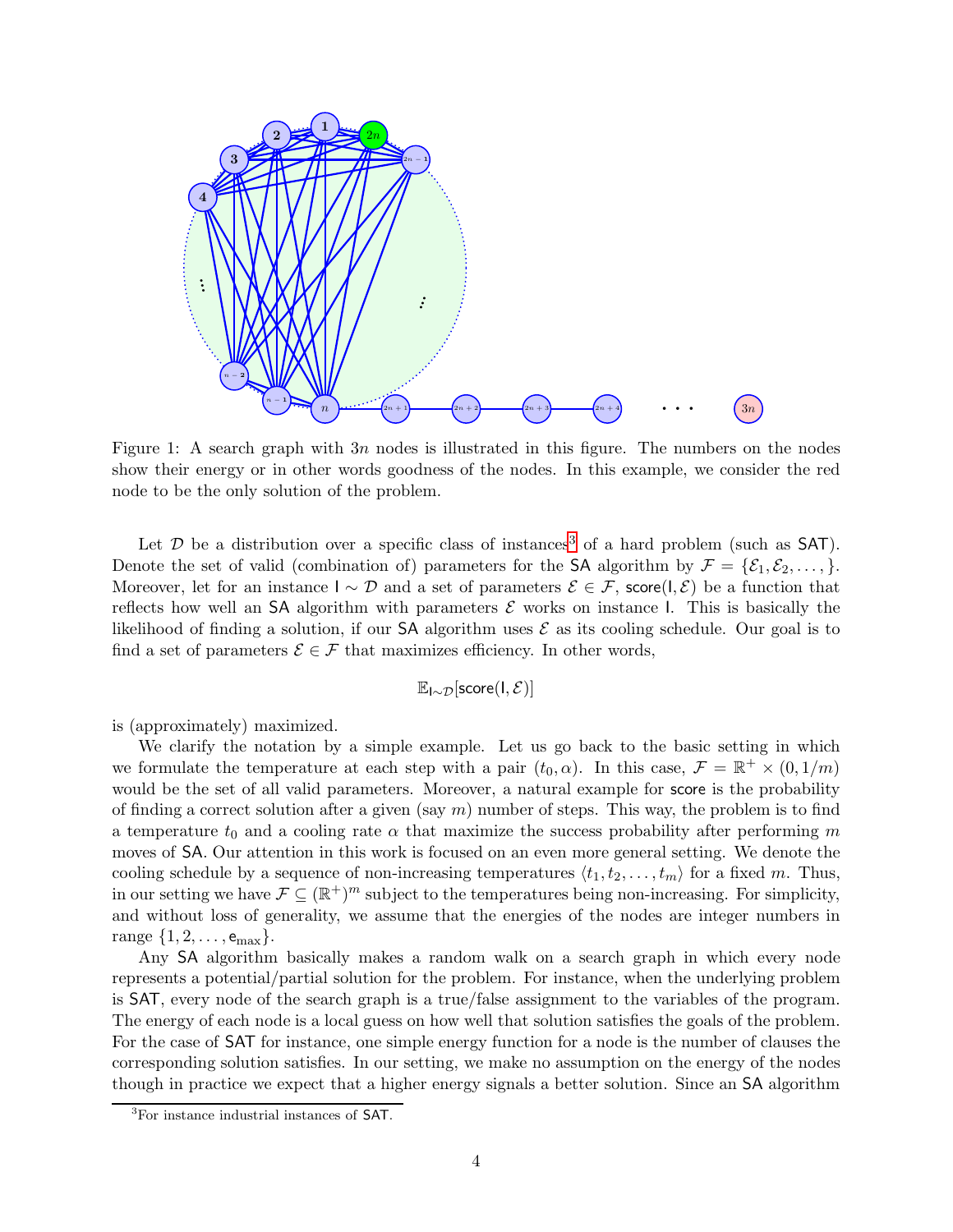Figure 1: A search graph with $3n$ nodes is illustrated in this figure. The numbers on the nodes show their energy or in other words goodness of the nodes. In this example, we consider the red node to be the only solution of the problem.

Let $\mathcal{D}$ be a distribution over a specific class of instances[3] of a hard problem (such as SAT). Denote the set of valid (combination of) parameters for the SA algorithm by $\mathcal{F} = \{\mathcal{E}_1, \mathcal{E}_2, \ldots, \}$. Moreover, let for an instance $\mathsf{I} \sim \mathcal{D}$ and a set of parameters $\mathcal{E} \in \mathcal{F}$, $\mathsf{score}(\mathsf{I}, \mathcal{E})$ be a function that reflects how well an SA algorithm with parameters $\mathcal{E}$ works on instance $\mathsf{I}$. This is basically the likelihood of finding a solution, if our SA algorithm uses $\mathcal{E}$ as its cooling schedule. Our goal is to find a set of parameters $\mathcal{E} \in \mathcal{F}$ that maximizes efficiency. In other words,

$$\mathbb{E}_{\mathsf{I} \sim \mathcal{D}}[\mathsf{score}(\mathsf{I}, \mathcal{E})]$$

is (approximately) maximized.

We clarify the notation by a simple example. Let us go back to the basic setting in which we formulate the temperature at each step with a pair $(t_0, \alpha)$. In this case, $\mathcal{F} = \mathbb{R}^+ \times (0, 1/m)$ would be the set of all valid parameters. Moreover, a natural example for score is the probability of finding a correct solution after a given (say $m$) number of steps. This way, the problem is to find a temperature $t_0$ and a cooling rate $\alpha$ that maximize the success probability after performing $m$ moves of SA. Our attention in this work is focused on an even more general setting. We denote the cooling schedule by a sequence of non-increasing temperatures $\langle t_1, t_2, \ldots, t_m \rangle$ for a fixed $m$. Thus, in our setting we have $\mathcal{F} \subseteq (\mathbb{R}^+)^m$ subject to the temperatures being non-increasing. For simplicity, and without loss of generality, we assume that the energies of the nodes are integer numbers in range $\{1, 2, \ldots, \mathsf{e}_{\max}\}$.

Any SA algorithm basically makes a random walk on a search graph in which every node represents a potential/partial solution for the problem. For instance, when the underlying problem is SAT, every node of the search graph is a true/false assignment to the variables of the program. The energy of each node is a local guess on how well that solution satisfies the goals of the problem. For the case of SAT for instance, one simple energy function for a node is the number of clauses the corresponding solution satisfies. In our setting, we make no assumption on the energy of the nodes though in practice we expect that a higher energy signals a better solution. Since an SA algorithm

[3] For instance industrial instances of SAT.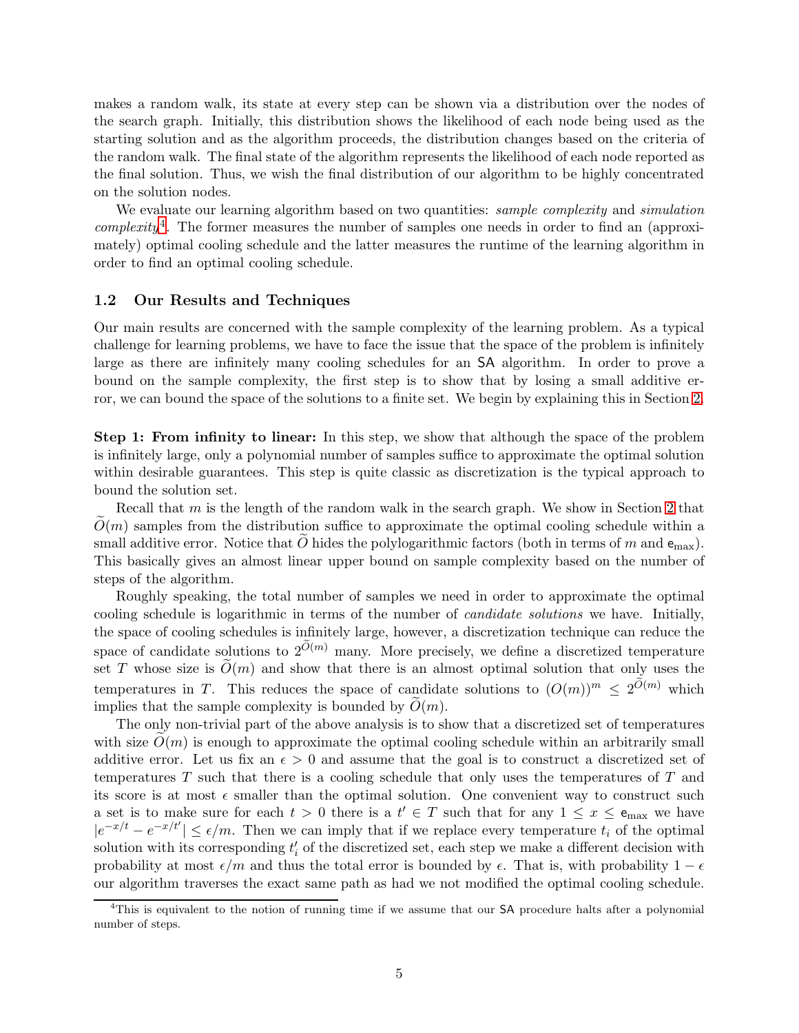makes a random walk, its state at every step can be shown via a distribution over the nodes of the search graph. Initially, this distribution shows the likelihood of each node being used as the starting solution and as the algorithm proceeds, the distribution changes based on the criteria of the random walk. The final state of the algorithm represents the likelihood of each node reported as the final solution. Thus, we wish the final distribution of our algorithm to be highly concentrated on the solution nodes.

We evaluate our learning algorithm based on two quantities: *sample complexity* and *simulation complexity*[4]. The former measures the number of samples one needs in order to find an (approximately) optimal cooling schedule and the latter measures the runtime of the learning algorithm in order to find an optimal cooling schedule.

### 1.2 Our Results and Techniques

Our main results are concerned with the sample complexity of the learning problem. As a typical challenge for learning problems, we have to face the issue that the space of the problem is infinitely large as there are infinitely many cooling schedules for an SA algorithm. In order to prove a bound on the sample complexity, the first step is to show that by losing a small additive error, we can bound the space of the solutions to a finite set. We begin by explaining this in Section 2.

**Step 1: From infinity to linear:** In this step, we show that although the space of the problem is infinitely large, only a polynomial number of samples suffice to approximate the optimal solution within desirable guarantees. This step is quite classic as discretization is the typical approach to bound the solution set.

Recall that $m$ is the length of the random walk in the search graph. We show in Section 2 that $\widetilde{O}(m)$ samples from the distribution suffice to approximate the optimal cooling schedule within a small additive error. Notice that $\widetilde{O}$ hides the polylogarithmic factors (both in terms of $m$ and $\mathsf{e}_{\max}$). This basically gives an almost linear upper bound on sample complexity based on the number of steps of the algorithm.

Roughly speaking, the total number of samples we need in order to approximate the optimal cooling schedule is logarithmic in terms of the number of *candidate solutions* we have. Initially, the space of cooling schedules is infinitely large, however, a discretization technique can reduce the space of candidate solutions to $2^{\widetilde{O}(m)}$ many. More precisely, we define a discretized temperature set $T$ whose size is $\widetilde{O}(m)$ and show that there is an almost optimal solution that only uses the temperatures in $T$. This reduces the space of candidate solutions to $(O(m))^m \leq 2^{\widetilde{O}(m)}$ which implies that the sample complexity is bounded by $\widetilde{O}(m)$.

The only non-trivial part of the above analysis is to show that a discretized set of temperatures with size $\widetilde{O}(m)$ is enough to approximate the optimal cooling schedule within an arbitrarily small additive error. Let us fix an $\epsilon > 0$ and assume that the goal is to construct a discretized set of temperatures $T$ such that there is a cooling schedule that only uses the temperatures of $T$ and its score is at most $\epsilon$ smaller than the optimal solution. One convenient way to construct such a set is to make sure for each $t > 0$ there is a $t' \in T$ such that for any $1 \leq x \leq \mathsf{e}_{\max}$ we have $|e^{-x/t} - e^{-x/t'}| \leq \epsilon/m$. Then we can imply that if we replace every temperature $t_i$ of the optimal solution with its corresponding $t'_i$ of the discretized set, each step we make a different decision with probability at most $\epsilon/m$ and thus the total error is bounded by $\epsilon$. That is, with probability $1 - \epsilon$ our algorithm traverses the exact same path as had we not modified the optimal cooling schedule.

[4] This is equivalent to the notion of running time if we assume that our SA procedure halts after a polynomial number of steps.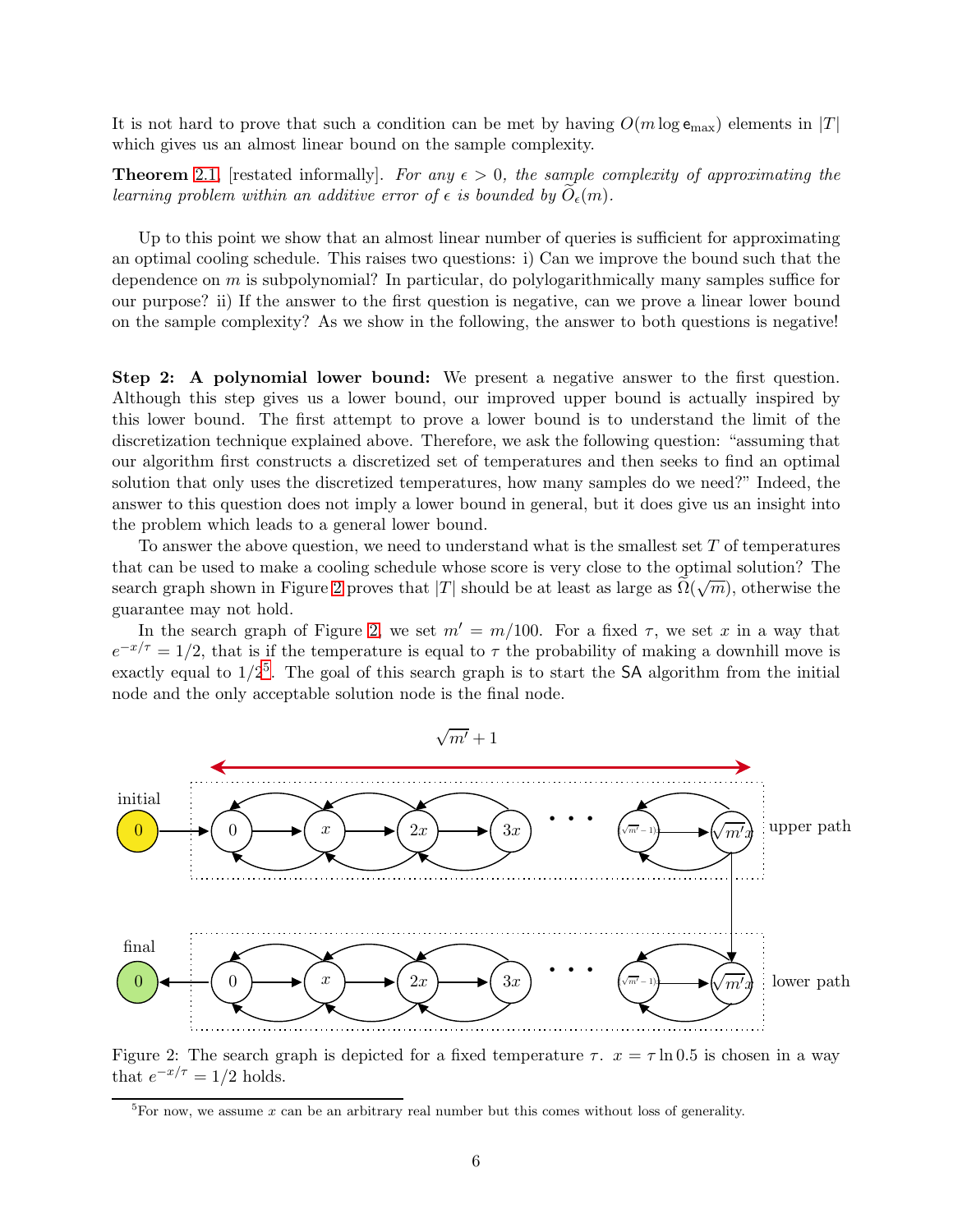It is not hard to prove that such a condition can be met by having $O(m \log \mathsf{e}_{\max})$ elements in $|T|$ which gives us an almost linear bound on the sample complexity.

**Theorem 2.1**, [restated informally]. *For any $\epsilon > 0$, the sample complexity of approximating the learning problem within an additive error of $\epsilon$ is bounded by $\widetilde{O}_\epsilon(m)$.*

Up to this point we show that an almost linear number of queries is sufficient for approximating an optimal cooling schedule. This raises two questions: i) Can we improve the bound such that the dependence on $m$ is subpolynomial? In particular, do polylogarithmically many samples suffice for our purpose? ii) If the answer to the first question is negative, can we prove a linear lower bound on the sample complexity? As we show in the following, the answer to both questions is negative!

**Step 2: A polynomial lower bound:** We present a negative answer to the first question. Although this step gives us a lower bound, our improved upper bound is actually inspired by this lower bound. The first attempt to prove a lower bound is to understand the limit of the discretization technique explained above. Therefore, we ask the following question: "assuming that our algorithm first constructs a discretized set of temperatures and then seeks to find an optimal solution that only uses the discretized temperatures, how many samples do we need?" Indeed, the answer to this question does not imply a lower bound in general, but it does give us an insight into the problem which leads to a general lower bound.

To answer the above question, we need to understand what is the smallest set $T$ of temperatures that can be used to make a cooling schedule whose score is very close to the optimal solution? The search graph shown in Figure 2 proves that $|T|$ should be at least as large as $\widetilde{\Omega}(\sqrt{m})$, otherwise the guarantee may not hold.

In the search graph of Figure 2, we set $m' = m/100$. For a fixed $\tau$, we set $x$ in a way that $e^{-x/\tau} = 1/2$, that is if the temperature is equal to $\tau$ the probability of making a downhill move is exactly equal to $1/2$[5]. The goal of this search graph is to start the SA algorithm from the initial node and the only acceptable solution node is the final node.

Figure 2: The search graph is depicted for a fixed temperature $\tau$. $x = \tau \ln 0.5$ is chosen in a way that $e^{-x/\tau} = 1/2$ holds.

[5]For now, we assume $x$ can be an arbitrary real number but this comes without loss of generality.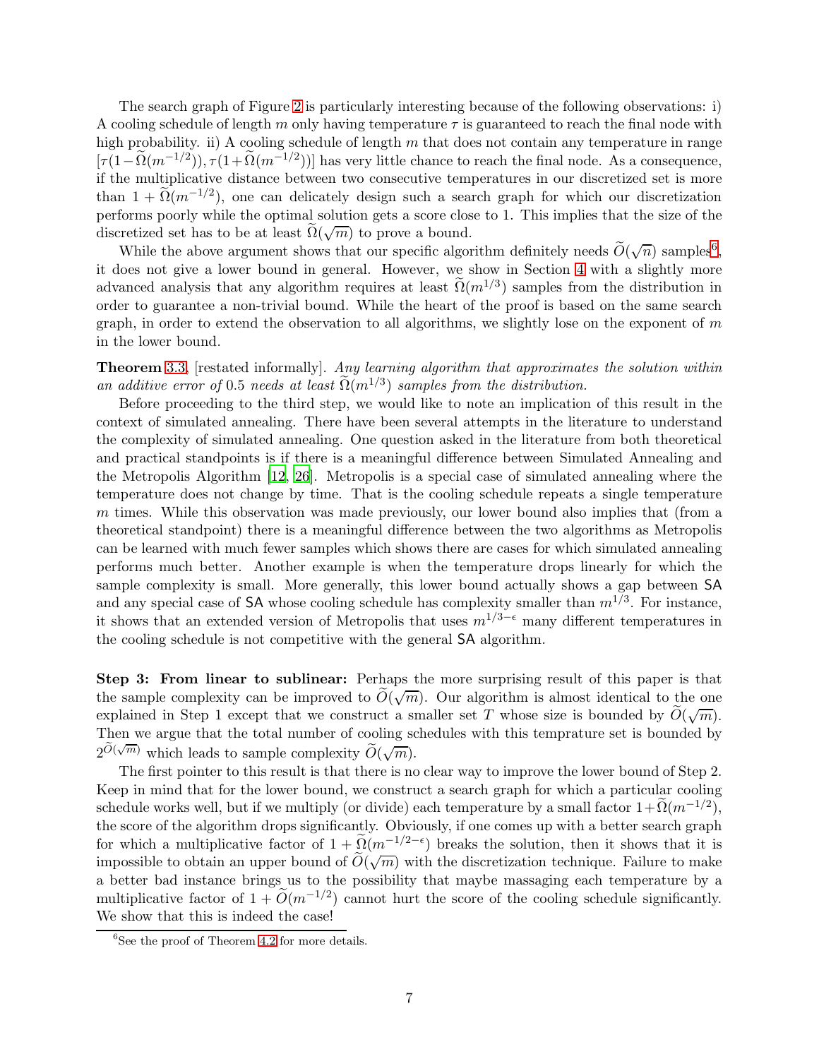The search graph of Figure 2 is particularly interesting because of the following observations: i) A cooling schedule of length $m$ only having temperature $\tau$ is guaranteed to reach the final node with high probability. ii) A cooling schedule of length $m$ that does not contain any temperature in range $[\tau(1-\widetilde{\Omega}(m^{-1/2})), \tau(1+\widetilde{\Omega}(m^{-1/2}))]$ has very little chance to reach the final node. As a consequence, if the multiplicative distance between two consecutive temperatures in our discretized set is more than $1+\widetilde{\Omega}(m^{-1/2})$, one can delicately design such a search graph for which our discretization performs poorly while the optimal solution gets a score close to 1. This implies that the size of the discretized set has to be at least $\widetilde{\Omega}(\sqrt{m})$ to prove a bound.

While the above argument shows that our specific algorithm definitely needs $\widetilde{O}(\sqrt{n})$ samples[6], it does not give a lower bound in general. However, we show in Section 4 with a slightly more advanced analysis that any algorithm requires at least $\widetilde{\Omega}(m^{1/3})$ samples from the distribution in order to guarantee a non-trivial bound. While the heart of the proof is based on the same search graph, in order to extend the observation to all algorithms, we slightly lose on the exponent of $m$ in the lower bound.

**Theorem 3.3**, [restated informally]. *Any learning algorithm that approximates the solution within an additive error of* 0.5 *needs at least* $\widetilde{\Omega}(m^{1/3})$ *samples from the distribution.*

Before proceeding to the third step, we would like to note an implication of this result in the context of simulated annealing. There have been several attempts in the literature to understand the complexity of simulated annealing. One question asked in the literature from both theoretical and practical standpoints is if there is a meaningful difference between Simulated Annealing and the Metropolis Algorithm [12, 26]. Metropolis is a special case of simulated annealing where the temperature does not change by time. That is the cooling schedule repeats a single temperature $m$ times. While this observation was made previously, our lower bound also implies that (from a theoretical standpoint) there is a meaningful difference between the two algorithms as Metropolis can be learned with much fewer samples which shows there are cases for which simulated annealing performs much better. Another example is when the temperature drops linearly for which the sample complexity is small. More generally, this lower bound actually shows a gap between SA and any special case of SA whose cooling schedule has complexity smaller than $m^{1/3}$. For instance, it shows that an extended version of Metropolis that uses $m^{1/3-\epsilon}$ many different temperatures in the cooling schedule is not competitive with the general SA algorithm.

**Step 3: From linear to sublinear:** Perhaps the more surprising result of this paper is that the sample complexity can be improved to $\widetilde{O}(\sqrt{m})$. Our algorithm is almost identical to the one explained in Step 1 except that we construct a smaller set $T$ whose size is bounded by $\widetilde{O}(\sqrt{m})$. Then we argue that the total number of cooling schedules with this temprature set is bounded by $2^{\widetilde{O}(\sqrt{m})}$ which leads to sample complexity $\widetilde{O}(\sqrt{m})$.

The first pointer to this result is that there is no clear way to improve the lower bound of Step 2. Keep in mind that for the lower bound, we construct a search graph for which a particular cooling schedule works well, but if we multiply (or divide) each temperature by a small factor $1+\widetilde{\Omega}(m^{-1/2})$, the score of the algorithm drops significantly. Obviously, if one comes up with a better search graph for which a multiplicative factor of $1+\widetilde{\Omega}(m^{-1/2-\epsilon})$ breaks the solution, then it shows that it is impossible to obtain an upper bound of $\widetilde{O}(\sqrt{m})$ with the discretization technique. Failure to make a better bad instance brings us to the possibility that maybe massaging each temperature by a multiplicative factor of $1+\widetilde{O}(m^{-1/2})$ cannot hurt the score of the cooling schedule significantly. We show that this is indeed the case!

[6] See the proof of Theorem 4.2 for more details.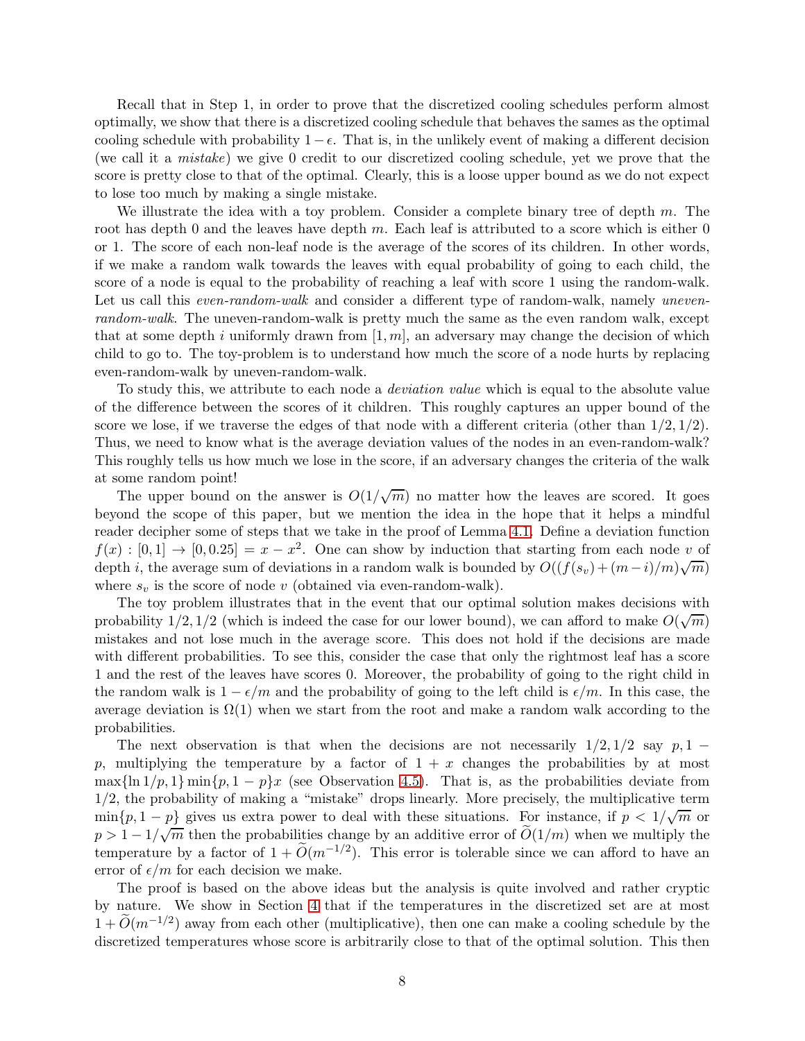Recall that in Step 1, in order to prove that the discretized cooling schedules perform almost optimally, we show that there is a discretized cooling schedule that behaves the sames as the optimal cooling schedule with probability $1-\epsilon$. That is, in the unlikely event of making a different decision (we call it a *mistake*) we give 0 credit to our discretized cooling schedule, yet we prove that the score is pretty close to that of the optimal. Clearly, this is a loose upper bound as we do not expect to lose too much by making a single mistake.

We illustrate the idea with a toy problem. Consider a complete binary tree of depth $m$. The root has depth 0 and the leaves have depth $m$. Each leaf is attributed to a score which is either 0 or 1. The score of each non-leaf node is the average of the scores of its children. In other words, if we make a random walk towards the leaves with equal probability of going to each child, the score of a node is equal to the probability of reaching a leaf with score 1 using the random-walk. Let us call this *even-random-walk* and consider a different type of random-walk, namely *uneven-random-walk*. The uneven-random-walk is pretty much the same as the even random walk, except that at some depth $i$ uniformly drawn from $[1, m]$, an adversary may change the decision of which child to go to. The toy-problem is to understand how much the score of a node hurts by replacing even-random-walk by uneven-random-walk.

To study this, we attribute to each node a *deviation value* which is equal to the absolute value of the difference between the scores of it children. This roughly captures an upper bound of the score we lose, if we traverse the edges of that node with a different criteria (other than $1/2, 1/2$). Thus, we need to know what is the average deviation values of the nodes in an even-random-walk? This roughly tells us how much we lose in the score, if an adversary changes the criteria of the walk at some random point!

The upper bound on the answer is $O(1/\sqrt{m})$ no matter how the leaves are scored. It goes beyond the scope of this paper, but we mention the idea in the hope that it helps a mindful reader decipher some of steps that we take in the proof of Lemma 4.1. Define a deviation function $f(x) : [0, 1] \to [0, 0.25] = x - x^2$. One can show by induction that starting from each node $v$ of depth $i$, the average sum of deviations in a random walk is bounded by $O((f(s_v) + (m-i)/m)\sqrt{m})$ where $s_v$ is the score of node $v$ (obtained via even-random-walk).

The toy problem illustrates that in the event that our optimal solution makes decisions with probability $1/2, 1/2$ (which is indeed the case for our lower bound), we can afford to make $O(\sqrt{m})$ mistakes and not lose much in the average score. This does not hold if the decisions are made with different probabilities. To see this, consider the case that only the rightmost leaf has a score 1 and the rest of the leaves have scores 0. Moreover, the probability of going to the right child in the random walk is $1 - \epsilon/m$ and the probability of going to the left child is $\epsilon/m$. In this case, the average deviation is $\Omega(1)$ when we start from the root and make a random walk according to the probabilities.

The next observation is that when the decisions are not necessarily $1/2, 1/2$ say $p, 1-p$, multiplying the temperature by a factor of $1 + x$ changes the probabilities by at most $\max\{\ln 1/p, 1\} \min\{p, 1-p\}x$ (see Observation 4.5). That is, as the probabilities deviate from $1/2$, the probability of making a "mistake" drops linearly. More precisely, the multiplicative term $\min\{p, 1-p\}$ gives us extra power to deal with these situations. For instance, if $p < 1/\sqrt{m}$ or $p > 1 - 1/\sqrt{m}$ then the probabilities change by an additive error of $\widetilde{O}(1/m)$ when we multiply the temperature by a factor of $1 + \widetilde{O}(m^{-1/2})$. This error is tolerable since we can afford to have an error of $\epsilon/m$ for each decision we make.

The proof is based on the above ideas but the analysis is quite involved and rather cryptic by nature. We show in Section 4 that if the temperatures in the discretized set are at most $1 + \widetilde{O}(m^{-1/2})$ away from each other (multiplicative), then one can make a cooling schedule by the discretized temperatures whose score is arbitrarily close to that of the optimal solution. This then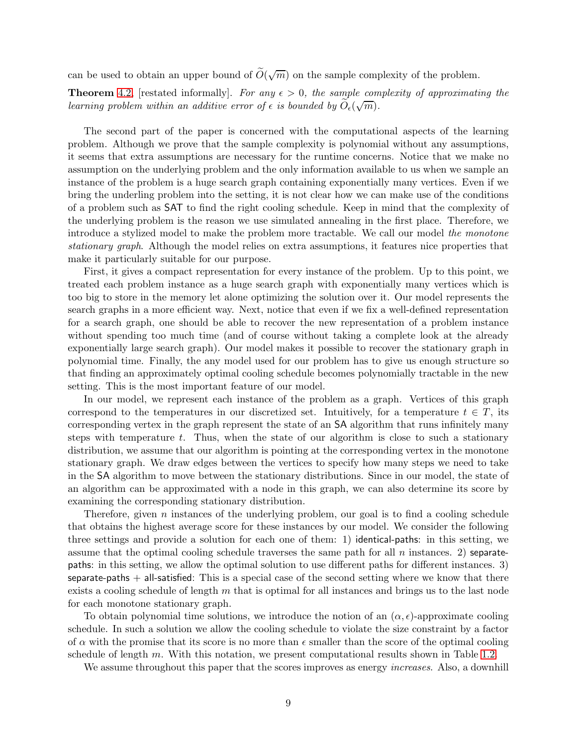can be used to obtain an upper bound of $\widetilde{O}(\sqrt{m})$ on the sample complexity of the problem.

**Theorem 4.2**, [restated informally]. *For any $\epsilon > 0$, the sample complexity of approximating the learning problem within an additive error of $\epsilon$ is bounded by $\widetilde{O}_\epsilon(\sqrt{m})$.*

The second part of the paper is concerned with the computational aspects of the learning problem. Although we prove that the sample complexity is polynomial without any assumptions, it seems that extra assumptions are necessary for the runtime concerns. Notice that we make no assumption on the underlying problem and the only information available to us when we sample an instance of the problem is a huge search graph containing exponentially many vertices. Even if we bring the underling problem into the setting, it is not clear how we can make use of the conditions of a problem such as SAT to find the right cooling schedule. Keep in mind that the complexity of the underlying problem is the reason we use simulated annealing in the first place. Therefore, we introduce a stylized model to make the problem more tractable. We call our model *the monotone stationary graph*. Although the model relies on extra assumptions, it features nice properties that make it particularly suitable for our purpose.

First, it gives a compact representation for every instance of the problem. Up to this point, we treated each problem instance as a huge search graph with exponentially many vertices which is too big to store in the memory let alone optimizing the solution over it. Our model represents the search graphs in a more efficient way. Next, notice that even if we fix a well-defined representation for a search graph, one should be able to recover the new representation of a problem instance without spending too much time (and of course without taking a complete look at the already exponentially large search graph). Our model makes it possible to recover the stationary graph in polynomial time. Finally, the any model used for our problem has to give us enough structure so that finding an approximately optimal cooling schedule becomes polynomially tractable in the new setting. This is the most important feature of our model.

In our model, we represent each instance of the problem as a graph. Vertices of this graph correspond to the temperatures in our discretized set. Intuitively, for a temperature $t \in T$, its corresponding vertex in the graph represent the state of an SA algorithm that runs infinitely many steps with temperature $t$. Thus, when the state of our algorithm is close to such a stationary distribution, we assume that our algorithm is pointing at the corresponding vertex in the monotone stationary graph. We draw edges between the vertices to specify how many steps we need to take in the SA algorithm to move between the stationary distributions. Since in our model, the state of an algorithm can be approximated with a node in this graph, we can also determine its score by examining the corresponding stationary distribution.

Therefore, given $n$ instances of the underlying problem, our goal is to find a cooling schedule that obtains the highest average score for these instances by our model. We consider the following three settings and provide a solution for each one of them: 1) identical-paths: in this setting, we assume that the optimal cooling schedule traverses the same path for all $n$ instances. 2) separate-paths: in this setting, we allow the optimal solution to use different paths for different instances. 3) separate-paths + all-satisfied: This is a special case of the second setting where we know that there exists a cooling schedule of length $m$ that is optimal for all instances and brings us to the last node for each monotone stationary graph.

To obtain polynomial time solutions, we introduce the notion of an $(\alpha, \epsilon)$-approximate cooling schedule. In such a solution we allow the cooling schedule to violate the size constraint by a factor of $\alpha$ with the promise that its score is no more than $\epsilon$ smaller than the score of the optimal cooling schedule of length $m$. With this notation, we present computational results shown in Table 1.2.

We assume throughout this paper that the scores improves as energy *increases*. Also, a downhill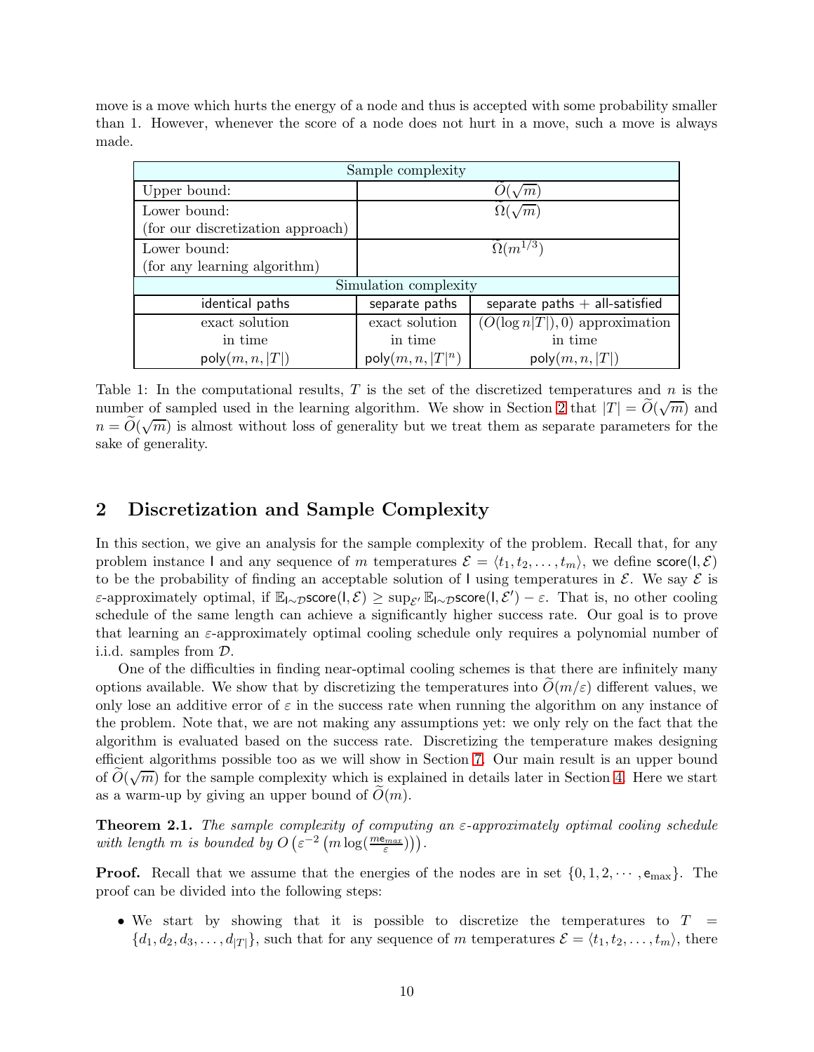move is a move which hurts the energy of a node and thus is accepted with some probability smaller than 1. However, whenever the score of a node does not hurt in a move, such a move is always made.

| Sample complexity | | |
|---|---|---|
| Upper bound: | $\widetilde{O}(\sqrt{m})$ | |
| Lower bound: (for our discretization approach) | $\widetilde{\Omega}(\sqrt{m})$ | |
| Lower bound: (for any learning algorithm) | $\widetilde{\Omega}(m^{1/3})$ | |
| Simulation complexity | | |
| identical paths | separate paths | separate paths + all-satisfied |
| exact solution in time $\mathsf{poly}(m, n, \|T\|)$ | exact solution in time $\mathsf{poly}(m, n, \|T\|^n)$ | $(O(\log n\|T\|), 0)$ approximation in time $\mathsf{poly}(m, n, \|T\|)$ |

Table 1: In the computational results, $T$ is the set of the discretized temperatures and $n$ is the number of sampled used in the learning algorithm. We show in Section 2 that $|T| = \widetilde{O}(\sqrt{m})$ and $n = \widetilde{O}(\sqrt{m})$ is almost without loss of generality but we treat them as separate parameters for the sake of generality.

## 2 Discretization and Sample Complexity

In this section, we give an analysis for the sample complexity of the problem. Recall that, for any problem instance $\mathsf{I}$ and any sequence of $m$ temperatures $\mathcal{E} = \langle t_1, t_2, \ldots, t_m \rangle$, we define $\mathsf{score}(\mathsf{I}, \mathcal{E})$ to be the probability of finding an acceptable solution of $\mathsf{I}$ using temperatures in $\mathcal{E}$. We say $\mathcal{E}$ is $\varepsilon$-approximately optimal, if $\mathbb{E}_{\mathsf{I}\sim\mathcal{D}}\mathsf{score}(\mathsf{I}, \mathcal{E}) \geq \sup_{\mathcal{E}'} \mathbb{E}_{\mathsf{I}\sim\mathcal{D}}\mathsf{score}(\mathsf{I}, \mathcal{E}') - \varepsilon$. That is, no other cooling schedule of the same length can achieve a significantly higher success rate. Our goal is to prove that learning an $\varepsilon$-approximately optimal cooling schedule only requires a polynomial number of i.i.d. samples from $\mathcal{D}$.

One of the difficulties in finding near-optimal cooling schemes is that there are infinitely many options available. We show that by discretizing the temperatures into $\widetilde{O}(m/\varepsilon)$ different values, we only lose an additive error of $\varepsilon$ in the success rate when running the algorithm on any instance of the problem. Note that, we are not making any assumptions yet: we only rely on the fact that the algorithm is evaluated based on the success rate. Discretizing the temperature makes designing efficient algorithms possible too as we will show in Section 7. Our main result is an upper bound of $\widetilde{O}(\sqrt{m})$ for the sample complexity which is explained in details later in Section 4. Here we start as a warm-up by giving an upper bound of $\widetilde{O}(m)$.

**Theorem 2.1.** *The sample complexity of computing an $\varepsilon$-approximately optimal cooling schedule with length $m$ is bounded by $O\left(\varepsilon^{-2}\left(m\log(\frac{m\mathsf{e}_{max}}{\varepsilon})\right)\right)$.*

**Proof.** Recall that we assume that the energies of the nodes are in set $\{0, 1, 2, \cdots, \mathsf{e}_{\max}\}$. The proof can be divided into the following steps:

- We start by showing that it is possible to discretize the temperatures to $T = \{d_1, d_2, d_3, \ldots, d_{|T|}\}$, such that for any sequence of $m$ temperatures $\mathcal{E} = \langle t_1, t_2, \ldots, t_m \rangle$, there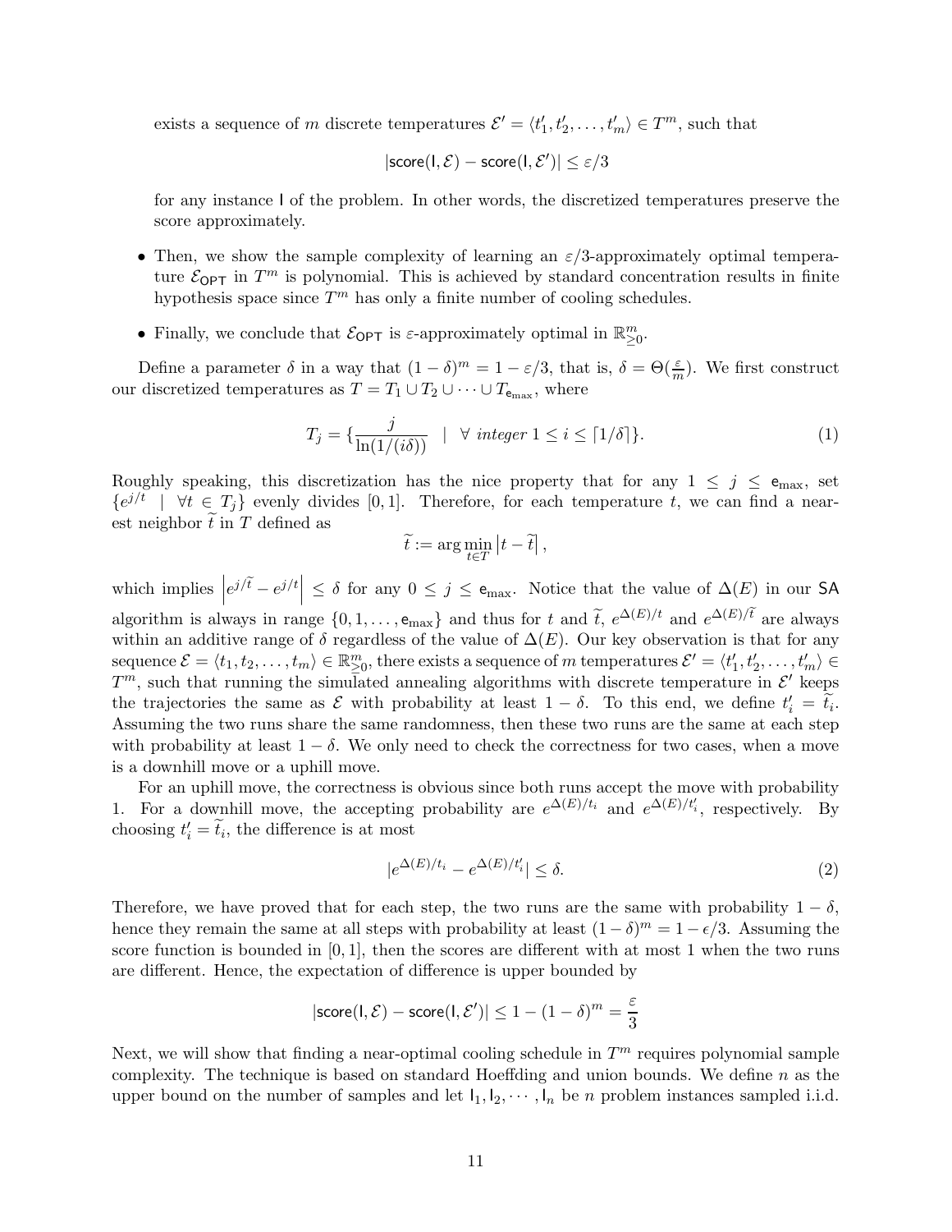exists a sequence of $m$ discrete temperatures $\mathcal{E}' = \langle t'_1, t'_2, \ldots, t'_m \rangle \in T^m$, such that

$$|\mathsf{score}(\mathsf{I}, \mathcal{E}) - \mathsf{score}(\mathsf{I}, \mathcal{E}')| \leq \varepsilon/3$$

for any instance $\mathsf{I}$ of the problem. In other words, the discretized temperatures preserve the score approximately.

- Then, we show the sample complexity of learning an $\varepsilon/3$-approximately optimal temperature $\mathcal{E}_{\mathsf{OPT}}$ in $T^m$ is polynomial. This is achieved by standard concentration results in finite hypothesis space since $T^m$ has only a finite number of cooling schedules.
- Finally, we conclude that $\mathcal{E}_{\mathsf{OPT}}$ is $\varepsilon$-approximately optimal in $\mathbb{R}^m_{\geq 0}$.

Define a parameter $\delta$ in a way that $(1-\delta)^m = 1 - \varepsilon/3$, that is, $\delta = \Theta(\frac{\varepsilon}{m})$. We first construct our discretized temperatures as $T = T_1 \cup T_2 \cup \cdots \cup T_{\mathsf{e}_{\max}}$, where

$$T_j = \{\frac{j}{\ln(1/(i\delta))} \quad | \quad \forall \ \textit{integer} \ 1 \leq i \leq \lceil 1/\delta \rceil\}. \tag{1}$$

Roughly speaking, this discretization has the nice property that for any $1 \leq j \leq \mathsf{e}_{\max}$, set $\{e^{j/t} \ | \ \forall t \in T_j\}$ evenly divides $[0, 1]$. Therefore, for each temperature $t$, we can find a nearest neighbor $\widetilde{t}$ in $T$ defined as

$$\widetilde{t} := \arg\min_{t \in T} \left| t - \widetilde{t} \right|,$$

which implies $\left| e^{j/\widetilde{t}} - e^{j/t} \right| \leq \delta$ for any $0 \leq j \leq \mathsf{e}_{\max}$. Notice that the value of $\Delta(E)$ in our $\mathsf{SA}$ algorithm is always in range $\{0, 1, \ldots, \mathsf{e}_{\max}\}$ and thus for $t$ and $\widetilde{t}$, $e^{\Delta(E)/t}$ and $e^{\Delta(E)/\widetilde{t}}$ are always within an additive range of $\delta$ regardless of the value of $\Delta(E)$. Our key observation is that for any sequence $\mathcal{E} = \langle t_1, t_2, \ldots, t_m \rangle \in \mathbb{R}^m_{\geq 0}$, there exists a sequence of $m$ temperatures $\mathcal{E}' = \langle t'_1, t'_2, \ldots, t'_m \rangle \in T^m$, such that running the simulated annealing algorithms with discrete temperature in $\mathcal{E}'$ keeps the trajectories the same as $\mathcal{E}$ with probability at least $1 - \delta$. To this end, we define $t'_i = \widetilde{t}_i$. Assuming the two runs share the same randomness, then these two runs are the same at each step with probability at least $1 - \delta$. We only need to check the correctness for two cases, when a move is a downhill move or a uphill move.

For an uphill move, the correctness is obvious since both runs accept the move with probability 1. For a downhill move, the accepting probability are $e^{\Delta(E)/t_i}$ and $e^{\Delta(E)/t'_i}$, respectively. By choosing $t'_i = \widetilde{t}_i$, the difference is at most

$$|e^{\Delta(E)/t_i} - e^{\Delta(E)/t'_i}| \leq \delta. \tag{2}$$

Therefore, we have proved that for each step, the two runs are the same with probability $1 - \delta$, hence they remain the same at all steps with probability at least $(1-\delta)^m = 1 - \epsilon/3$. Assuming the score function is bounded in $[0, 1]$, then the scores are different with at most 1 when the two runs are different. Hence, the expectation of difference is upper bounded by

$$|\mathsf{score}(\mathsf{I}, \mathcal{E}) - \mathsf{score}(\mathsf{I}, \mathcal{E}')| \leq 1 - (1-\delta)^m = \frac{\varepsilon}{3}$$

Next, we will show that finding a near-optimal cooling schedule in $T^m$ requires polynomial sample complexity. The technique is based on standard Hoeffding and union bounds. We define $n$ as the upper bound on the number of samples and let $\mathsf{I}_1, \mathsf{I}_2, \cdots, \mathsf{I}_n$ be $n$ problem instances sampled i.i.d.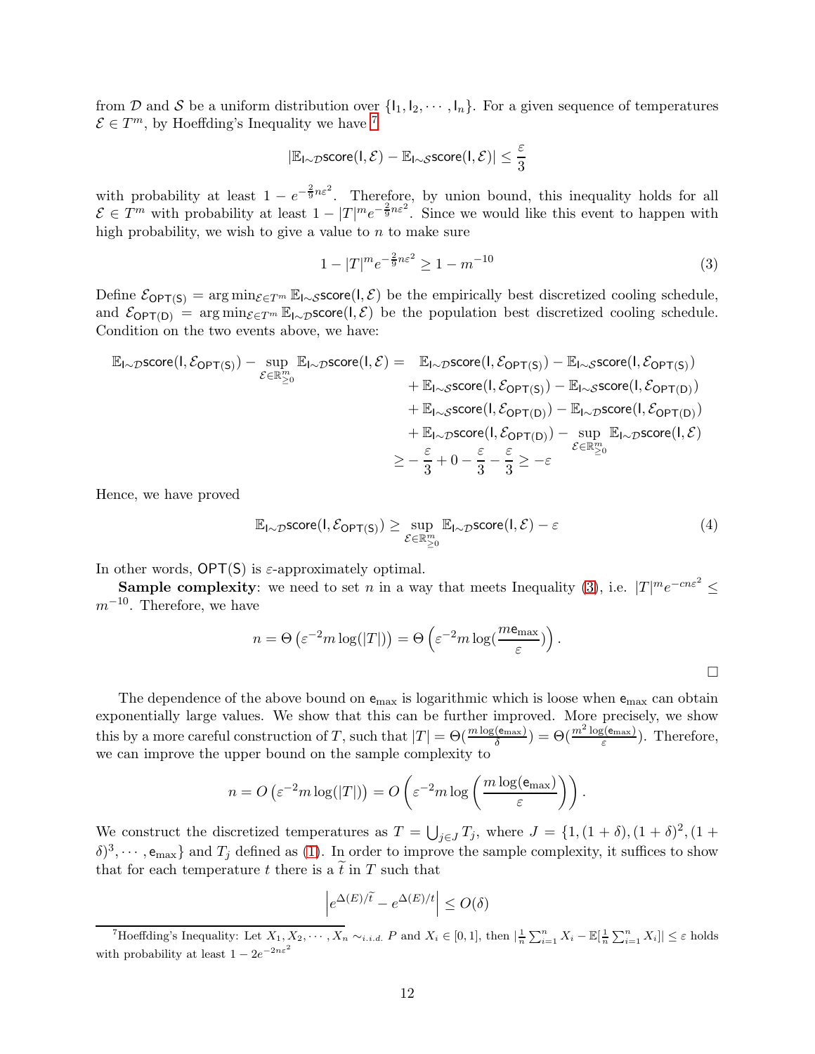from $\mathcal{D}$ and $\mathcal{S}$ be a uniform distribution over $\{\mathsf{I}_1, \mathsf{I}_2, \cdots, \mathsf{I}_n\}$. For a given sequence of temperatures $\mathcal{E} \in T^m$, by Hoeffding's Inequality we have [7]

$$|\mathbb{E}_{\mathsf{I}\sim\mathcal{D}}\mathsf{score}(\mathsf{I}, \mathcal{E}) - \mathbb{E}_{\mathsf{I}\sim\mathcal{S}}\mathsf{score}(\mathsf{I}, \mathcal{E})| \leq \frac{\varepsilon}{3}$$

with probability at least $1 - e^{-\frac{2}{9}n\varepsilon^2}$. Therefore, by union bound, this inequality holds for all $\mathcal{E} \in T^m$ with probability at least $1 - |T|^m e^{-\frac{2}{9}n\varepsilon^2}$. Since we would like this event to happen with high probability, we wish to give a value to $n$ to make sure

$$1 - |T|^m e^{-\frac{2}{9}n\varepsilon^2} \geq 1 - m^{-10} \tag{3}$$

Define $\mathcal{E}_{\mathsf{OPT(S)}} = \arg\min_{\mathcal{E}\in T^m} \mathbb{E}_{\mathsf{I}\sim\mathcal{S}}\mathsf{score}(\mathsf{I}, \mathcal{E})$ be the empirically best discretized cooling schedule, and $\mathcal{E}_{\mathsf{OPT(D)}} = \arg\min_{\mathcal{E}\in T^m} \mathbb{E}_{\mathsf{I}\sim\mathcal{D}}\mathsf{score}(\mathsf{I}, \mathcal{E})$ be the population best discretized cooling schedule. Condition on the two events above, we have:

$$\begin{aligned}
\mathbb{E}_{\mathsf{I}\sim\mathcal{D}}\mathsf{score}(\mathsf{I}, \mathcal{E}_{\mathsf{OPT(S)}}) - \sup_{\mathcal{E}\in\mathbb{R}^m_{\geq 0}} \mathbb{E}_{\mathsf{I}\sim\mathcal{D}}\mathsf{score}(\mathsf{I}, \mathcal{E}) = \quad & \mathbb{E}_{\mathsf{I}\sim\mathcal{D}}\mathsf{score}(\mathsf{I}, \mathcal{E}_{\mathsf{OPT(S)}}) - \mathbb{E}_{\mathsf{I}\sim\mathcal{S}}\mathsf{score}(\mathsf{I}, \mathcal{E}_{\mathsf{OPT(S)}}) \\
& + \mathbb{E}_{\mathsf{I}\sim\mathcal{S}}\mathsf{score}(\mathsf{I}, \mathcal{E}_{\mathsf{OPT(S)}}) - \mathbb{E}_{\mathsf{I}\sim\mathcal{S}}\mathsf{score}(\mathsf{I}, \mathcal{E}_{\mathsf{OPT(D)}}) \\
& + \mathbb{E}_{\mathsf{I}\sim\mathcal{S}}\mathsf{score}(\mathsf{I}, \mathcal{E}_{\mathsf{OPT(D)}}) - \mathbb{E}_{\mathsf{I}\sim\mathcal{D}}\mathsf{score}(\mathsf{I}, \mathcal{E}_{\mathsf{OPT(D)}}) \\
& + \mathbb{E}_{\mathsf{I}\sim\mathcal{D}}\mathsf{score}(\mathsf{I}, \mathcal{E}_{\mathsf{OPT(D)}}) - \sup_{\mathcal{E}\in\mathbb{R}^m_{\geq 0}} \mathbb{E}_{\mathsf{I}\sim\mathcal{D}}\mathsf{score}(\mathsf{I}, \mathcal{E}) \\
& \geq -\frac{\varepsilon}{3} + 0 - \frac{\varepsilon}{3} - \frac{\varepsilon}{3} \geq -\varepsilon
\end{aligned}$$

Hence, we have proved

$$\mathbb{E}_{\mathsf{I}\sim\mathcal{D}}\mathsf{score}(\mathsf{I}, \mathcal{E}_{\mathsf{OPT(S)}}) \geq \sup_{\mathcal{E}\in\mathbb{R}^m_{\geq 0}} \mathbb{E}_{\mathsf{I}\sim\mathcal{D}}\mathsf{score}(\mathsf{I}, \mathcal{E}) - \varepsilon \tag{4}$$

In other words, $\mathsf{OPT(S)}$ is $\varepsilon$-approximately optimal.

**Sample complexity**: we need to set $n$ in a way that meets Inequality (3), i.e. $|T|^m e^{-cn\varepsilon^2} \leq m^{-10}$. Therefore, we have

$$n = \Theta\left(\varepsilon^{-2} m \log(|T|)\right) = \Theta\left(\varepsilon^{-2} m \log(\frac{m\mathsf{e}_{\max}}{\varepsilon})\right).$$

□

The dependence of the above bound on $\mathsf{e}_{\max}$ is logarithmic which is loose when $\mathsf{e}_{\max}$ can obtain exponentially large values. We show that this can be further improved. More precisely, we show this by a more careful construction of $T$, such that $|T| = \Theta(\frac{m\log(\mathsf{e}_{\max})}{\delta}) = \Theta(\frac{m^2\log(\mathsf{e}_{\max})}{\varepsilon})$. Therefore, we can improve the upper bound on the sample complexity to

$$n = O\left(\varepsilon^{-2} m \log(|T|)\right) = O\left(\varepsilon^{-2} m \log\left(\frac{m\log(\mathsf{e}_{\max})}{\varepsilon}\right)\right).$$

We construct the discretized temperatures as $T = \bigcup_{j\in J} T_j$, where $J = \{1, (1+\delta), (1+\delta)^2, (1+\delta)^3, \cdots, \mathsf{e}_{\max}\}$ and $T_j$ defined as (1). In order to improve the sample complexity, it suffices to show that for each temperature $t$ there is a $\widetilde{t}$ in $T$ such that

$$\left|e^{\Delta(E)/\widetilde{t}} - e^{\Delta(E)/t}\right| \leq O(\delta)$$

[7] Hoeffding's Inequality: Let $X_1, X_2, \cdots, X_n \sim_{i.i.d.} P$ and $X_i \in [0, 1]$, then $|\frac{1}{n}\sum_{i=1}^n X_i - \mathbb{E}[\frac{1}{n}\sum_{i=1}^n X_i]| \leq \varepsilon$ holds with probability at least $1 - 2e^{-2n\varepsilon^2}$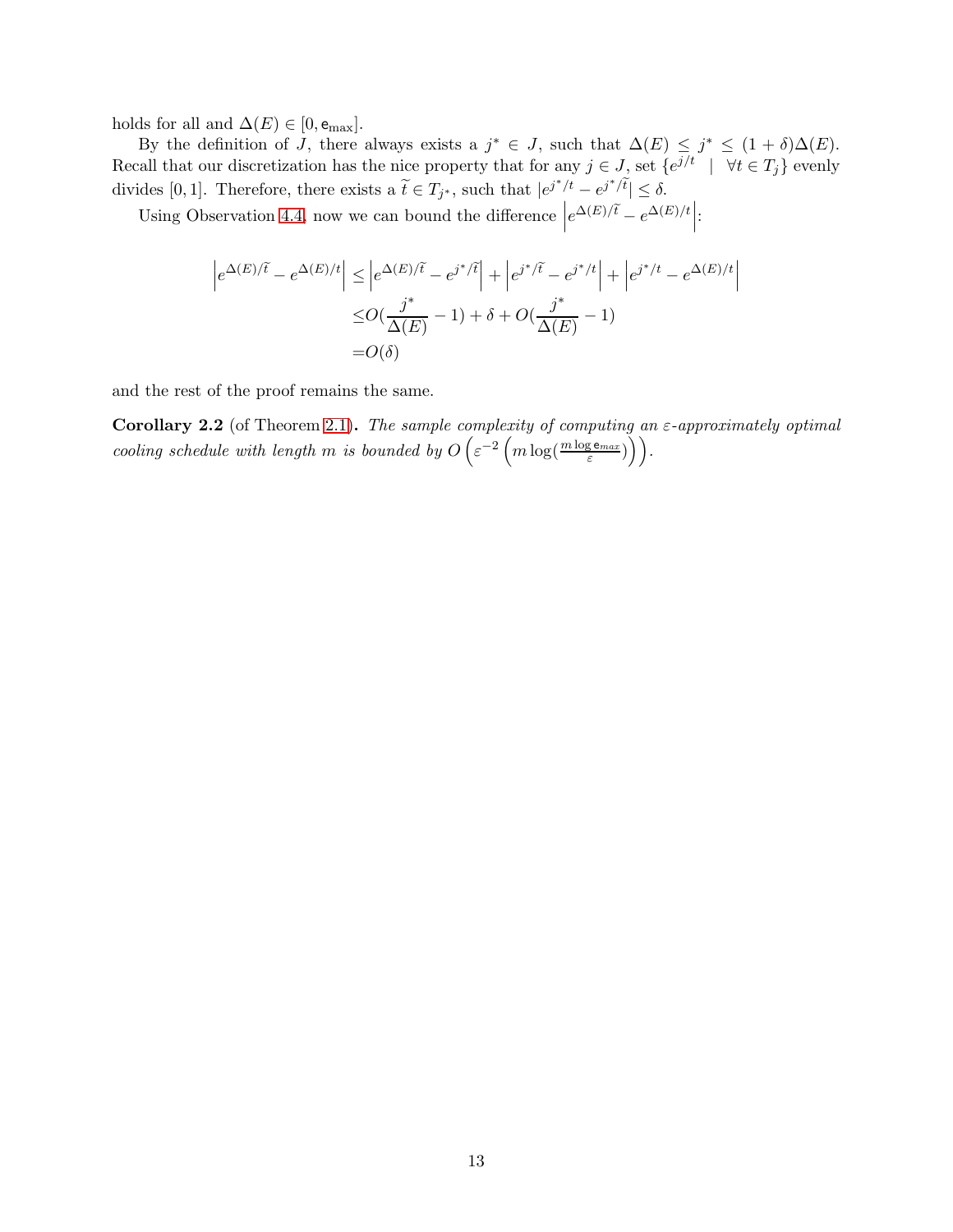holds for all and $\Delta(E) \in [0, \mathsf{e}_{\max}]$.

By the definition of $J$, there always exists a $j^* \in J$, such that $\Delta(E) \leq j^* \leq (1+\delta)\Delta(E)$. Recall that our discretization has the nice property that for any $j \in J$, set $\{e^{j/t} \mid \forall t \in T_j\}$ evenly divides $[0,1]$. Therefore, there exists a $\widetilde{t} \in T_{j^*}$, such that $|e^{j^*/t} - e^{j^*/\widetilde{t}}| \leq \delta$.

Using Observation 4.4, now we can bound the difference $\left|e^{\Delta(E)/\widetilde{t}} - e^{\Delta(E)/t}\right|$:

$$
\begin{aligned}
\left|e^{\Delta(E)/\widetilde{t}} - e^{\Delta(E)/t}\right| \leq & \left|e^{\Delta(E)/\widetilde{t}} - e^{j^*/\widetilde{t}}\right| + \left|e^{j^*/\widetilde{t}} - e^{j^*/t}\right| + \left|e^{j^*/t} - e^{\Delta(E)/t}\right| \\
\leq & O(\frac{j^*}{\Delta(E)} - 1) + \delta + O(\frac{j^*}{\Delta(E)} - 1) \\
= & O(\delta)
\end{aligned}
$$

and the rest of the proof remains the same.

**Corollary 2.2** (of Theorem 2.1)**.** *The sample complexity of computing an $\varepsilon$-approximately optimal cooling schedule with length $m$ is bounded by* $O\left(\varepsilon^{-2}\left(m \log(\frac{m \log \mathsf{e}_{max}}{\varepsilon})\right)\right)$.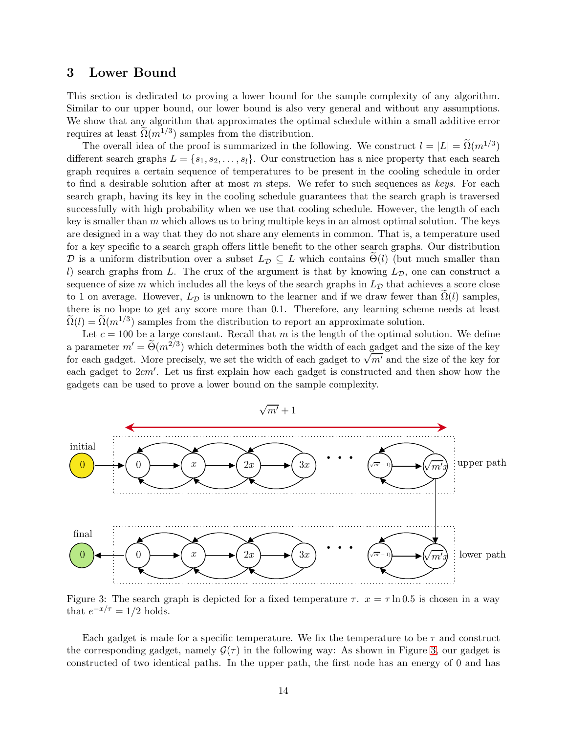# 3 Lower Bound

This section is dedicated to proving a lower bound for the sample complexity of any algorithm. Similar to our upper bound, our lower bound is also very general and without any assumptions. We show that any algorithm that approximates the optimal schedule within a small additive error requires at least $\widetilde{\Omega}(m^{1/3})$ samples from the distribution.

The overall idea of the proof is summarized in the following. We construct $l = |L| = \widetilde{\Omega}(m^{1/3})$ different search graphs $L = \{s_1, s_2, \ldots, s_l\}$. Our construction has a nice property that each search graph requires a certain sequence of temperatures to be present in the cooling schedule in order to find a desirable solution after at most $m$ steps. We refer to such sequences as *keys*. For each search graph, having its key in the cooling schedule guarantees that the search graph is traversed successfully with high probability when we use that cooling schedule. However, the length of each key is smaller than $m$ which allows us to bring multiple keys in an almost optimal solution. The keys are designed in a way that they do not share any elements in common. That is, a temperature used for a key specific to a search graph offers little benefit to the other search graphs. Our distribution $\mathcal{D}$ is a uniform distribution over a subset $L_{\mathcal{D}} \subseteq L$ which contains $\widetilde{\Theta}(l)$ (but much smaller than $l$) search graphs from $L$. The crux of the argument is that by knowing $L_{\mathcal{D}}$, one can construct a sequence of size $m$ which includes all the keys of the search graphs in $L_{\mathcal{D}}$ that achieves a score close to 1 on average. However, $L_{\mathcal{D}}$ is unknown to the learner and if we draw fewer than $\widetilde{\Omega}(l)$ samples, there is no hope to get any score more than 0.1. Therefore, any learning scheme needs at least $\widetilde{\Omega}(l) = \widetilde{\Omega}(m^{1/3})$ samples from the distribution to report an approximate solution.

Let $c = 100$ be a large constant. Recall that $m$ is the length of the optimal solution. We define a parameter $m' = \widetilde{\Theta}(m^{2/3})$ which determines both the width of each gadget and the size of the key for each gadget. More precisely, we set the width of each gadget to $\sqrt{m'}$ and the size of the key for each gadget to $2cm'$. Let us first explain how each gadget is constructed and then show how the gadgets can be used to prove a lower bound on the sample complexity.

Figure 3: The search graph is depicted for a fixed temperature $\tau$. $x = \tau \ln 0.5$ is chosen in a way that $e^{-x/\tau} = 1/2$ holds.

Each gadget is made for a specific temperature. We fix the temperature to be $\tau$ and construct the corresponding gadget, namely $\mathcal{G}(\tau)$ in the following way: As shown in Figure 3, our gadget is constructed of two identical paths. In the upper path, the first node has an energy of 0 and has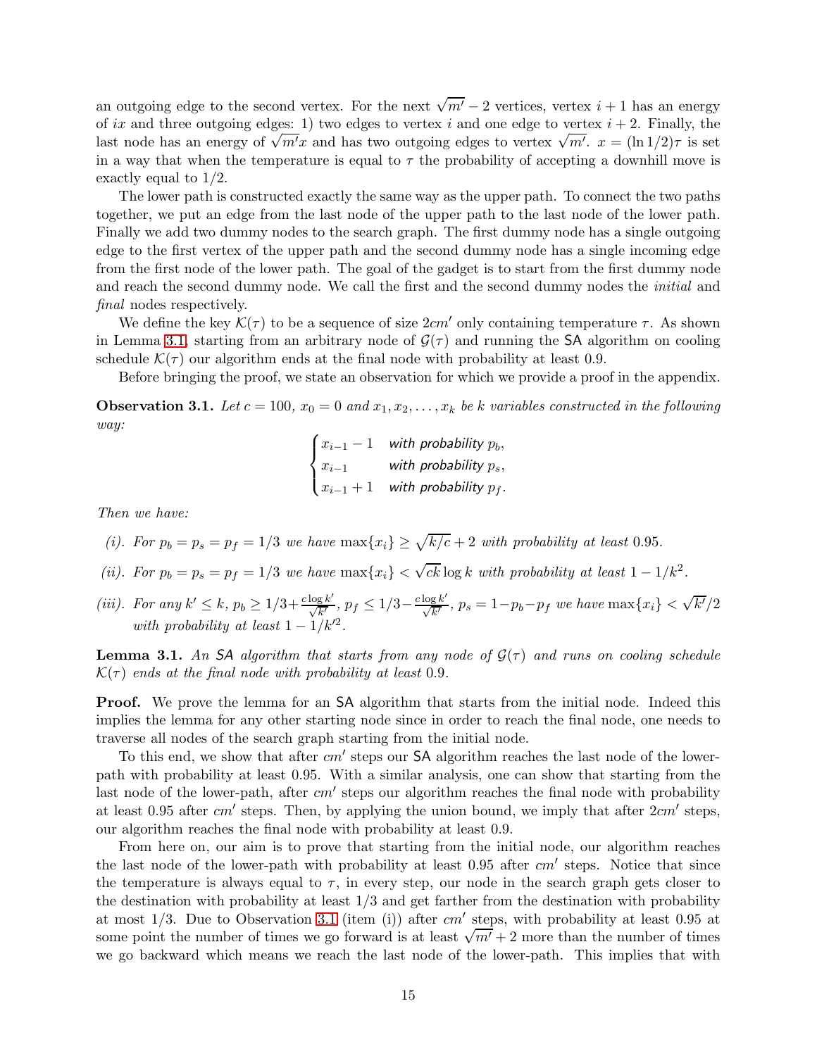an outgoing edge to the second vertex. For the next $\sqrt{m'}-2$ vertices, vertex $i+1$ has an energy of $ix$ and three outgoing edges: 1) two edges to vertex $i$ and one edge to vertex $i+2$. Finally, the last node has an energy of $\sqrt{m'}x$ and has two outgoing edges to vertex $\sqrt{m'}$. $x = (\ln 1/2)\tau$ is set in a way that when the temperature is equal to $\tau$ the probability of accepting a downhill move is exactly equal to $1/2$.

The lower path is constructed exactly the same way as the upper path. To connect the two paths together, we put an edge from the last node of the upper path to the last node of the lower path. Finally we add two dummy nodes to the search graph. The first dummy node has a single outgoing edge to the first vertex of the upper path and the second dummy node has a single incoming edge from the first node of the lower path. The goal of the gadget is to start from the first dummy node and reach the second dummy node. We call the first and the second dummy nodes the *initial* and *final* nodes respectively.

We define the key $\mathcal{K}(\tau)$ to be a sequence of size $2cm'$ only containing temperature $\tau$. As shown in Lemma 3.1, starting from an arbitrary node of $\mathcal{G}(\tau)$ and running the SA algorithm on cooling schedule $\mathcal{K}(\tau)$ our algorithm ends at the final node with probability at least 0.9.

Before bringing the proof, we state an observation for which we provide a proof in the appendix.

**Observation 3.1.** *Let $c = 100$, $x_0 = 0$ and $x_1, x_2, \ldots, x_k$ be $k$ variables constructed in the following way:*

$$\begin{cases} x_{i-1} - 1 & \text{with probability } p_b, \\ x_{i-1} & \text{with probability } p_s, \\ x_{i-1} + 1 & \text{with probability } p_f. \end{cases}$$

*Then we have:*

*(i). For $p_b = p_s = p_f = 1/3$ we have $\max\{x_i\} \geq \sqrt{k/c} + 2$ with probability at least 0.95.*

*(ii). For $p_b = p_s = p_f = 1/3$ we have $\max\{x_i\} < \sqrt{ck}\log k$ with probability at least $1 - 1/k^2$.*

*(iii). For any $k' \leq k$, $p_b \geq 1/3 + \frac{c\log k'}{\sqrt{k'}}$, $p_f \leq 1/3 - \frac{c\log k'}{\sqrt{k'}}$, $p_s = 1 - p_b - p_f$ we have $\max\{x_i\} < \sqrt{k'}/2$ with probability at least $1 - 1/k'^2$.*

**Lemma 3.1.** *An SA algorithm that starts from any node of $\mathcal{G}(\tau)$ and runs on cooling schedule $\mathcal{K}(\tau)$ ends at the final node with probability at least 0.9.*

**Proof.** We prove the lemma for an SA algorithm that starts from the initial node. Indeed this implies the lemma for any other starting node since in order to reach the final node, one needs to traverse all nodes of the search graph starting from the initial node.

To this end, we show that after $cm'$ steps our SA algorithm reaches the last node of the lower-path with probability at least 0.95. With a similar analysis, one can show that starting from the last node of the lower-path, after $cm'$ steps our algorithm reaches the final node with probability at least 0.95 after $cm'$ steps. Then, by applying the union bound, we imply that after $2cm'$ steps, our algorithm reaches the final node with probability at least 0.9.

From here on, our aim is to prove that starting from the initial node, our algorithm reaches the last node of the lower-path with probability at least 0.95 after $cm'$ steps. Notice that since the temperature is always equal to $\tau$, in every step, our node in the search graph gets closer to the destination with probability at least 1/3 and get farther from the destination with probability at most 1/3. Due to Observation 3.1 (item (i)) after $cm'$ steps, with probability at least 0.95 at some point the number of times we go forward is at least $\sqrt{m'}+2$ more than the number of times we go backward which means we reach the last node of the lower-path. This implies that with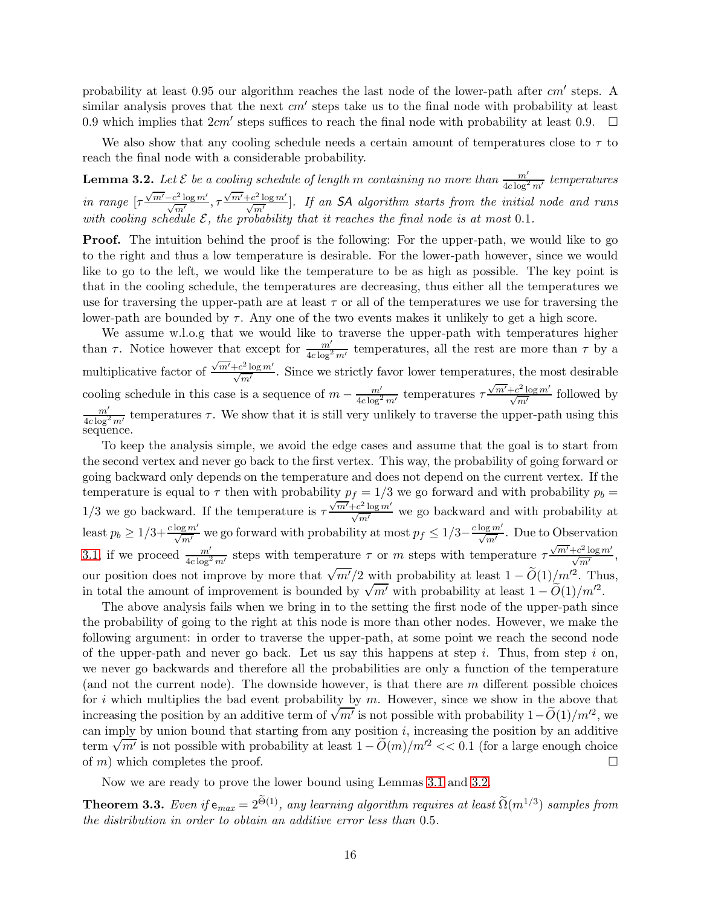probability at least 0.95 our algorithm reaches the last node of the lower-path after $cm'$ steps. A similar analysis proves that the next $cm'$ steps take us to the final node with probability at least 0.9 which implies that $2cm'$ steps suffices to reach the final node with probability at least 0.9. $\square$

We also show that any cooling schedule needs a certain amount of temperatures close to $\tau$ to reach the final node with a considerable probability.

**Lemma 3.2.** *Let $\mathcal{E}$ be a cooling schedule of length $m$ containing no more than $\frac{m'}{4c\log^2 m'}$ temperatures in range $[\tau\frac{\sqrt{m'}-c^2\log m'}{\sqrt{m'}}, \tau\frac{\sqrt{m'}+c^2\log m'}{\sqrt{m'}}]$. If an SA algorithm starts from the initial node and runs with cooling schedule $\mathcal{E}$, the probability that it reaches the final node is at most 0.1.*

**Proof.** The intuition behind the proof is the following: For the upper-path, we would like to go to the right and thus a low temperature is desirable. For the lower-path however, since we would like to go to the left, we would like the temperature to be as high as possible. The key point is that in the cooling schedule, the temperatures are decreasing, thus either all the temperatures we use for traversing the upper-path are at least $\tau$ or all of the temperatures we use for traversing the lower-path are bounded by $\tau$. Any one of the two events makes it unlikely to get a high score.

We assume w.l.o.g that we would like to traverse the upper-path with temperatures higher than $\tau$. Notice however that except for $\frac{m'}{4c\log^2 m'}$ temperatures, all the rest are more than $\tau$ by a multiplicative factor of $\frac{\sqrt{m'}+c^2\log m'}{\sqrt{m'}}$. Since we strictly favor lower temperatures, the most desirable cooling schedule in this case is a sequence of $m - \frac{m'}{4c\log^2 m'}$ temperatures $\tau\frac{\sqrt{m'}+c^2\log m'}{\sqrt{m'}}$ followed by $\frac{m'}{4c\log^2 m'}$ temperatures $\tau$. We show that it is still very unlikely to traverse the upper-path using this sequence.

To keep the analysis simple, we avoid the edge cases and assume that the goal is to start from the second vertex and never go back to the first vertex. This way, the probability of going forward or going backward only depends on the temperature and does not depend on the current vertex. If the temperature is equal to $\tau$ then with probability $p_f = 1/3$ we go forward and with probability $p_b = 1/3$ we go backward. If the temperature is $\tau\frac{\sqrt{m'}+c^2\log m'}{\sqrt{m'}}$ we go backward and with probability at least $p_b \geq 1/3 + \frac{c\log m'}{\sqrt{m'}}$ we go forward with probability at most $p_f \leq 1/3 - \frac{c\log m'}{\sqrt{m'}}$. Due to Observation 3.1, if we proceed $\frac{m'}{4c\log^2 m'}$ steps with temperature $\tau$ or $m$ steps with temperature $\tau\frac{\sqrt{m'}+c^2\log m'}{\sqrt{m'}}$, our position does not improve by more that $\sqrt{m'}/2$ with probability at least $1 - \widetilde{O}(1)/m'^2$. Thus, in total the amount of improvement is bounded by $\sqrt{m'}$ with probability at least $1 - \widetilde{O}(1)/m'^2$.

The above analysis fails when we bring in to the setting the first node of the upper-path since the probability of going to the right at this node is more than other nodes. However, we make the following argument: in order to traverse the upper-path, at some point we reach the second node of the upper-path and never go back. Let us say this happens at step $i$. Thus, from step $i$ on, we never go backwards and therefore all the probabilities are only a function of the temperature (and not the current node). The downside however, is that there are $m$ different possible choices for $i$ which multiplies the bad event probability by $m$. However, since we show in the above that increasing the position by an additive term of $\sqrt{m'}$ is not possible with probability $1 - \widetilde{O}(1)/m'^2$, we can imply by union bound that starting from any position $i$, increasing the position by an additive term $\sqrt{m'}$ is not possible with probability at least $1 - \widetilde{O}(m)/m'^2 << 0.1$ (for a large enough choice of $m$) which completes the proof. $\square$

Now we are ready to prove the lower bound using Lemmas 3.1 and 3.2.

**Theorem 3.3.** *Even if $\mathsf{e}_{max} = 2^{\widetilde{\Theta}(1)}$, any learning algorithm requires at least $\widetilde{\Omega}(m^{1/3})$ samples from the distribution in order to obtain an additive error less than 0.5.*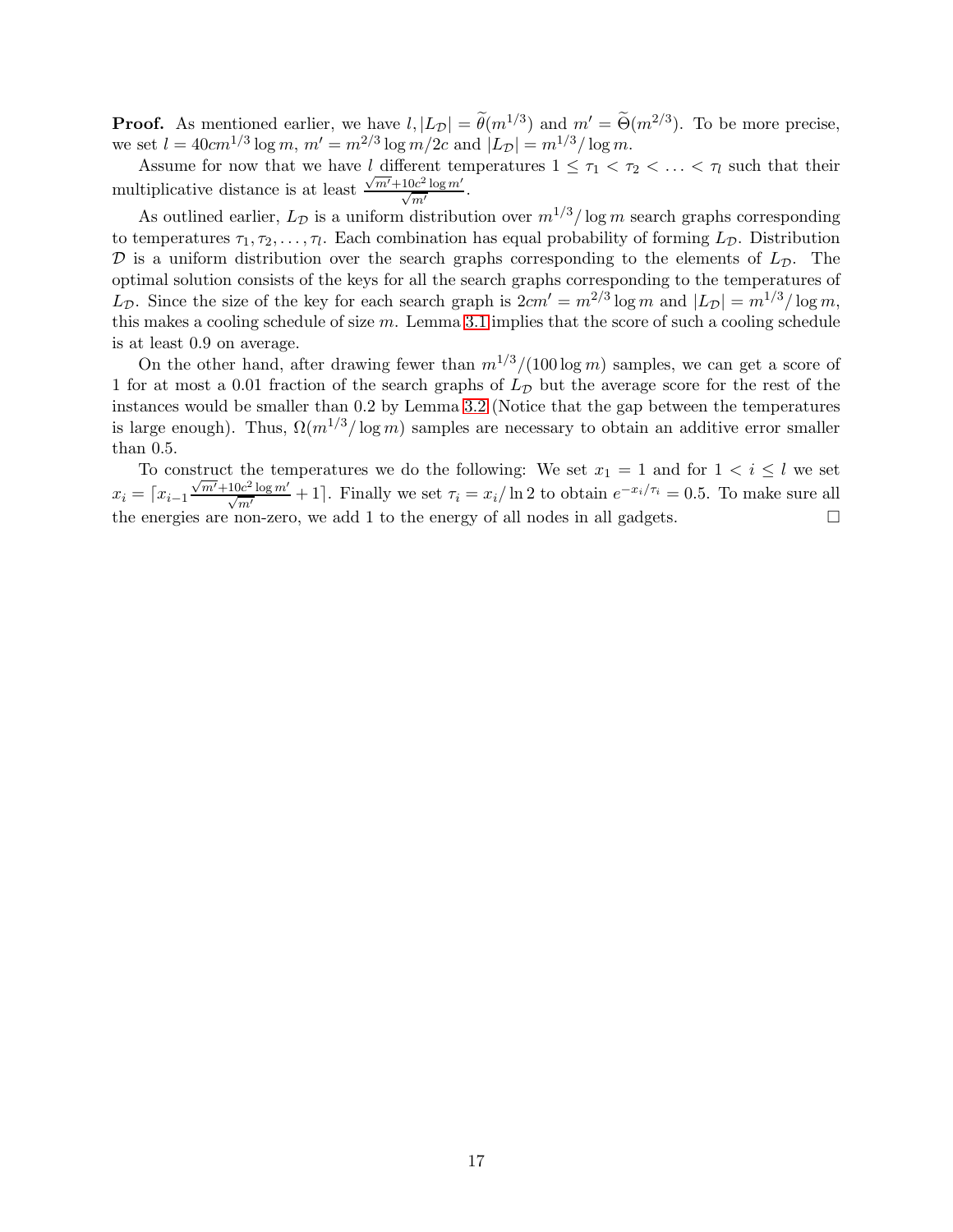**Proof.** As mentioned earlier, we have $l, |L_\mathcal{D}| = \widetilde{\theta}(m^{1/3})$ and $m' = \widetilde{\Theta}(m^{2/3})$. To be more precise, we set $l = 40cm^{1/3}\log m$, $m' = m^{2/3}\log m/2c$ and $|L_\mathcal{D}| = m^{1/3}/\log m$.

Assume for now that we have $l$ different temperatures $1 \leq \tau_1 < \tau_2 < \ldots < \tau_l$ such that their multiplicative distance is at least $\frac{\sqrt{m'}+10c^2\log m'}{\sqrt{m'}}$.

As outlined earlier, $L_\mathcal{D}$ is a uniform distribution over $m^{1/3}/\log m$ search graphs corresponding to temperatures $\tau_1, \tau_2, \ldots, \tau_l$. Each combination has equal probability of forming $L_\mathcal{D}$. Distribution $\mathcal{D}$ is a uniform distribution over the search graphs corresponding to the elements of $L_\mathcal{D}$. The optimal solution consists of the keys for all the search graphs corresponding to the temperatures of $L_\mathcal{D}$. Since the size of the key for each search graph is $2cm' = m^{2/3}\log m$ and $|L_\mathcal{D}| = m^{1/3}/\log m$, this makes a cooling schedule of size $m$. Lemma 3.1 implies that the score of such a cooling schedule is at least 0.9 on average.

On the other hand, after drawing fewer than $m^{1/3}/(100\log m)$ samples, we can get a score of 1 for at most a 0.01 fraction of the search graphs of $L_\mathcal{D}$ but the average score for the rest of the instances would be smaller than 0.2 by Lemma 3.2 (Notice that the gap between the temperatures is large enough). Thus, $\Omega(m^{1/3}/\log m)$ samples are necessary to obtain an additive error smaller than 0.5.

To construct the temperatures we do the following: We set $x_1 = 1$ and for $1 < i \leq l$ we set $x_i = \lceil x_{i-1}\frac{\sqrt{m'}+10c^2\log m'}{\sqrt{m'}} + 1\rceil$. Finally we set $\tau_i = x_i/\ln 2$ to obtain $e^{-x_i/\tau_i} = 0.5$. To make sure all the energies are non-zero, we add 1 to the energy of all nodes in all gadgets. $\square$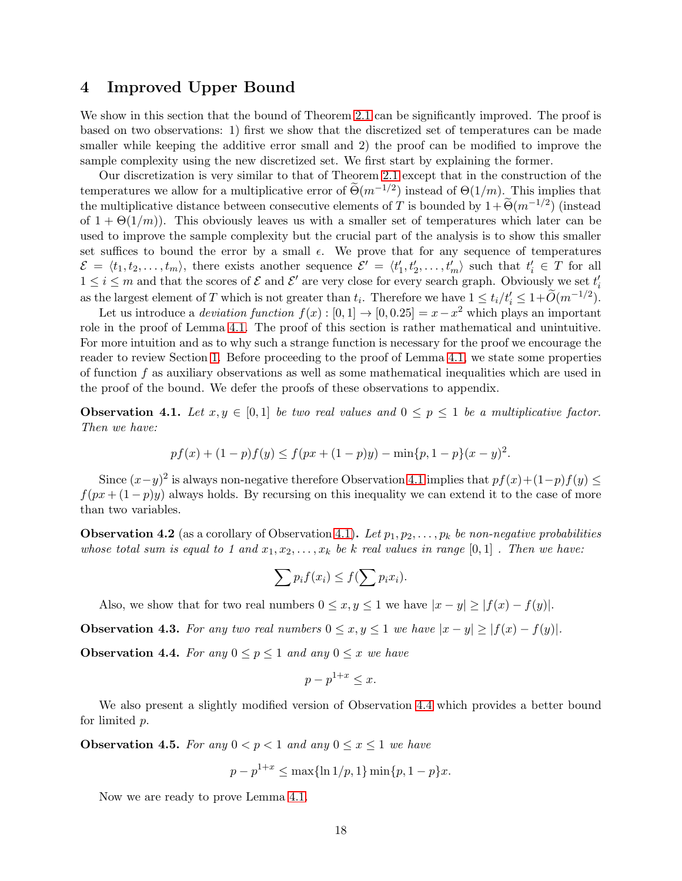## 4 Improved Upper Bound

We show in this section that the bound of Theorem 2.1 can be significantly improved. The proof is based on two observations: 1) first we show that the discretized set of temperatures can be made smaller while keeping the additive error small and 2) the proof can be modified to improve the sample complexity using the new discretized set. We first start by explaining the former.

Our discretization is very similar to that of Theorem 2.1 except that in the construction of the temperatures we allow for a multiplicative error of $\widetilde{\Theta}(m^{-1/2})$ instead of $\Theta(1/m)$. This implies that the multiplicative distance between consecutive elements of $T$ is bounded by $1+\widetilde{\Theta}(m^{-1/2})$ (instead of $1+\Theta(1/m)$). This obviously leaves us with a smaller set of temperatures which later can be used to improve the sample complexity but the crucial part of the analysis is to show this smaller set suffices to bound the error by a small $\epsilon$. We prove that for any sequence of temperatures $\mathcal{E} = \langle t_1, t_2, \ldots, t_m \rangle$, there exists another sequence $\mathcal{E}' = \langle t'_1, t'_2, \ldots, t'_m \rangle$ such that $t'_i \in T$ for all $1 \leq i \leq m$ and that the scores of $\mathcal{E}$ and $\mathcal{E}'$ are very close for every search graph. Obviously we set $t'_i$ as the largest element of $T$ which is not greater than $t_i$. Therefore we have $1 \leq t_i/t'_i \leq 1+\widetilde{O}(m^{-1/2})$.

Let us introduce a *deviation function* $f(x) : [0,1] \rightarrow [0, 0.25] = x - x^2$ which plays an important role in the proof of Lemma 4.1. The proof of this section is rather mathematical and unintuitive. For more intuition and as to why such a strange function is necessary for the proof we encourage the reader to review Section 1. Before proceeding to the proof of Lemma 4.1, we state some properties of function $f$ as auxiliary observations as well as some mathematical inequalities which are used in the proof of the bound. We defer the proofs of these observations to appendix.

**Observation 4.1.** *Let $x, y \in [0,1]$ be two real values and $0 \leq p \leq 1$ be a multiplicative factor. Then we have:*

$$pf(x) + (1-p)f(y) \leq f(px + (1-p)y) - \min\{p, 1-p\}(x-y)^2.$$

Since $(x-y)^2$ is always non-negative therefore Observation 4.1 implies that $pf(x)+(1-p)f(y) \leq f(px+(1-p)y)$ always holds. By recursing on this inequality we can extend it to the case of more than two variables.

**Observation 4.2** (as a corollary of Observation 4.1)**.** *Let $p_1, p_2, \ldots, p_k$ be non-negative probabilities whose total sum is equal to 1 and $x_1, x_2, \ldots, x_k$ be $k$ real values in range $[0,1]$ . Then we have:*

$$\sum p_i f(x_i) \leq f(\sum p_i x_i).$$

Also, we show that for two real numbers $0 \leq x, y \leq 1$ we have $|x-y| \geq |f(x) - f(y)|$.

**Observation 4.3.** *For any two real numbers $0 \leq x, y \leq 1$ we have $|x-y| \geq |f(x) - f(y)|$.*

**Observation 4.4.** *For any $0 \leq p \leq 1$ and any $0 \leq x$ we have*

$$p - p^{1+x} \leq x.$$

We also present a slightly modified version of Observation 4.4 which provides a better bound for limited $p$.

**Observation 4.5.** *For any $0 < p < 1$ and any $0 \leq x \leq 1$ we have*

$$p - p^{1+x} \leq \max\{\ln 1/p, 1\} \min\{p, 1-p\}x.$$

Now we are ready to prove Lemma 4.1.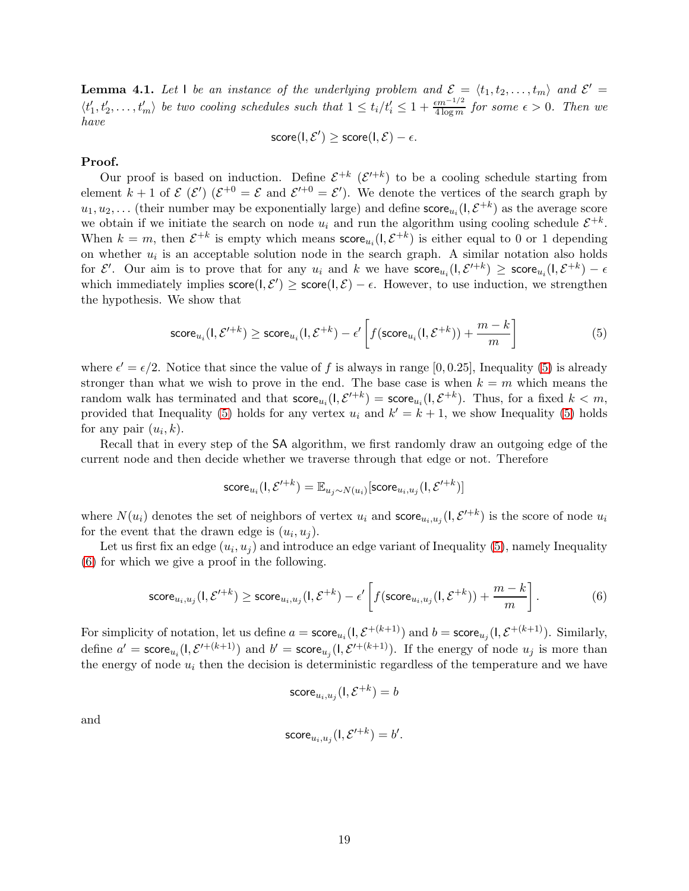**Lemma 4.1.** *Let* $\mathsf{I}$ *be an instance of the underlying problem and* $\mathcal{E} = \langle t_1, t_2, \ldots, t_m \rangle$ *and* $\mathcal{E}' = \langle t'_1, t'_2, \ldots, t'_m \rangle$ *be two cooling schedules such that* $1 \leq t_i/t'_i \leq 1 + \frac{\epsilon m^{-1/2}}{4 \log m}$ *for some* $\epsilon > 0$*. Then we have*

$$\mathsf{score}(\mathsf{I}, \mathcal{E}') \geq \mathsf{score}(\mathsf{I}, \mathcal{E}) - \epsilon.$$

**Proof.**

Our proof is based on induction. Define $\mathcal{E}^{+k}$ ($\mathcal{E}'^{+k}$) to be a cooling schedule starting from element $k+1$ of $\mathcal{E}$ ($\mathcal{E}'$) ($\mathcal{E}^{+0} = \mathcal{E}$ and $\mathcal{E}'^{+0} = \mathcal{E}'$). We denote the vertices of the search graph by $u_1, u_2, \ldots$ (their number may be exponentially large) and define $\mathsf{score}_{u_i}(\mathsf{I}, \mathcal{E}^{+k})$ as the average score we obtain if we initiate the search on node $u_i$ and run the algorithm using cooling schedule $\mathcal{E}^{+k}$. When $k = m$, then $\mathcal{E}^{+k}$ is empty which means $\mathsf{score}_{u_i}(\mathsf{I}, \mathcal{E}^{+k})$ is either equal to 0 or 1 depending on whether $u_i$ is an acceptable solution node in the search graph. A similar notation also holds for $\mathcal{E}'$. Our aim is to prove that for any $u_i$ and $k$ we have $\mathsf{score}_{u_i}(\mathsf{I}, \mathcal{E}'^{+k}) \geq \mathsf{score}_{u_i}(\mathsf{I}, \mathcal{E}^{+k}) - \epsilon$ which immediately implies $\mathsf{score}(\mathsf{I}, \mathcal{E}') \geq \mathsf{score}(\mathsf{I}, \mathcal{E}) - \epsilon$. However, to use induction, we strengthen the hypothesis. We show that

$$\mathsf{score}_{u_i}(\mathsf{I}, \mathcal{E}'^{+k}) \geq \mathsf{score}_{u_i}(\mathsf{I}, \mathcal{E}^{+k}) - \epsilon' \left[ f(\mathsf{score}_{u_i}(\mathsf{I}, \mathcal{E}^{+k})) + \frac{m-k}{m} \right] \tag{5}$$

where $\epsilon' = \epsilon/2$. Notice that since the value of $f$ is always in range $[0, 0.25]$, Inequality (5) is already stronger than what we wish to prove in the end. The base case is when $k = m$ which means the random walk has terminated and that $\mathsf{score}_{u_i}(\mathsf{I}, \mathcal{E}'^{+k}) = \mathsf{score}_{u_i}(\mathsf{I}, \mathcal{E}^{+k})$. Thus, for a fixed $k < m$, provided that Inequality (5) holds for any vertex $u_i$ and $k' = k+1$, we show Inequality (5) holds for any pair $(u_i, k)$.

Recall that in every step of the $\mathsf{SA}$ algorithm, we first randomly draw an outgoing edge of the current node and then decide whether we traverse through that edge or not. Therefore

$$\mathsf{score}_{u_i}(\mathsf{I}, \mathcal{E}'^{+k}) = \mathbb{E}_{u_j \sim N(u_i)}[\mathsf{score}_{u_i, u_j}(\mathsf{I}, \mathcal{E}'^{+k})]$$

where $N(u_i)$ denotes the set of neighbors of vertex $u_i$ and $\mathsf{score}_{u_i, u_j}(\mathsf{I}, \mathcal{E}'^{+k})$ is the score of node $u_i$ for the event that the drawn edge is $(u_i, u_j)$.

Let us first fix an edge $(u_i, u_j)$ and introduce an edge variant of Inequality (5), namely Inequality (6) for which we give a proof in the following.

$$\mathsf{score}_{u_i, u_j}(\mathsf{I}, \mathcal{E}'^{+k}) \geq \mathsf{score}_{u_i, u_j}(\mathsf{I}, \mathcal{E}^{+k}) - \epsilon' \left[ f(\mathsf{score}_{u_i, u_j}(\mathsf{I}, \mathcal{E}^{+k})) + \frac{m-k}{m} \right]. \tag{6}$$

For simplicity of notation, let us define $a = \mathsf{score}_{u_i}(\mathsf{I}, \mathcal{E}^{+(k+1)})$ and $b = \mathsf{score}_{u_j}(\mathsf{I}, \mathcal{E}^{+(k+1)})$. Similarly, define $a' = \mathsf{score}_{u_i}(\mathsf{I}, \mathcal{E}'^{+(k+1)})$ and $b' = \mathsf{score}_{u_j}(\mathsf{I}, \mathcal{E}'^{+(k+1)})$. If the energy of node $u_j$ is more than the energy of node $u_i$ then the decision is deterministic regardless of the temperature and we have

$$\mathsf{score}_{u_i, u_j}(\mathsf{I}, \mathcal{E}^{+k}) = b$$

and

$$\mathsf{score}_{u_i, u_j}(\mathsf{I}, \mathcal{E}'^{+k}) = b'.$$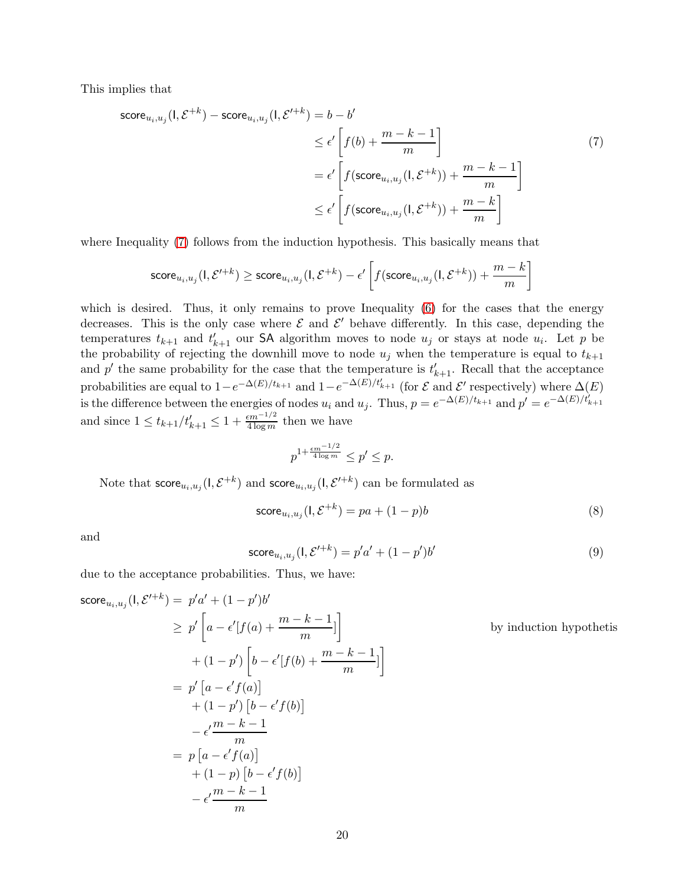This implies that

$$
\begin{aligned}
\mathsf{score}_{u_i,u_j}(\mathsf{I},\mathcal{E}^{+k}) - \mathsf{score}_{u_i,u_j}(\mathsf{I},\mathcal{E}'^{+k}) &= b - b' \\
&\le \epsilon'\left[f(b) + \frac{m-k-1}{m}\right] \qquad (7)\\
&= \epsilon'\left[f(\mathsf{score}_{u_i,u_j}(\mathsf{I},\mathcal{E}^{+k})) + \frac{m-k-1}{m}\right] \\
&\le \epsilon'\left[f(\mathsf{score}_{u_i,u_j}(\mathsf{I},\mathcal{E}^{+k})) + \frac{m-k}{m}\right]
\end{aligned}
$$

where Inequality (7) follows from the induction hypothesis. This basically means that

$$
\mathsf{score}_{u_i,u_j}(\mathsf{I},\mathcal{E}'^{+k}) \ge \mathsf{score}_{u_i,u_j}(\mathsf{I},\mathcal{E}^{+k}) - \epsilon'\left[f(\mathsf{score}_{u_i,u_j}(\mathsf{I},\mathcal{E}^{+k})) + \frac{m-k}{m}\right]
$$

which is desired. Thus, it only remains to prove Inequality (6) for the cases that the energy decreases. This is the only case where $\mathcal{E}$ and $\mathcal{E}'$ behave differently. In this case, depending the temperatures $t_{k+1}$ and $t'_{k+1}$ our SA algorithm moves to node $u_j$ or stays at node $u_i$. Let $p$ be the probability of rejecting the downhill move to node $u_j$ when the temperature is equal to $t_{k+1}$ and $p'$ the same probability for the case that the temperature is $t'_{k+1}$. Recall that the acceptance probabilities are equal to $1-e^{-\Delta(E)/t_{k+1}}$ and $1-e^{-\Delta(E)/t'_{k+1}}$ (for $\mathcal{E}$ and $\mathcal{E}'$ respectively) where $\Delta(E)$ is the difference between the energies of nodes $u_i$ and $u_j$. Thus, $p = e^{-\Delta(E)/t_{k+1}}$ and $p' = e^{-\Delta(E)/t'_{k+1}}$ and since $1 \le t_{k+1}/t'_{k+1} \le 1 + \frac{\epsilon m^{-1/2}}{4\log m}$ then we have

$$
p^{1+\frac{\epsilon m^{-1/2}}{4\log m}} \le p' \le p.
$$

Note that $\mathsf{score}_{u_i,u_j}(\mathsf{I},\mathcal{E}^{+k})$ and $\mathsf{score}_{u_i,u_j}(\mathsf{I},\mathcal{E}'^{+k})$ can be formulated as

$$
\mathsf{score}_{u_i,u_j}(\mathsf{I},\mathcal{E}^{+k}) = pa + (1-p)b \qquad (8)
$$

and

$$
\mathsf{score}_{u_i,u_j}(\mathsf{I},\mathcal{E}'^{+k}) = p'a' + (1-p')b' \qquad (9)
$$

due to the acceptance probabilities. Thus, we have:

$$
\begin{aligned}
\mathsf{score}_{u_i,u_j}(\mathsf{I},\mathcal{E}'^{+k}) =\ & p'a' + (1-p')b' \\
\ge\ & p'\left[a - \epsilon'[f(a) + \frac{m-k-1}{m}]\right] \qquad \text{by induction hypothetis}\\
& + (1-p')\left[b - \epsilon'[f(b) + \frac{m-k-1}{m}]\right] \\
=\ & p'\left[a - \epsilon' f(a)\right] \\
& + (1-p')\left[b - \epsilon' f(b)\right] \\
& - \epsilon'\frac{m-k-1}{m} \\
=\ & p\left[a - \epsilon' f(a)\right] \\
& + (1-p)\left[b - \epsilon' f(b)\right] \\
& - \epsilon'\frac{m-k-1}{m}
\end{aligned}
$$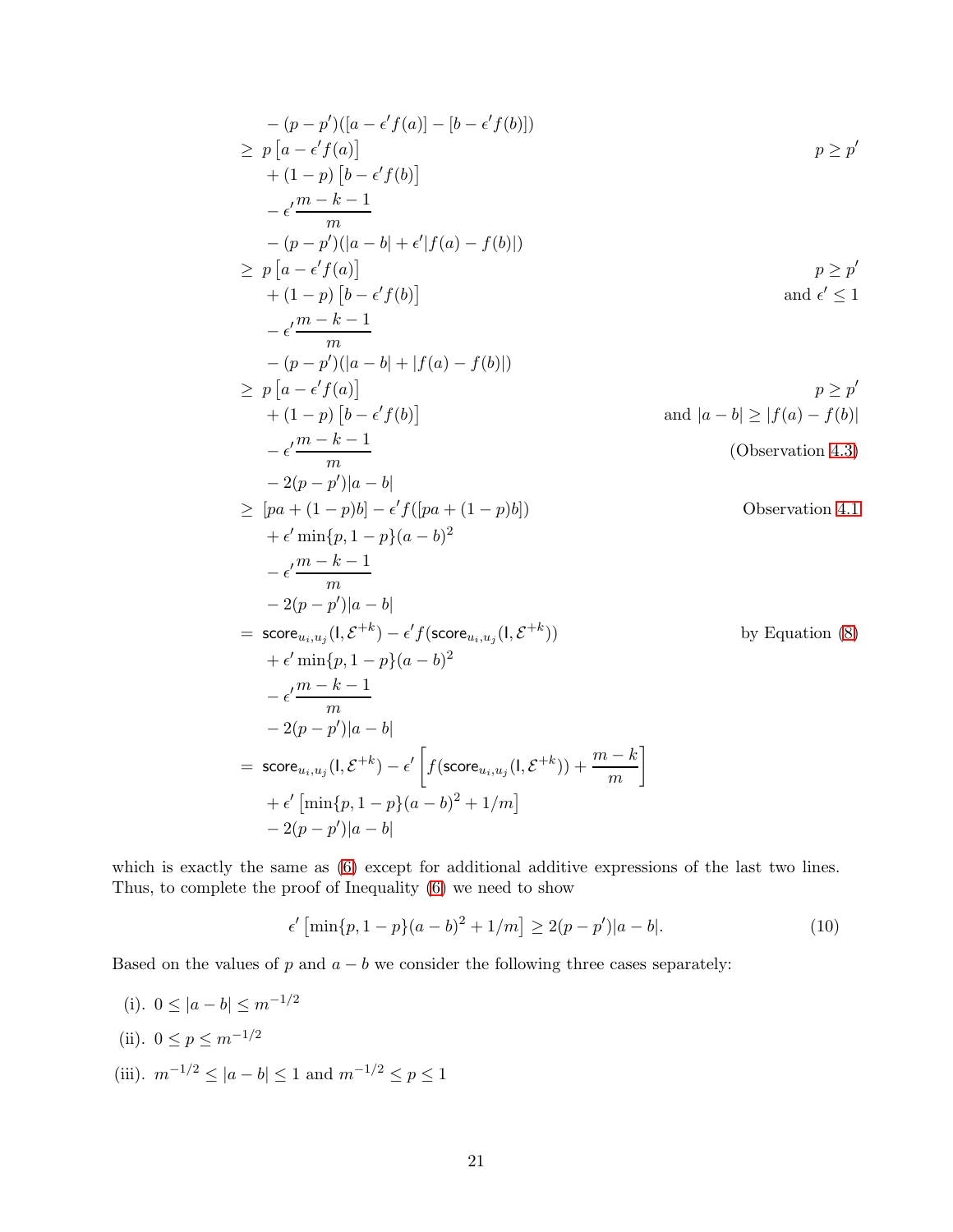$$
\begin{aligned}
&\quad - (p-p')([a-\epsilon' f(a)] - [b - \epsilon' f(b)]) \\
&\geq\; p\left[a - \epsilon' f(a)\right] && p \geq p' \\
&\quad + (1-p)\left[b - \epsilon' f(b)\right] \\
&\quad - \epsilon' \frac{m-k-1}{m} \\
&\quad - (p-p')(|a-b| + \epsilon' |f(a) - f(b)|) \\
&\geq\; p\left[a - \epsilon' f(a)\right] && p \geq p' \\
&\quad + (1-p)\left[b - \epsilon' f(b)\right] && \text{and } \epsilon' \leq 1 \\
&\quad - \epsilon' \frac{m-k-1}{m} \\
&\quad - (p-p')(|a-b| + |f(a) - f(b)|) \\
&\geq\; p\left[a - \epsilon' f(a)\right] && p \geq p' \\
&\quad + (1-p)\left[b - \epsilon' f(b)\right] && \text{and } |a-b| \geq |f(a) - f(b)| \\
&\quad - \epsilon' \frac{m-k-1}{m} && \text{(Observation 4.3)} \\
&\quad - 2(p-p')|a-b| \\
&\geq\; [pa + (1-p)b] - \epsilon' f([pa + (1-p)b]) && \text{Observation 4.1} \\
&\quad + \epsilon' \min\{p, 1-p\}(a-b)^2 \\
&\quad - \epsilon' \frac{m-k-1}{m} \\
&\quad - 2(p-p')|a-b| \\
&=\; \mathsf{score}_{u_i,u_j}(\mathsf{I}, \mathcal{E}^{+k}) - \epsilon' f(\mathsf{score}_{u_i,u_j}(\mathsf{I}, \mathcal{E}^{+k})) && \text{by Equation (8)} \\
&\quad + \epsilon' \min\{p, 1-p\}(a-b)^2 \\
&\quad - \epsilon' \frac{m-k-1}{m} \\
&\quad - 2(p-p')|a-b| \\
&=\; \mathsf{score}_{u_i,u_j}(\mathsf{I}, \mathcal{E}^{+k}) - \epsilon' \left[ f(\mathsf{score}_{u_i,u_j}(\mathsf{I}, \mathcal{E}^{+k})) + \frac{m-k}{m} \right] \\
&\quad + \epsilon' \left[\min\{p, 1-p\}(a-b)^2 + 1/m\right] \\
&\quad - 2(p-p')|a-b|
\end{aligned}
$$

which is exactly the same as (6) except for additional additive expressions of the last two lines. Thus, to complete the proof of Inequality (6) we need to show

$$
\epsilon' \left[\min\{p, 1-p\}(a-b)^2 + 1/m\right] \geq 2(p-p')|a-b|. \tag{10}
$$

Based on the values of $p$ and $a-b$ we consider the following three cases separately:

(i). $0 \leq |a-b| \leq m^{-1/2}$

(ii). $0 \leq p \leq m^{-1/2}$

(iii). $m^{-1/2} \leq |a-b| \leq 1$ and $m^{-1/2} \leq p \leq 1$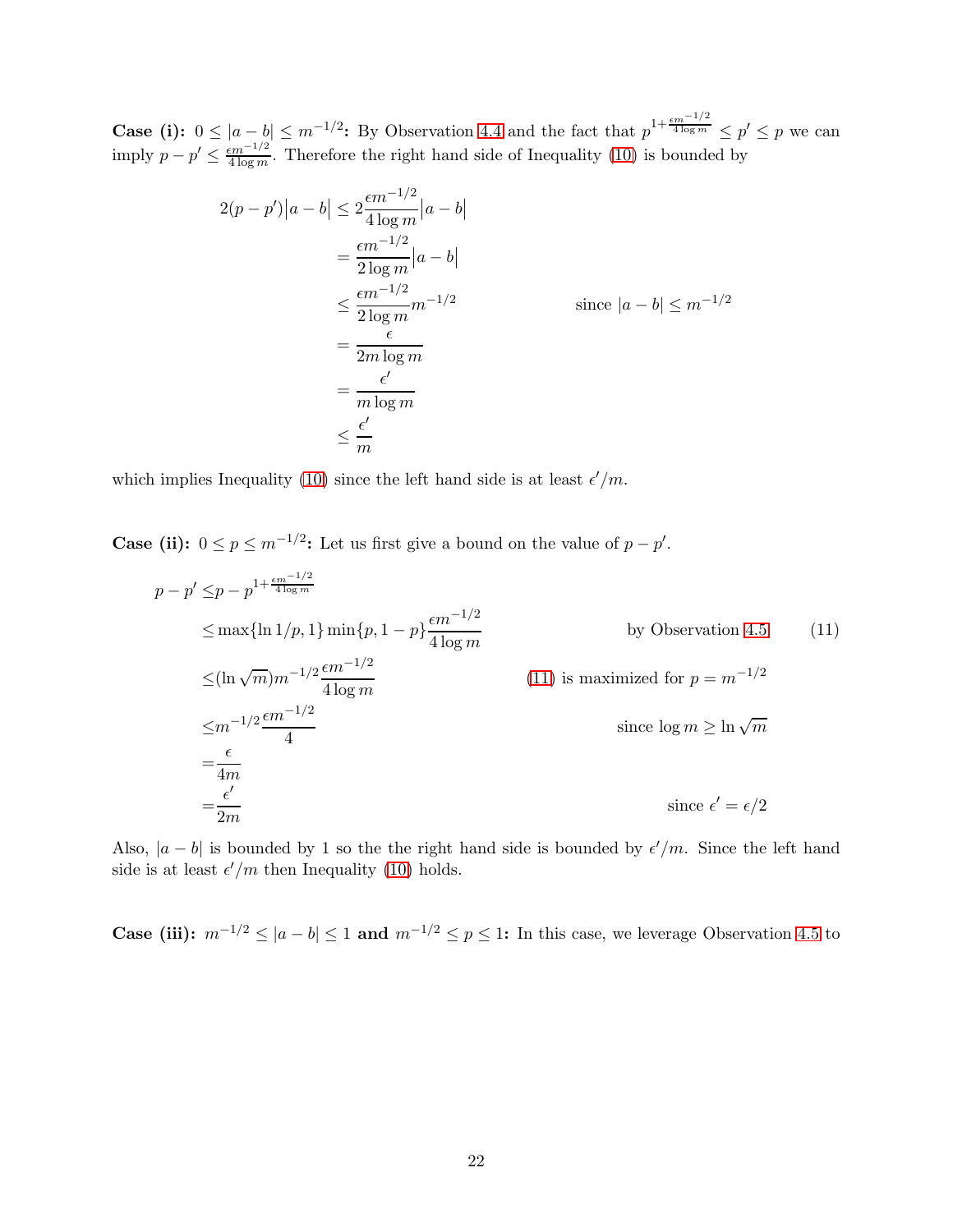**Case (i): $0 \le |a-b| \le m^{-1/2}$:** By Observation 4.4 and the fact that $p^{1+\frac{\epsilon m^{-1/2}}{4\log m}} \le p' \le p$ we can imply $p - p' \le \frac{\epsilon m^{-1/2}}{4\log m}$. Therefore the right hand side of Inequality (10) is bounded by

$$
\begin{aligned}
2(p-p')\big|a-b\big| &\le 2\frac{\epsilon m^{-1/2}}{4\log m}\big|a-b\big| \\
&= \frac{\epsilon m^{-1/2}}{2\log m}\big|a-b\big| \\
&\le \frac{\epsilon m^{-1/2}}{2\log m}m^{-1/2} && \text{since } |a-b| \le m^{-1/2} \\
&= \frac{\epsilon}{2m\log m} \\
&= \frac{\epsilon'}{m\log m} \\
&\le \frac{\epsilon'}{m}
\end{aligned}
$$

which implies Inequality (10) since the left hand side is at least $\epsilon'/m$.

**Case (ii): $0 \le p \le m^{-1/2}$:** Let us first give a bound on the value of $p - p'$.

$$
\begin{aligned}
p - p' \le& p - p^{1+\frac{\epsilon m^{-1/2}}{4\log m}} \\
\le& \max\{\ln 1/p, 1\}\min\{p, 1-p\}\frac{\epsilon m^{-1/2}}{4\log m} && \text{by Observation 4.5} \qquad (11) \\
\le& (\ln\sqrt{m})m^{-1/2}\frac{\epsilon m^{-1/2}}{4\log m} && \text{(11) is maximized for } p = m^{-1/2} \\
\le& m^{-1/2}\frac{\epsilon m^{-1/2}}{4} && \text{since } \log m \ge \ln\sqrt{m} \\
=& \frac{\epsilon}{4m} \\
=& \frac{\epsilon'}{2m} && \text{since } \epsilon' = \epsilon/2
\end{aligned}
$$

Also, $|a-b|$ is bounded by 1 so the the right hand side is bounded by $\epsilon'/m$. Since the left hand side is at least $\epsilon'/m$ then Inequality (10) holds.

**Case (iii): $m^{-1/2} \le |a-b| \le 1$ and $m^{-1/2} \le p \le 1$:** In this case, we leverage Observation 4.5 to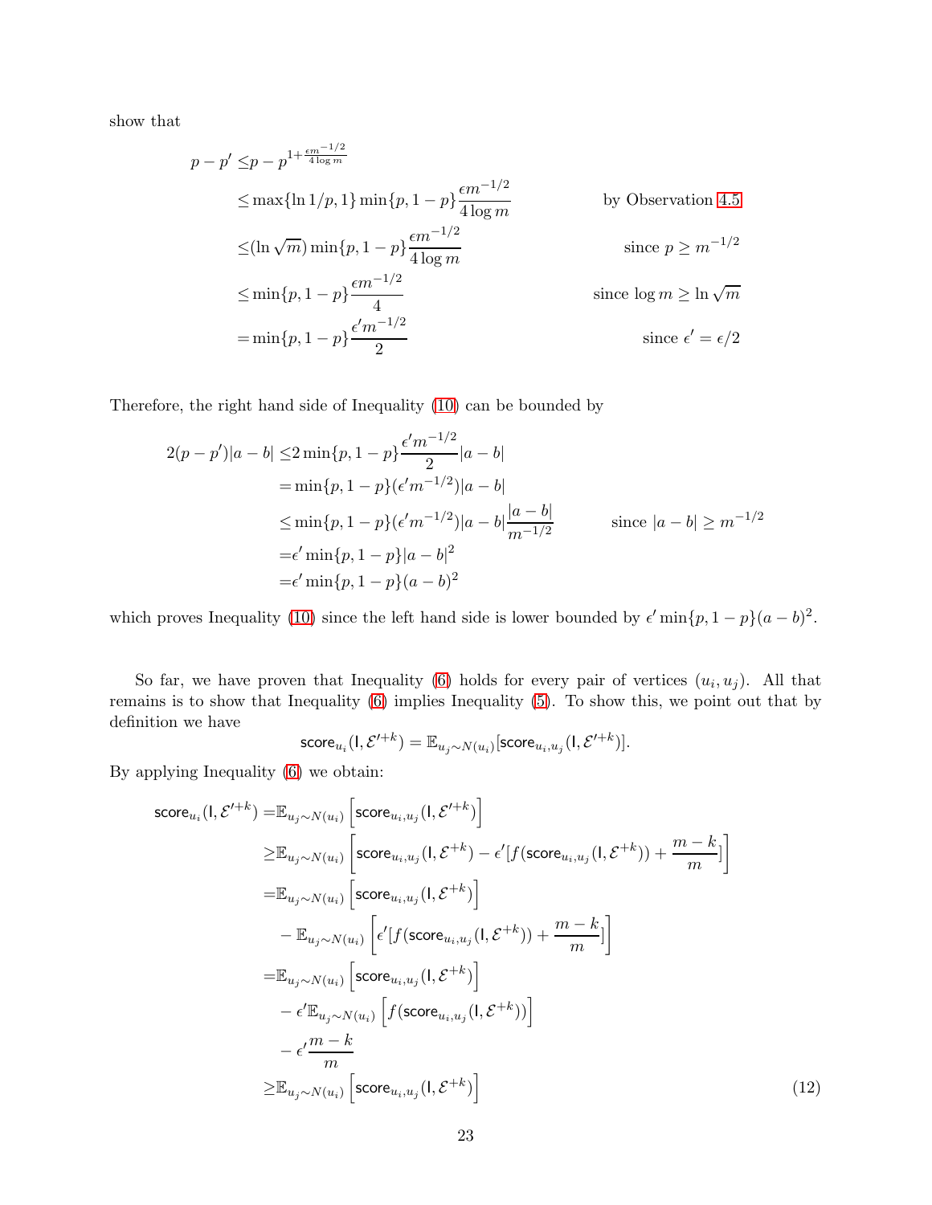show that

$$
\begin{aligned}
p - p' \leq & p - p^{1+\frac{\epsilon m^{-1/2}}{4 \log m}} \\
\leq & \max\{\ln 1/p, 1\} \min\{p, 1-p\} \frac{\epsilon m^{-1/2}}{4 \log m} && \text{by Observation 4.5} \\
\leq & (\ln \sqrt{m}) \min\{p, 1-p\} \frac{\epsilon m^{-1/2}}{4 \log m} && \text{since } p \geq m^{-1/2} \\
\leq & \min\{p, 1-p\} \frac{\epsilon m^{-1/2}}{4} && \text{since } \log m \geq \ln \sqrt{m} \\
= & \min\{p, 1-p\} \frac{\epsilon' m^{-1/2}}{2} && \text{since } \epsilon' = \epsilon/2
\end{aligned}
$$

Therefore, the right hand side of Inequality (10) can be bounded by

$$
\begin{aligned}
2(p - p')|a - b| \leq & 2 \min\{p, 1-p\} \frac{\epsilon' m^{-1/2}}{2} |a - b| \\
= & \min\{p, 1-p\} (\epsilon' m^{-1/2}) |a - b| \\
\leq & \min\{p, 1-p\} (\epsilon' m^{-1/2}) |a - b| \frac{|a - b|}{m^{-1/2}} && \text{since } |a - b| \geq m^{-1/2} \\
= & \epsilon' \min\{p, 1-p\} |a - b|^2 \\
= & \epsilon' \min\{p, 1-p\} (a - b)^2
\end{aligned}
$$

which proves Inequality (10) since the left hand side is lower bounded by $\epsilon' \min\{p, 1-p\}(a-b)^2$.

So far, we have proven that Inequality (6) holds for every pair of vertices $(u_i, u_j)$. All that remains is to show that Inequality (6) implies Inequality (5). To show this, we point out that by definition we have

$$
\mathsf{score}_{u_i}(\mathsf{I}, \mathcal{E}'^{+k}) = \mathbb{E}_{u_j \sim N(u_i)}[\mathsf{score}_{u_i, u_j}(\mathsf{I}, \mathcal{E}'^{+k})].
$$

By applying Inequality (6) we obtain:

$$
\begin{aligned}
\mathsf{score}_{u_i}(\mathsf{I}, \mathcal{E}'^{+k}) = & \mathbb{E}_{u_j \sim N(u_i)} \left[ \mathsf{score}_{u_i, u_j}(\mathsf{I}, \mathcal{E}'^{+k}) \right] \\
\geq & \mathbb{E}_{u_j \sim N(u_i)} \left[ \mathsf{score}_{u_i, u_j}(\mathsf{I}, \mathcal{E}^{+k}) - \epsilon' [f(\mathsf{score}_{u_i, u_j}(\mathsf{I}, \mathcal{E}^{+k})) + \frac{m-k}{m}] \right] \\
= & \mathbb{E}_{u_j \sim N(u_i)} \left[ \mathsf{score}_{u_i, u_j}(\mathsf{I}, \mathcal{E}^{+k}) \right] \\
& - \mathbb{E}_{u_j \sim N(u_i)} \left[ \epsilon' [f(\mathsf{score}_{u_i, u_j}(\mathsf{I}, \mathcal{E}^{+k})) + \frac{m-k}{m}] \right] \\
= & \mathbb{E}_{u_j \sim N(u_i)} \left[ \mathsf{score}_{u_i, u_j}(\mathsf{I}, \mathcal{E}^{+k}) \right] \\
& - \epsilon' \mathbb{E}_{u_j \sim N(u_i)} \left[ f(\mathsf{score}_{u_i, u_j}(\mathsf{I}, \mathcal{E}^{+k})) \right] \\
& - \epsilon' \frac{m-k}{m} \\
\geq & \mathbb{E}_{u_j \sim N(u_i)} \left[ \mathsf{score}_{u_i, u_j}(\mathsf{I}, \mathcal{E}^{+k}) \right]
\end{aligned}
\tag{12}
$$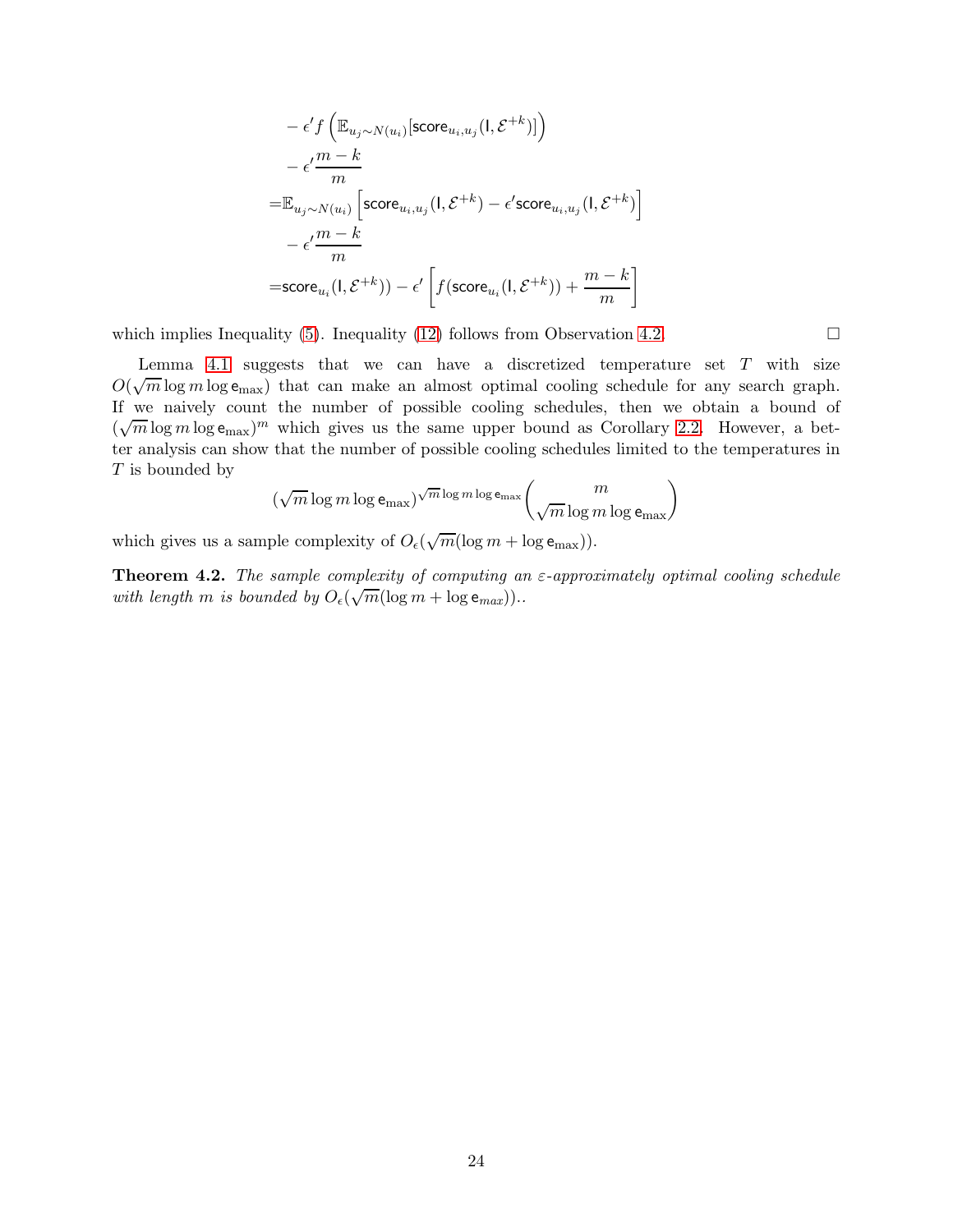$$
\begin{aligned}
&- \epsilon' f\left(\mathbb{E}_{u_j \sim N(u_i)}[\mathsf{score}_{u_i,u_j}(\mathsf{I}, \mathcal{E}^{+k})]\right) \\
&- \epsilon' \frac{m-k}{m} \\
=&\mathbb{E}_{u_j \sim N(u_i)}\left[\mathsf{score}_{u_i,u_j}(\mathsf{I}, \mathcal{E}^{+k}) - \epsilon' \mathsf{score}_{u_i,u_j}(\mathsf{I}, \mathcal{E}^{+k})\right] \\
&- \epsilon' \frac{m-k}{m} \\
=&\mathsf{score}_{u_i}(\mathsf{I}, \mathcal{E}^{+k})) - \epsilon' \left[f(\mathsf{score}_{u_i}(\mathsf{I}, \mathcal{E}^{+k})) + \frac{m-k}{m}\right]
\end{aligned}
$$

which implies Inequality (5). Inequality (12) follows from Observation 4.2. □

Lemma 4.1 suggests that we can have a discretized temperature set $T$ with size $O(\sqrt{m}\log m \log \mathsf{e}_{\max})$ that can make an almost optimal cooling schedule for any search graph. If we naively count the number of possible cooling schedules, then we obtain a bound of $(\sqrt{m}\log m \log \mathsf{e}_{\max})^m$ which gives us the same upper bound as Corollary 2.2. However, a better analysis can show that the number of possible cooling schedules limited to the temperatures in $T$ is bounded by

$$
(\sqrt{m}\log m \log \mathsf{e}_{\max})^{\sqrt{m}\log m \log \mathsf{e}_{\max}} \binom{m}{\sqrt{m}\log m \log \mathsf{e}_{\max}}
$$

which gives us a sample complexity of $O_\epsilon(\sqrt{m}(\log m + \log \mathsf{e}_{\max}))$.

**Theorem 4.2.** *The sample complexity of computing an $\varepsilon$-approximately optimal cooling schedule with length $m$ is bounded by $O_\epsilon(\sqrt{m}(\log m + \log \mathsf{e}_{max}))$..*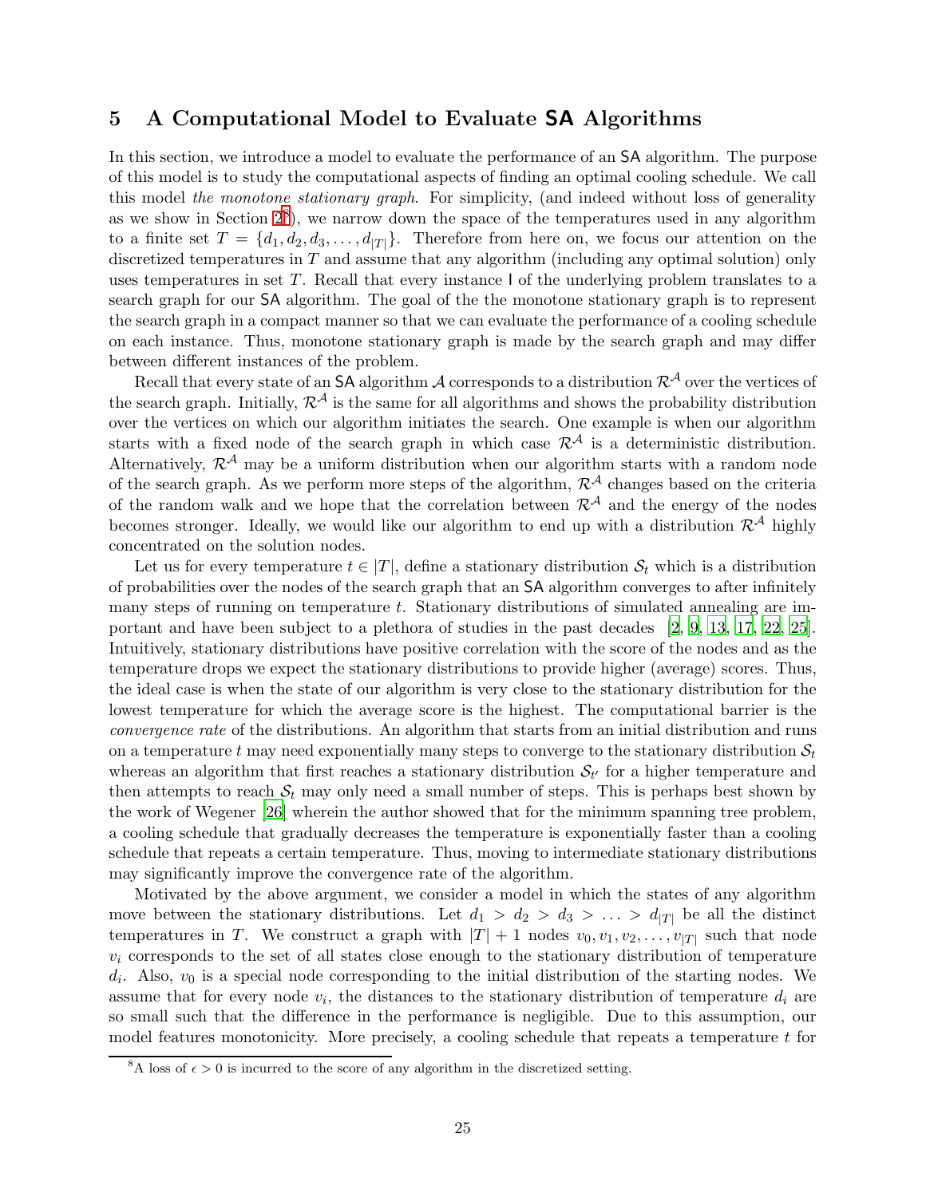## 5 A Computational Model to Evaluate SA Algorithms

In this section, we introduce a model to evaluate the performance of an SA algorithm. The purpose of this model is to study the computational aspects of finding an optimal cooling schedule. We call this model *the monotone stationary graph*. For simplicity, (and indeed without loss of generality as we show in Section 2[8]), we narrow down the space of the temperatures used in any algorithm to a finite set $T = \{d_1, d_2, d_3, \ldots, d_{|T|}\}$. Therefore from here on, we focus our attention on the discretized temperatures in $T$ and assume that any algorithm (including any optimal solution) only uses temperatures in set $T$. Recall that every instance I of the underlying problem translates to a search graph for our SA algorithm. The goal of the the monotone stationary graph is to represent the search graph in a compact manner so that we can evaluate the performance of a cooling schedule on each instance. Thus, monotone stationary graph is made by the search graph and may differ between different instances of the problem.

Recall that every state of an SA algorithm $\mathcal{A}$ corresponds to a distribution $\mathcal{R}^{\mathcal{A}}$ over the vertices of the search graph. Initially, $\mathcal{R}^{\mathcal{A}}$ is the same for all algorithms and shows the probability distribution over the vertices on which our algorithm initiates the search. One example is when our algorithm starts with a fixed node of the search graph in which case $\mathcal{R}^{\mathcal{A}}$ is a deterministic distribution. Alternatively, $\mathcal{R}^{\mathcal{A}}$ may be a uniform distribution when our algorithm starts with a random node of the search graph. As we perform more steps of the algorithm, $\mathcal{R}^{\mathcal{A}}$ changes based on the criteria of the random walk and we hope that the correlation between $\mathcal{R}^{\mathcal{A}}$ and the energy of the nodes becomes stronger. Ideally, we would like our algorithm to end up with a distribution $\mathcal{R}^{\mathcal{A}}$ highly concentrated on the solution nodes.

Let us for every temperature $t \in |T|$, define a stationary distribution $\mathcal{S}_t$ which is a distribution of probabilities over the nodes of the search graph that an SA algorithm converges to after infinitely many steps of running on temperature $t$. Stationary distributions of simulated annealing are important and have been subject to a plethora of studies in the past decades [2, 9, 13, 17, 22, 25]. Intuitively, stationary distributions have positive correlation with the score of the nodes and as the temperature drops we expect the stationary distributions to provide higher (average) scores. Thus, the ideal case is when the state of our algorithm is very close to the stationary distribution for the lowest temperature for which the average score is the highest. The computational barrier is the *convergence rate* of the distributions. An algorithm that starts from an initial distribution and runs on a temperature $t$ may need exponentially many steps to converge to the stationary distribution $\mathcal{S}_t$ whereas an algorithm that first reaches a stationary distribution $\mathcal{S}_{t'}$ for a higher temperature and then attempts to reach $\mathcal{S}_t$ may only need a small number of steps. This is perhaps best shown by the work of Wegener [26] wherein the author showed that for the minimum spanning tree problem, a cooling schedule that gradually decreases the temperature is exponentially faster than a cooling schedule that repeats a certain temperature. Thus, moving to intermediate stationary distributions may significantly improve the convergence rate of the algorithm.

Motivated by the above argument, we consider a model in which the states of any algorithm move between the stationary distributions. Let $d_1 > d_2 > d_3 > \ldots > d_{|T|}$ be all the distinct temperatures in $T$. We construct a graph with $|T| + 1$ nodes $v_0, v_1, v_2, \ldots, v_{|T|}$ such that node $v_i$ corresponds to the set of all states close enough to the stationary distribution of temperature $d_i$. Also, $v_0$ is a special node corresponding to the initial distribution of the starting nodes. We assume that for every node $v_i$, the distances to the stationary distribution of temperature $d_i$ are so small such that the difference in the performance is negligible. Due to this assumption, our model features monotonicity. More precisely, a cooling schedule that repeats a temperature $t$ for

[8] A loss of $\epsilon > 0$ is incurred to the score of any algorithm in the discretized setting.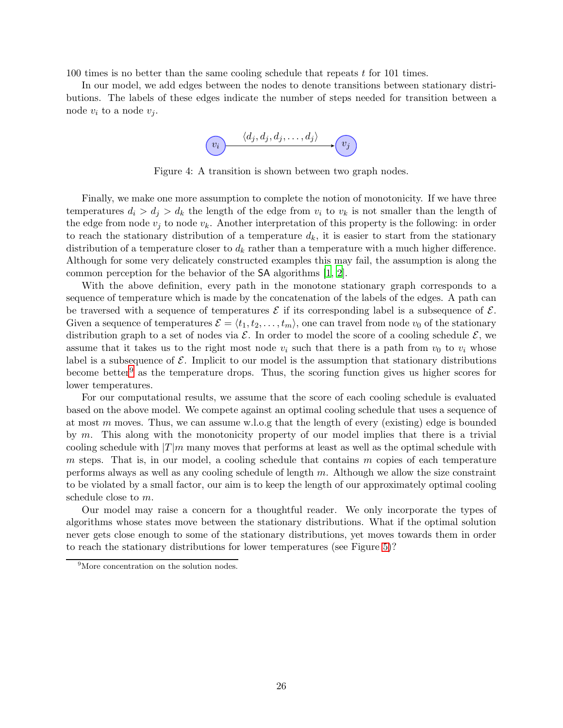100 times is no better than the same cooling schedule that repeats $t$ for 101 times.

In our model, we add edges between the nodes to denote transitions between stationary distributions. The labels of these edges indicate the number of steps needed for transition between a node $v_i$ to a node $v_j$.

$$v_i \xrightarrow{\langle d_j, d_j, d_j, \ldots, d_j \rangle} v_j$$

Figure 4: A transition is shown between two graph nodes.

Finally, we make one more assumption to complete the notion of monotonicity. If we have three temperatures $d_i > d_j > d_k$ the length of the edge from $v_i$ to $v_k$ is not smaller than the length of the edge from node $v_j$ to node $v_k$. Another interpretation of this property is the following: in order to reach the stationary distribution of a temperature $d_k$, it is easier to start from the stationary distribution of a temperature closer to $d_k$ rather than a temperature with a much higher difference. Although for some very delicately constructed examples this may fail, the assumption is along the common perception for the behavior of the SA algorithms [1, 2].

With the above definition, every path in the monotone stationary graph corresponds to a sequence of temperature which is made by the concatenation of the labels of the edges. A path can be traversed with a sequence of temperatures $\mathcal{E}$ if its corresponding label is a subsequence of $\mathcal{E}$. Given a sequence of temperatures $\mathcal{E} = \langle t_1, t_2, \ldots, t_m \rangle$, one can travel from node $v_0$ of the stationary distribution graph to a set of nodes via $\mathcal{E}$. In order to model the score of a cooling schedule $\mathcal{E}$, we assume that it takes us to the right most node $v_i$ such that there is a path from $v_0$ to $v_i$ whose label is a subsequence of $\mathcal{E}$. Implicit to our model is the assumption that stationary distributions become better[9] as the temperature drops. Thus, the scoring function gives us higher scores for lower temperatures.

For our computational results, we assume that the score of each cooling schedule is evaluated based on the above model. We compete against an optimal cooling schedule that uses a sequence of at most $m$ moves. Thus, we can assume w.l.o.g that the length of every (existing) edge is bounded by $m$. This along with the monotonicity property of our model implies that there is a trivial cooling schedule with $|T|m$ many moves that performs at least as well as the optimal schedule with $m$ steps. That is, in our model, a cooling schedule that contains $m$ copies of each temperature performs always as well as any cooling schedule of length $m$. Although we allow the size constraint to be violated by a small factor, our aim is to keep the length of our approximately optimal cooling schedule close to $m$.

Our model may raise a concern for a thoughtful reader. We only incorporate the types of algorithms whose states move between the stationary distributions. What if the optimal solution never gets close enough to some of the stationary distributions, yet moves towards them in order to reach the stationary distributions for lower temperatures (see Figure 5)?

[9] More concentration on the solution nodes.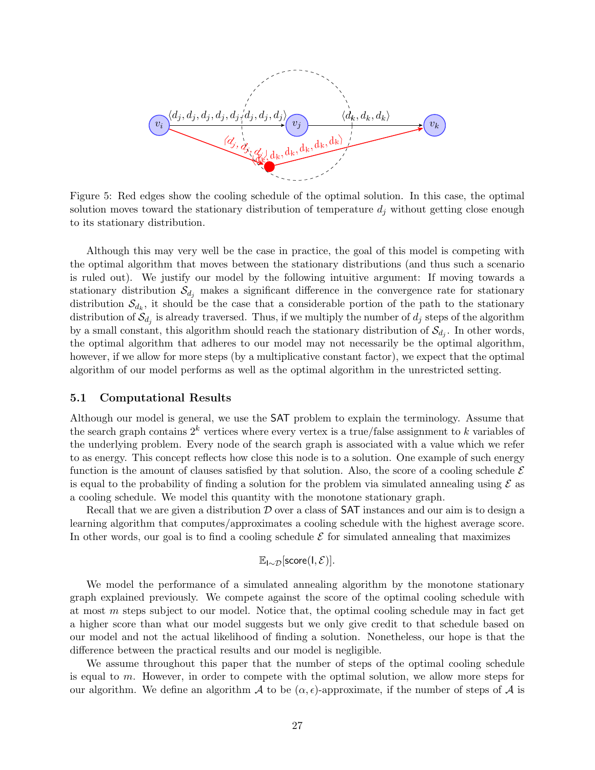Figure 5: Red edges show the cooling schedule of the optimal solution. In this case, the optimal solution moves toward the stationary distribution of temperature $d_j$ without getting close enough to its stationary distribution.

Although this may very well be the case in practice, the goal of this model is competing with the optimal algorithm that moves between the stationary distributions (and thus such a scenario is ruled out). We justify our model by the following intuitive argument: If moving towards a stationary distribution $\mathcal{S}_{d_j}$ makes a significant difference in the convergence rate for stationary distribution $\mathcal{S}_{d_k}$, it should be the case that a considerable portion of the path to the stationary distribution of $\mathcal{S}_{d_j}$ is already traversed. Thus, if we multiply the number of $d_j$ steps of the algorithm by a small constant, this algorithm should reach the stationary distribution of $\mathcal{S}_{d_j}$. In other words, the optimal algorithm that adheres to our model may not necessarily be the optimal algorithm, however, if we allow for more steps (by a multiplicative constant factor), we expect that the optimal algorithm of our model performs as well as the optimal algorithm in the unrestricted setting.

### 5.1 Computational Results

Although our model is general, we use the SAT problem to explain the terminology. Assume that the search graph contains $2^k$ vertices where every vertex is a true/false assignment to $k$ variables of the underlying problem. Every node of the search graph is associated with a value which we refer to as energy. This concept reflects how close this node is to a solution. One example of such energy function is the amount of clauses satisfied by that solution. Also, the score of a cooling schedule $\mathcal{E}$ is equal to the probability of finding a solution for the problem via simulated annealing using $\mathcal{E}$ as a cooling schedule. We model this quantity with the monotone stationary graph.

Recall that we are given a distribution $\mathcal{D}$ over a class of SAT instances and our aim is to design a learning algorithm that computes/approximates a cooling schedule with the highest average score. In other words, our goal is to find a cooling schedule $\mathcal{E}$ for simulated annealing that maximizes

$$\mathbb{E}_{\mathsf{I}\sim\mathcal{D}}[\mathsf{score}(\mathsf{I},\mathcal{E})].$$

We model the performance of a simulated annealing algorithm by the monotone stationary graph explained previously. We compete against the score of the optimal cooling schedule with at most $m$ steps subject to our model. Notice that, the optimal cooling schedule may in fact get a higher score than what our model suggests but we only give credit to that schedule based on our model and not the actual likelihood of finding a solution. Nonetheless, our hope is that the difference between the practical results and our model is negligible.

We assume throughout this paper that the number of steps of the optimal cooling schedule is equal to $m$. However, in order to compete with the optimal solution, we allow more steps for our algorithm. We define an algorithm $\mathcal{A}$ to be $(\alpha, \epsilon)$-approximate, if the number of steps of $\mathcal{A}$ is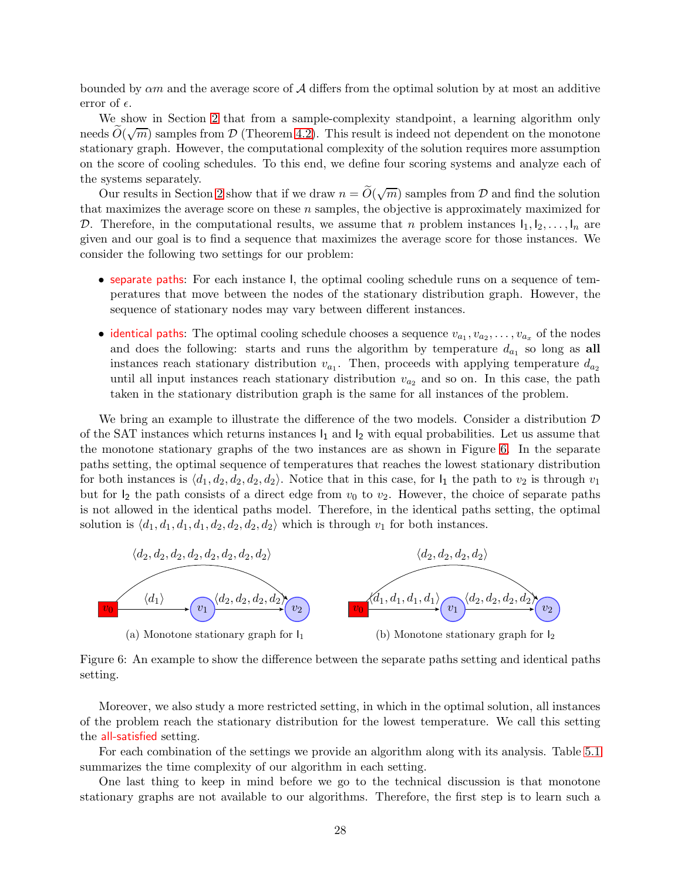bounded by $\alpha m$ and the average score of $\mathcal{A}$ differs from the optimal solution by at most an additive error of $\epsilon$.

We show in Section 2 that from a sample-complexity standpoint, a learning algorithm only needs $\widetilde{O}(\sqrt{m})$ samples from $\mathcal{D}$ (Theorem 4.2). This result is indeed not dependent on the monotone stationary graph. However, the computational complexity of the solution requires more assumption on the score of cooling schedules. To this end, we define four scoring systems and analyze each of the systems separately.

Our results in Section 2 show that if we draw $n = \widetilde{O}(\sqrt{m})$ samples from $\mathcal{D}$ and find the solution that maximizes the average score on these $n$ samples, the objective is approximately maximized for $\mathcal{D}$. Therefore, in the computational results, we assume that $n$ problem instances $\mathsf{I}_1, \mathsf{I}_2, \ldots, \mathsf{I}_n$ are given and our goal is to find a sequence that maximizes the average score for those instances. We consider the following two settings for our problem:

- separate paths: For each instance $\mathsf{I}$, the optimal cooling schedule runs on a sequence of temperatures that move between the nodes of the stationary distribution graph. However, the sequence of stationary nodes may vary between different instances.
- identical paths: The optimal cooling schedule chooses a sequence $v_{a_1}, v_{a_2}, \ldots, v_{a_x}$ of the nodes and does the following: starts and runs the algorithm by temperature $d_{a_1}$ so long as **all** instances reach stationary distribution $v_{a_1}$. Then, proceeds with applying temperature $d_{a_2}$ until all input instances reach stationary distribution $v_{a_2}$ and so on. In this case, the path taken in the stationary distribution graph is the same for all instances of the problem.

We bring an example to illustrate the difference of the two models. Consider a distribution $\mathcal{D}$ of the SAT instances which returns instances $\mathsf{I}_1$ and $\mathsf{I}_2$ with equal probabilities. Let us assume that the monotone stationary graphs of the two instances are as shown in Figure 6. In the separate paths setting, the optimal sequence of temperatures that reaches the lowest stationary distribution for both instances is $\langle d_1, d_2, d_2, d_2, d_2 \rangle$. Notice that in this case, for $\mathsf{I}_1$ the path to $v_2$ is through $v_1$ but for $\mathsf{I}_2$ the path consists of a direct edge from $v_0$ to $v_2$. However, the choice of separate paths is not allowed in the identical paths model. Therefore, in the identical paths setting, the optimal solution is $\langle d_1, d_1, d_1, d_1, d_2, d_2, d_2, d_2 \rangle$ which is through $v_1$ for both instances.

(a) Monotone stationary graph for $\mathsf{I}_1$

(b) Monotone stationary graph for $\mathsf{I}_2$

Figure 6: An example to show the difference between the separate paths setting and identical paths setting.

Moreover, we also study a more restricted setting, in which in the optimal solution, all instances of the problem reach the stationary distribution for the lowest temperature. We call this setting the all-satisfied setting.

For each combination of the settings we provide an algorithm along with its analysis. Table 5.1 summarizes the time complexity of our algorithm in each setting.

One last thing to keep in mind before we go to the technical discussion is that monotone stationary graphs are not available to our algorithms. Therefore, the first step is to learn such a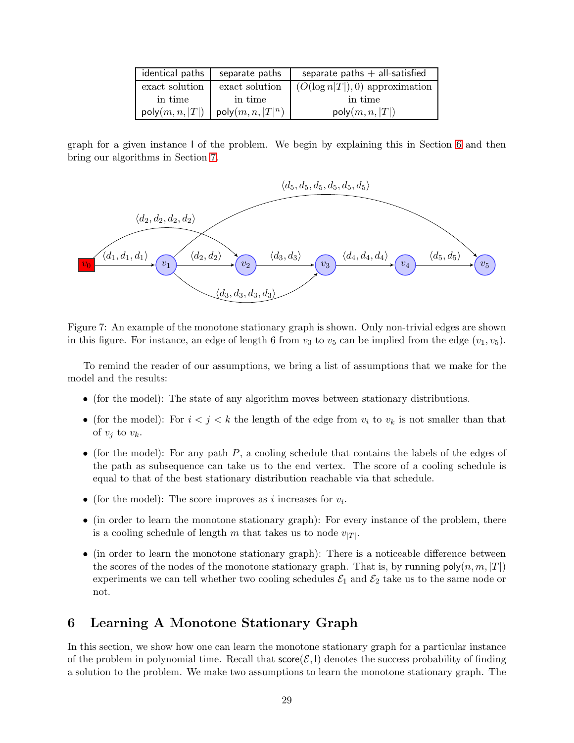| identical paths | separate paths | separate paths + all-satisfied |
| --- | --- | --- |
| exact solution in time $\mathsf{poly}(m, n, \lvert T\rvert)$ | exact solution in time $\mathsf{poly}(m, n, \lvert T\rvert^n)$ | $(O(\log n\lvert T\rvert), 0)$ approximation in time $\mathsf{poly}(m, n, \lvert T\rvert)$ |

graph for a given instance $\mathsf{I}$ of the problem. We begin by explaining this in Section 6 and then bring our algorithms in Section 7.

Figure 7: An example of the monotone stationary graph is shown. Only non-trivial edges are shown in this figure. For instance, an edge of length 6 from $v_3$ to $v_5$ can be implied from the edge $(v_1, v_5)$.

To remind the reader of our assumptions, we bring a list of assumptions that we make for the model and the results:

- (for the model): The state of any algorithm moves between stationary distributions.
- (for the model): For $i < j < k$ the length of the edge from $v_i$ to $v_k$ is not smaller than that of $v_j$ to $v_k$.
- (for the model): For any path $P$, a cooling schedule that contains the labels of the edges of the path as subsequence can take us to the end vertex. The score of a cooling schedule is equal to that of the best stationary distribution reachable via that schedule.
- (for the model): The score improves as $i$ increases for $v_i$.
- (in order to learn the monotone stationary graph): For every instance of the problem, there is a cooling schedule of length $m$ that takes us to node $v_{|T|}$.
- (in order to learn the monotone stationary graph): There is a noticeable difference between the scores of the nodes of the monotone stationary graph. That is, by running $\mathsf{poly}(n, m, |T|)$ experiments we can tell whether two cooling schedules $\mathcal{E}_1$ and $\mathcal{E}_2$ take us to the same node or not.

# 6 Learning A Monotone Stationary Graph

In this section, we show how one can learn the monotone stationary graph for a particular instance of the problem in polynomial time. Recall that $\mathsf{score}(\mathcal{E}, \mathsf{I})$ denotes the success probability of finding a solution to the problem. We make two assumptions to learn the monotone stationary graph. The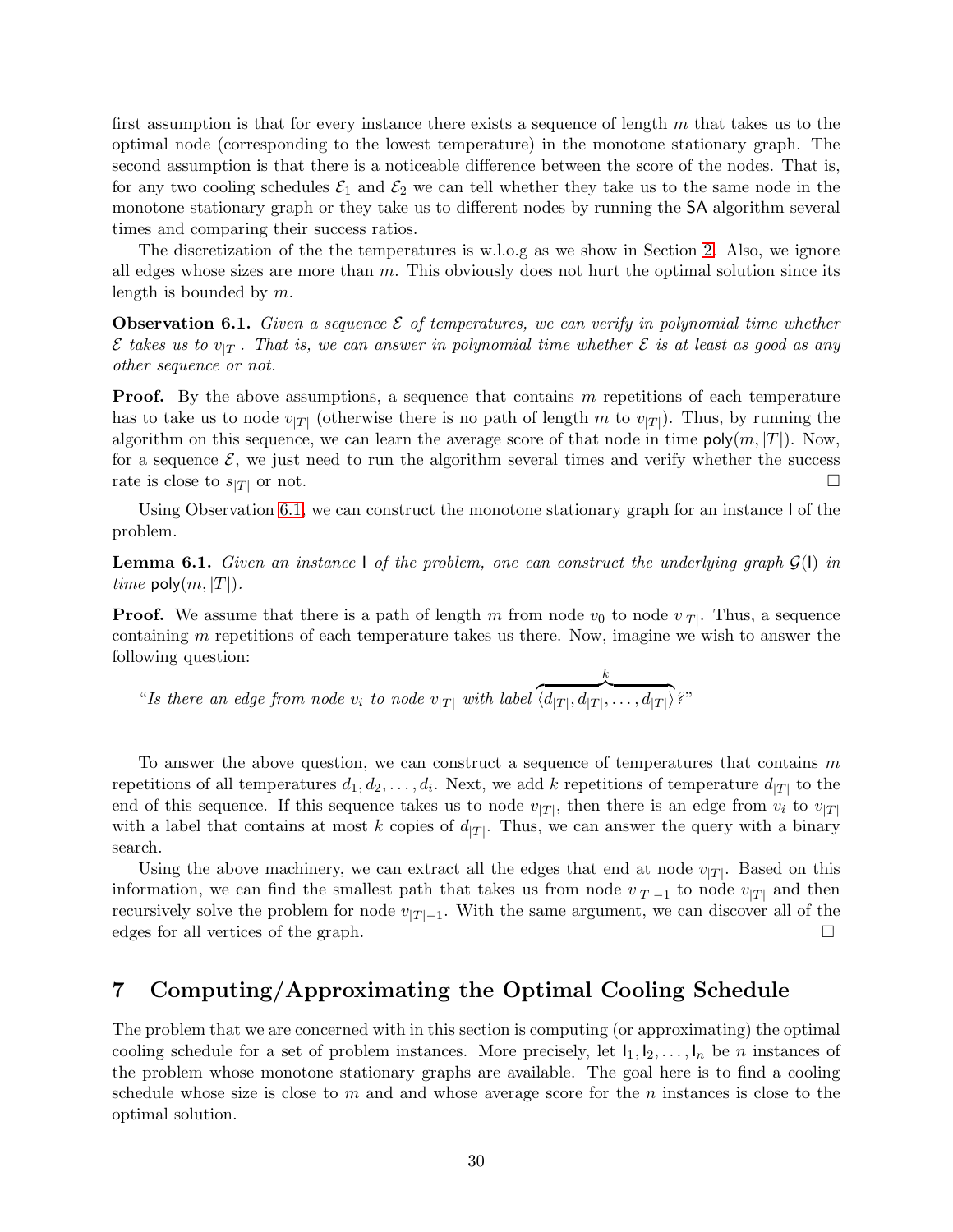first assumption is that for every instance there exists a sequence of length $m$ that takes us to the optimal node (corresponding to the lowest temperature) in the monotone stationary graph. The second assumption is that there is a noticeable difference between the score of the nodes. That is, for any two cooling schedules $\mathcal{E}_1$ and $\mathcal{E}_2$ we can tell whether they take us to the same node in the monotone stationary graph or they take us to different nodes by running the SA algorithm several times and comparing their success ratios.

The discretization of the the temperatures is w.l.o.g as we show in Section 2. Also, we ignore all edges whose sizes are more than $m$. This obviously does not hurt the optimal solution since its length is bounded by $m$.

**Observation 6.1.** *Given a sequence $\mathcal{E}$ of temperatures, we can verify in polynomial time whether $\mathcal{E}$ takes us to $v_{|T|}$. That is, we can answer in polynomial time whether $\mathcal{E}$ is at least as good as any other sequence or not.*

**Proof.** By the above assumptions, a sequence that contains $m$ repetitions of each temperature has to take us to node $v_{|T|}$ (otherwise there is no path of length $m$ to $v_{|T|}$). Thus, by running the algorithm on this sequence, we can learn the average score of that node in time $\mathsf{poly}(m, |T|)$. Now, for a sequence $\mathcal{E}$, we just need to run the algorithm several times and verify whether the success rate is close to $s_{|T|}$ or not. □

Using Observation 6.1, we can construct the monotone stationary graph for an instance $\mathsf{I}$ of the problem.

**Lemma 6.1.** *Given an instance $\mathsf{I}$ of the problem, one can construct the underlying graph $\mathcal{G}(\mathsf{I})$ in time $\mathsf{poly}(m, |T|)$.*

**Proof.** We assume that there is a path of length $m$ from node $v_0$ to node $v_{|T|}$. Thus, a sequence containing $m$ repetitions of each temperature takes us there. Now, imagine we wish to answer the following question:

"*Is there an edge from node $v_i$ to node $v_{|T|}$ with label $\overbrace{\langle d_{|T|}, d_{|T|}, \ldots, d_{|T|}\rangle}^{k}$?*"

To answer the above question, we can construct a sequence of temperatures that contains $m$ repetitions of all temperatures $d_1, d_2, \ldots, d_i$. Next, we add $k$ repetitions of temperature $d_{|T|}$ to the end of this sequence. If this sequence takes us to node $v_{|T|}$, then there is an edge from $v_i$ to $v_{|T|}$ with a label that contains at most $k$ copies of $d_{|T|}$. Thus, we can answer the query with a binary search.

Using the above machinery, we can extract all the edges that end at node $v_{|T|}$. Based on this information, we can find the smallest path that takes us from node $v_{|T|-1}$ to node $v_{|T|}$ and then recursively solve the problem for node $v_{|T|-1}$. With the same argument, we can discover all of the edges for all vertices of the graph. □

## 7 Computing/Approximating the Optimal Cooling Schedule

The problem that we are concerned with in this section is computing (or approximating) the optimal cooling schedule for a set of problem instances. More precisely, let $\mathsf{I}_1, \mathsf{I}_2, \ldots, \mathsf{I}_n$ be $n$ instances of the problem whose monotone stationary graphs are available. The goal here is to find a cooling schedule whose size is close to $m$ and and whose average score for the $n$ instances is close to the optimal solution.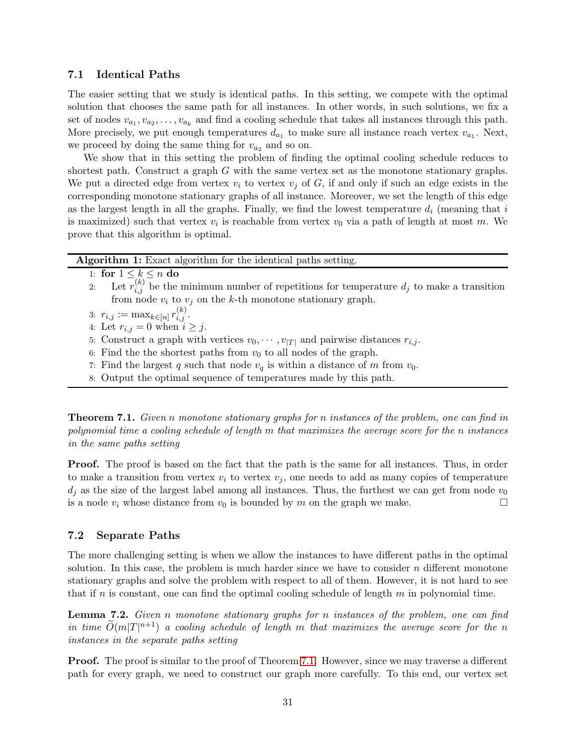### 7.1 Identical Paths

The easier setting that we study is identical paths. In this setting, we compete with the optimal solution that chooses the same path for all instances. In other words, in such solutions, we fix a set of nodes $v_{a_1}, v_{a_2}, \ldots, v_{a_k}$ and find a cooling schedule that takes all instances through this path. More precisely, we put enough temperatures $d_{a_1}$ to make sure all instance reach vertex $v_{a_1}$. Next, we proceed by doing the same thing for $v_{a_2}$ and so on.

We show that in this setting the problem of finding the optimal cooling schedule reduces to shortest path. Construct a graph $G$ with the same vertex set as the monotone stationary graphs. We put a directed edge from vertex $v_i$ to vertex $v_j$ of $G$, if and only if such an edge exists in the corresponding monotone stationary graphs of all instance. Moreover, we set the length of this edge as the largest length in all the graphs. Finally, we find the lowest temperature $d_i$ (meaning that $i$ is maximized) such that vertex $v_i$ is reachable from vertex $v_0$ via a path of length at most $m$. We prove that this algorithm is optimal.

---

**Algorithm 1:** Exact algorithm for the identical paths setting.

---

1: **for** $1 \leq k \leq n$ **do**
2: Let $r_{i,j}^{(k)}$ be the minimum number of repetitions for temperature $d_j$ to make a transition from node $v_i$ to $v_j$ on the $k$-th monotone stationary graph.
3: $r_{i,j} := \max_{k \in [n]} r_{i,j}^{(k)}$.
4: Let $r_{i,j} = 0$ when $i \geq j$.
5: Construct a graph with vertices $v_0, \cdots, v_{|T|}$ and pairwise distances $r_{i,j}$.
6: Find the the shortest paths from $v_0$ to all nodes of the graph.
7: Find the largest $q$ such that node $v_q$ is within a distance of $m$ from $v_0$.
8: Output the optimal sequence of temperatures made by this path.

---

**Theorem 7.1.** *Given n monotone stationary graphs for n instances of the problem, one can find in polynomial time a cooling schedule of length m that maximizes the average score for the n instances in the same paths setting*

**Proof.** The proof is based on the fact that the path is the same for all instances. Thus, in order to make a transition from vertex $v_i$ to vertex $v_j$, one needs to add as many copies of temperature $d_j$ as the size of the largest label among all instances. Thus, the furthest we can get from node $v_0$ is a node $v_i$ whose distance from $v_0$ is bounded by $m$ on the graph we make. □

### 7.2 Separate Paths

The more challenging setting is when we allow the instances to have different paths in the optimal solution. In this case, the problem is much harder since we have to consider $n$ different monotone stationary graphs and solve the problem with respect to all of them. However, it is not hard to see that if $n$ is constant, one can find the optimal cooling schedule of length $m$ in polynomial time.

**Lemma 7.2.** *Given n monotone stationary graphs for n instances of the problem, one can find in time $\widetilde{O}(m|T|^{n+1})$ a cooling schedule of length m that maximizes the average score for the n instances in the separate paths setting*

**Proof.** The proof is similar to the proof of Theorem 7.1. However, since we may traverse a different path for every graph, we need to construct our graph more carefully. To this end, our vertex set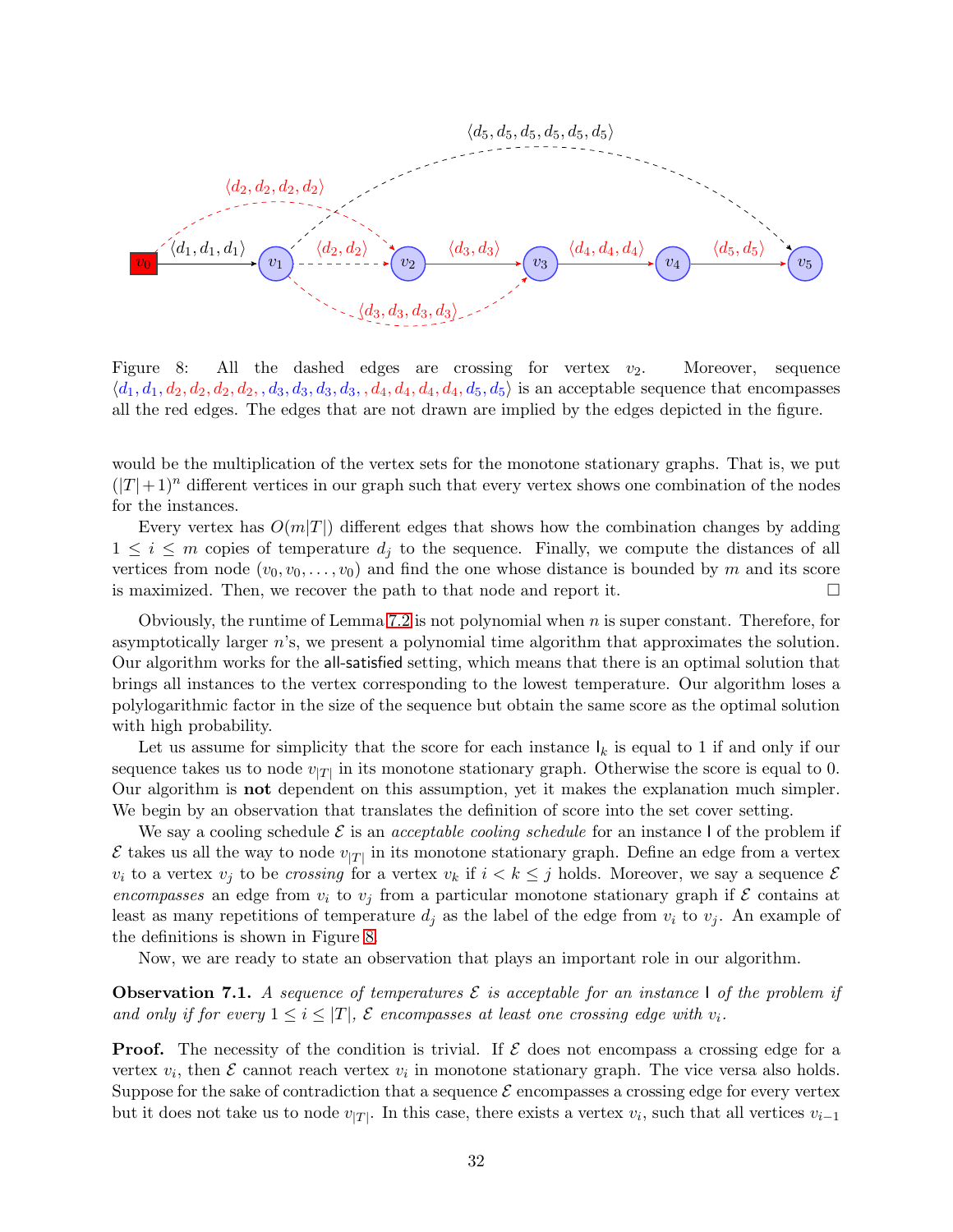Figure 8: All the dashed edges are crossing for vertex $v_2$. Moreover, sequence $\langle d_1, d_1, d_2, d_2, d_2, d_2, , d_3, d_3, d_3, d_3, , d_4, d_4, d_4, d_4, d_5, d_5 \rangle$ is an acceptable sequence that encompasses all the red edges. The edges that are not drawn are implied by the edges depicted in the figure.

would be the multiplication of the vertex sets for the monotone stationary graphs. That is, we put $(|T|+1)^n$ different vertices in our graph such that every vertex shows one combination of the nodes for the instances.

Every vertex has $O(m|T|)$ different edges that shows how the combination changes by adding $1 \leq i \leq m$ copies of temperature $d_j$ to the sequence. Finally, we compute the distances of all vertices from node $(v_0, v_0, \ldots, v_0)$ and find the one whose distance is bounded by $m$ and its score is maximized. Then, we recover the path to that node and report it. □

Obviously, the runtime of Lemma 7.2 is not polynomial when $n$ is super constant. Therefore, for asymptotically larger $n$'s, we present a polynomial time algorithm that approximates the solution. Our algorithm works for the all-satisfied setting, which means that there is an optimal solution that brings all instances to the vertex corresponding to the lowest temperature. Our algorithm loses a polylogarithmic factor in the size of the sequence but obtain the same score as the optimal solution with high probability.

Let us assume for simplicity that the score for each instance $\mathsf{I}_k$ is equal to 1 if and only if our sequence takes us to node $v_{|T|}$ in its monotone stationary graph. Otherwise the score is equal to 0. Our algorithm is **not** dependent on this assumption, yet it makes the explanation much simpler. We begin by an observation that translates the definition of score into the set cover setting.

We say a cooling schedule $\mathcal{E}$ is an *acceptable cooling schedule* for an instance $\mathsf{I}$ of the problem if $\mathcal{E}$ takes us all the way to node $v_{|T|}$ in its monotone stationary graph. Define an edge from a vertex $v_i$ to a vertex $v_j$ to be *crossing* for a vertex $v_k$ if $i < k \leq j$ holds. Moreover, we say a sequence $\mathcal{E}$ *encompasses* an edge from $v_i$ to $v_j$ from a particular monotone stationary graph if $\mathcal{E}$ contains at least as many repetitions of temperature $d_j$ as the label of the edge from $v_i$ to $v_j$. An example of the definitions is shown in Figure 8.

Now, we are ready to state an observation that plays an important role in our algorithm.

**Observation 7.1.** *A sequence of temperatures $\mathcal{E}$ is acceptable for an instance $\mathsf{I}$ of the problem if and only if for every $1 \leq i \leq |T|$, $\mathcal{E}$ encompasses at least one crossing edge with $v_i$.*

**Proof.** The necessity of the condition is trivial. If $\mathcal{E}$ does not encompass a crossing edge for a vertex $v_i$, then $\mathcal{E}$ cannot reach vertex $v_i$ in monotone stationary graph. The vice versa also holds. Suppose for the sake of contradiction that a sequence $\mathcal{E}$ encompasses a crossing edge for every vertex but it does not take us to node $v_{|T|}$. In this case, there exists a vertex $v_i$, such that all vertices $v_{i-1}$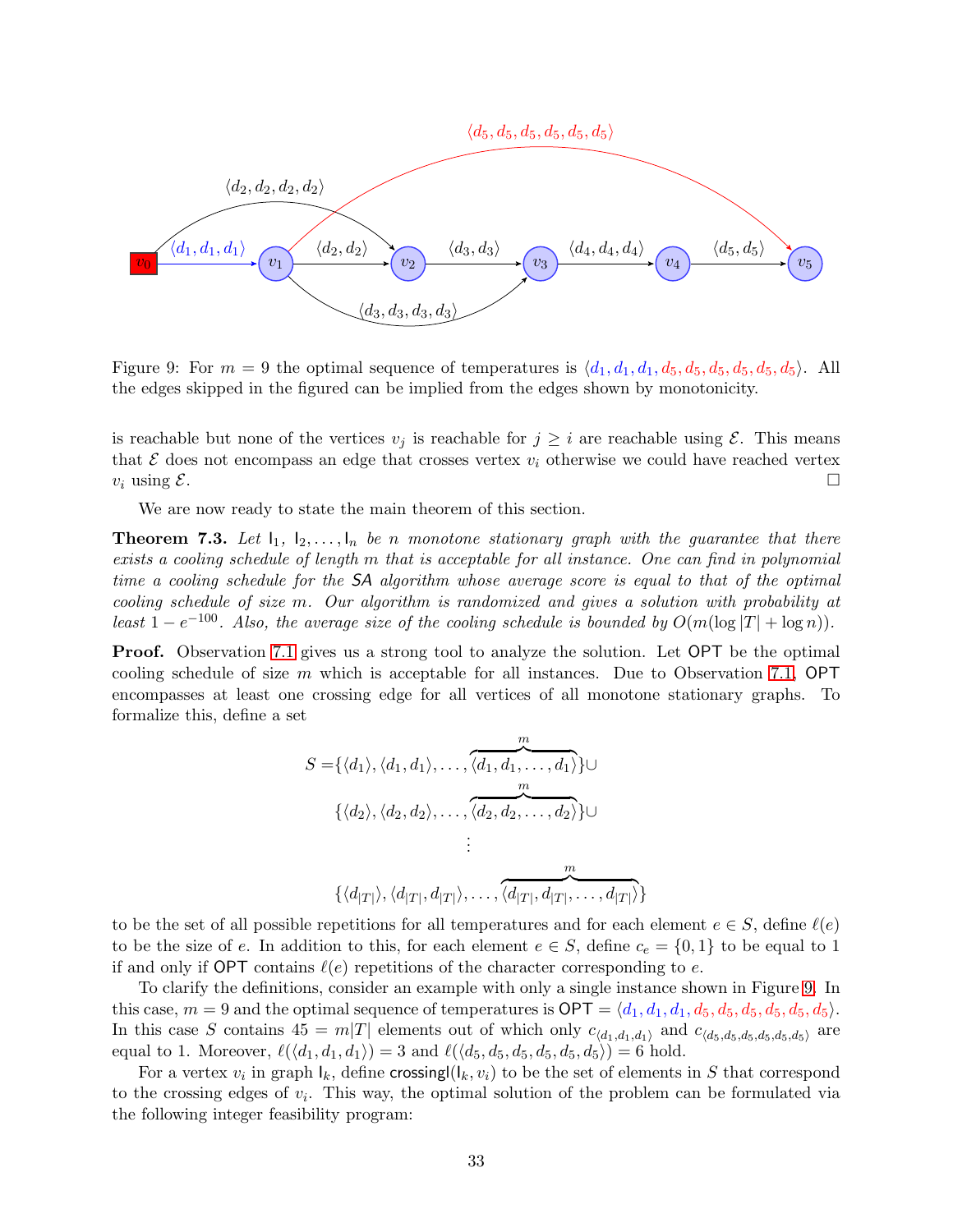Figure 9: For $m = 9$ the optimal sequence of temperatures is $\langle d_1, d_1, d_1, d_5, d_5, d_5, d_5, d_5, d_5 \rangle$. All the edges skipped in the figured can be implied from the edges shown by monotonicity.

is reachable but none of the vertices $v_j$ is reachable for $j \geq i$ are reachable using $\mathcal{E}$. This means that $\mathcal{E}$ does not encompass an edge that crosses vertex $v_i$ otherwise we could have reached vertex $v_i$ using $\mathcal{E}$. □

We are now ready to state the main theorem of this section.

**Theorem 7.3.** *Let $\mathsf{I}_1, \mathsf{I}_2, \ldots, \mathsf{I}_n$ be $n$ monotone stationary graph with the guarantee that there exists a cooling schedule of length $m$ that is acceptable for all instance. One can find in polynomial time a cooling schedule for the SA algorithm whose average score is equal to that of the optimal cooling schedule of size $m$. Our algorithm is randomized and gives a solution with probability at least $1 - e^{-100}$. Also, the average size of the cooling schedule is bounded by $O(m(\log |T| + \log n))$.*

**Proof.** Observation 7.1 gives us a strong tool to analyze the solution. Let $\mathsf{OPT}$ be the optimal cooling schedule of size $m$ which is acceptable for all instances. Due to Observation 7.1, $\mathsf{OPT}$ encompasses at least one crossing edge for all vertices of all monotone stationary graphs. To formalize this, define a set

$$
\begin{aligned}
S = &\{\langle d_1 \rangle, \langle d_1, d_1 \rangle, \ldots, \overbrace{\langle d_1, d_1, \ldots, d_1 \rangle}^{m}\} \cup \\
&\{\langle d_2 \rangle, \langle d_2, d_2 \rangle, \ldots, \overbrace{\langle d_2, d_2, \ldots, d_2 \rangle}^{m}\} \cup \\
&\vdots \\
&\{\langle d_{|T|} \rangle, \langle d_{|T|}, d_{|T|} \rangle, \ldots, \overbrace{\langle d_{|T|}, d_{|T|}, \ldots, d_{|T|} \rangle}^{m}\}
\end{aligned}
$$

to be the set of all possible repetitions for all temperatures and for each element $e \in S$, define $\ell(e)$ to be the size of $e$. In addition to this, for each element $e \in S$, define $c_e = \{0, 1\}$ to be equal to 1 if and only if $\mathsf{OPT}$ contains $\ell(e)$ repetitions of the character corresponding to $e$.

To clarify the definitions, consider an example with only a single instance shown in Figure 9. In this case, $m = 9$ and the optimal sequence of temperatures is $\mathsf{OPT} = \langle d_1, d_1, d_1, d_5, d_5, d_5, d_5, d_5, d_5 \rangle$. In this case $S$ contains $45 = m|T|$ elements out of which only $c_{\langle d_1, d_1, d_1 \rangle}$ and $c_{\langle d_5, d_5, d_5, d_5, d_5, d_5 \rangle}$ are equal to 1. Moreover, $\ell(\langle d_1, d_1, d_1 \rangle) = 3$ and $\ell(\langle d_5, d_5, d_5, d_5, d_5, d_5 \rangle) = 6$ hold.

For a vertex $v_i$ in graph $\mathsf{I}_k$, define $\mathsf{crossingl}(\mathsf{I}_k, v_i)$ to be the set of elements in $S$ that correspond to the crossing edges of $v_i$. This way, the optimal solution of the problem can be formulated via the following integer feasibility program: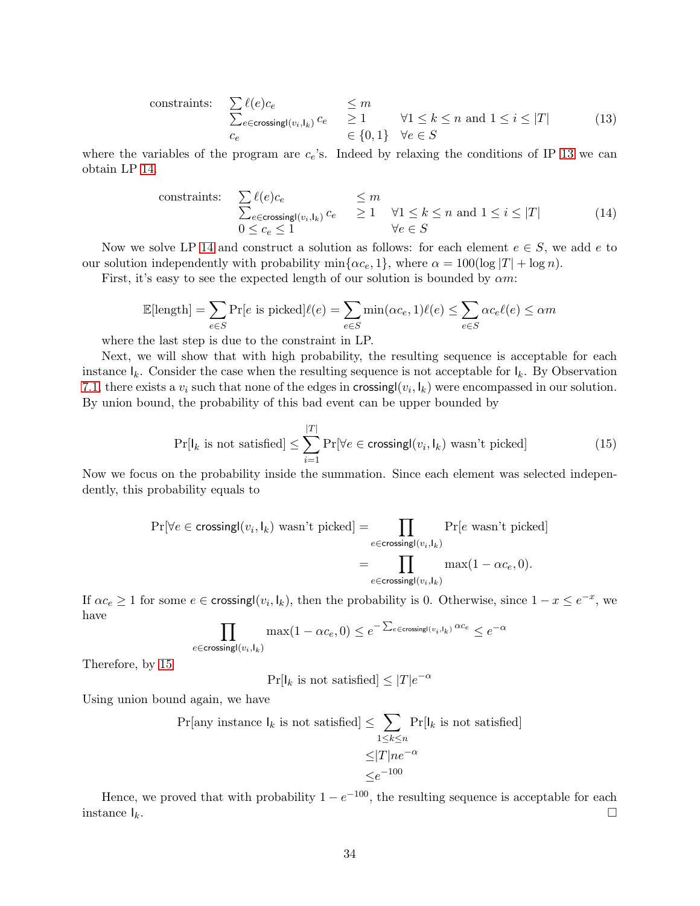$$
\begin{array}{llll}
\text{constraints:} & \sum \ell(e)c_e & \leq m & \\
& \sum_{e \in \mathsf{crossingl}(v_i, \mathsf{I}_k)} c_e & \geq 1 & \forall 1 \leq k \leq n \text{ and } 1 \leq i \leq |T| \\
& c_e & \in \{0,1\} & \forall e \in S
\end{array}
\tag{13}
$$

where the variables of the program are $c_e$'s. Indeed by relaxing the conditions of IP 13 we can obtain LP 14.

$$
\begin{array}{llll}
\text{constraints:} & \sum \ell(e)c_e & \leq m & \\
& \sum_{e \in \mathsf{crossingl}(v_i, \mathsf{I}_k)} c_e & \geq 1 & \forall 1 \leq k \leq n \text{ and } 1 \leq i \leq |T| \\
& 0 \leq c_e \leq 1 & & \forall e \in S
\end{array}
\tag{14}
$$

Now we solve LP 14 and construct a solution as follows: for each element $e \in S$, we add $e$ to our solution independently with probability $\min\{\alpha c_e, 1\}$, where $\alpha = 100(\log|T| + \log n)$.

First, it's easy to see the expected length of our solution is bounded by $\alpha m$:

$$
\mathbb{E}[\text{length}] = \sum_{e \in S} \Pr[e \text{ is picked}]\ell(e) = \sum_{e \in S} \min(\alpha c_e, 1)\ell(e) \leq \sum_{e \in S} \alpha c_e \ell(e) \leq \alpha m
$$

where the last step is due to the constraint in LP.

Next, we will show that with high probability, the resulting sequence is acceptable for each instance $\mathsf{I}_k$. Consider the case when the resulting sequence is not acceptable for $\mathsf{I}_k$. By Observation 7.1, there exists a $v_i$ such that none of the edges in $\mathsf{crossingl}(v_i, \mathsf{I}_k)$ were encompassed in our solution. By union bound, the probability of this bad event can be upper bounded by

$$
\Pr[\mathsf{I}_k \text{ is not satisfied}] \leq \sum_{i=1}^{|T|} \Pr[\forall e \in \mathsf{crossingl}(v_i, \mathsf{I}_k) \text{ wasn't picked}]
\tag{15}
$$

Now we focus on the probability inside the summation. Since each element was selected independently, this probability equals to

$$
\begin{aligned}
\Pr[\forall e \in \mathsf{crossingl}(v_i, \mathsf{I}_k) \text{ wasn't picked}] &= \prod_{e \in \mathsf{crossingl}(v_i, \mathsf{I}_k)} \Pr[e \text{ wasn't picked}] \\
&= \prod_{e \in \mathsf{crossingl}(v_i, \mathsf{I}_k)} \max(1 - \alpha c_e, 0).
\end{aligned}
$$

If $\alpha c_e \geq 1$ for some $e \in \mathsf{crossingl}(v_i, \mathsf{I}_k)$, then the probability is 0. Otherwise, since $1 - x \leq e^{-x}$, we have

$$
\prod_{e \in \mathsf{crossingl}(v_i, \mathsf{I}_k)} \max(1 - \alpha c_e, 0) \leq e^{-\sum_{e \in \mathsf{crossingl}(v_i, \mathsf{I}_k)} \alpha c_e} \leq e^{-\alpha}
$$

Therefore, by 15

$$
\Pr[\mathsf{I}_k \text{ is not satisfied}] \leq |T|e^{-\alpha}
$$

Using union bound again, we have

$$
\begin{aligned}
\Pr[\text{any instance } \mathsf{I}_k \text{ is not satisfied}] &\leq \sum_{1 \leq k \leq n} \Pr[\mathsf{I}_k \text{ is not satisfied}] \\
&\leq |T|ne^{-\alpha} \\
&\leq e^{-100}
\end{aligned}
$$

Hence, we proved that with probability $1 - e^{-100}$, the resulting sequence is acceptable for each instance $\mathsf{I}_k$. □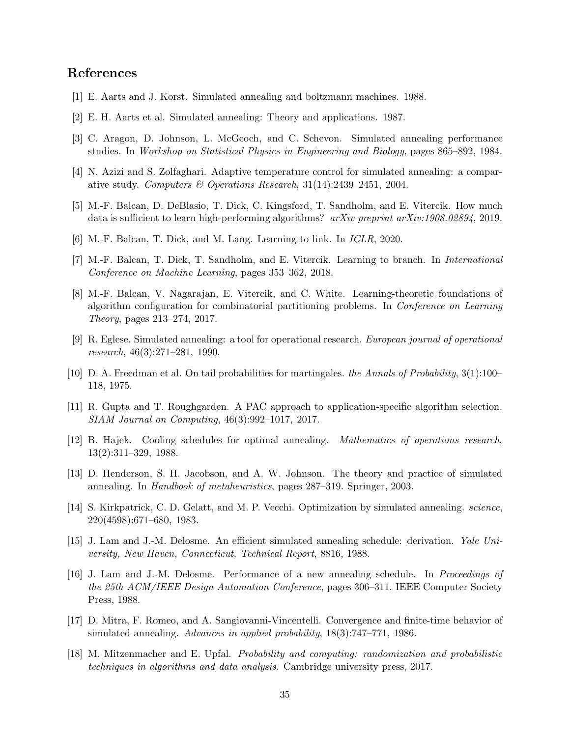## References

[1] E. Aarts and J. Korst. Simulated annealing and boltzmann machines. 1988.

[2] E. H. Aarts et al. Simulated annealing: Theory and applications. 1987.

[3] C. Aragon, D. Johnson, L. McGeoch, and C. Schevon. Simulated annealing performance studies. In *Workshop on Statistical Physics in Engineering and Biology*, pages 865–892, 1984.

[4] N. Azizi and S. Zolfaghari. Adaptive temperature control for simulated annealing: a comparative study. *Computers & Operations Research*, 31(14):2439–2451, 2004.

[5] M.-F. Balcan, D. DeBlasio, T. Dick, C. Kingsford, T. Sandholm, and E. Vitercik. How much data is sufficient to learn high-performing algorithms? *arXiv preprint arXiv:1908.02894*, 2019.

[6] M.-F. Balcan, T. Dick, and M. Lang. Learning to link. In *ICLR*, 2020.

[7] M.-F. Balcan, T. Dick, T. Sandholm, and E. Vitercik. Learning to branch. In *International Conference on Machine Learning*, pages 353–362, 2018.

[8] M.-F. Balcan, V. Nagarajan, E. Vitercik, and C. White. Learning-theoretic foundations of algorithm configuration for combinatorial partitioning problems. In *Conference on Learning Theory*, pages 213–274, 2017.

[9] R. Eglese. Simulated annealing: a tool for operational research. *European journal of operational research*, 46(3):271–281, 1990.

[10] D. A. Freedman et al. On tail probabilities for martingales. *the Annals of Probability*, 3(1):100–118, 1975.

[11] R. Gupta and T. Roughgarden. A PAC approach to application-specific algorithm selection. *SIAM Journal on Computing*, 46(3):992–1017, 2017.

[12] B. Hajek. Cooling schedules for optimal annealing. *Mathematics of operations research*, 13(2):311–329, 1988.

[13] D. Henderson, S. H. Jacobson, and A. W. Johnson. The theory and practice of simulated annealing. In *Handbook of metaheuristics*, pages 287–319. Springer, 2003.

[14] S. Kirkpatrick, C. D. Gelatt, and M. P. Vecchi. Optimization by simulated annealing. *science*, 220(4598):671–680, 1983.

[15] J. Lam and J.-M. Delosme. An efficient simulated annealing schedule: derivation. *Yale University, New Haven, Connecticut, Technical Report*, 8816, 1988.

[16] J. Lam and J.-M. Delosme. Performance of a new annealing schedule. In *Proceedings of the 25th ACM/IEEE Design Automation Conference*, pages 306–311. IEEE Computer Society Press, 1988.

[17] D. Mitra, F. Romeo, and A. Sangiovanni-Vincentelli. Convergence and finite-time behavior of simulated annealing. *Advances in applied probability*, 18(3):747–771, 1986.

[18] M. Mitzenmacher and E. Upfal. *Probability and computing: randomization and probabilistic techniques in algorithms and data analysis*. Cambridge university press, 2017.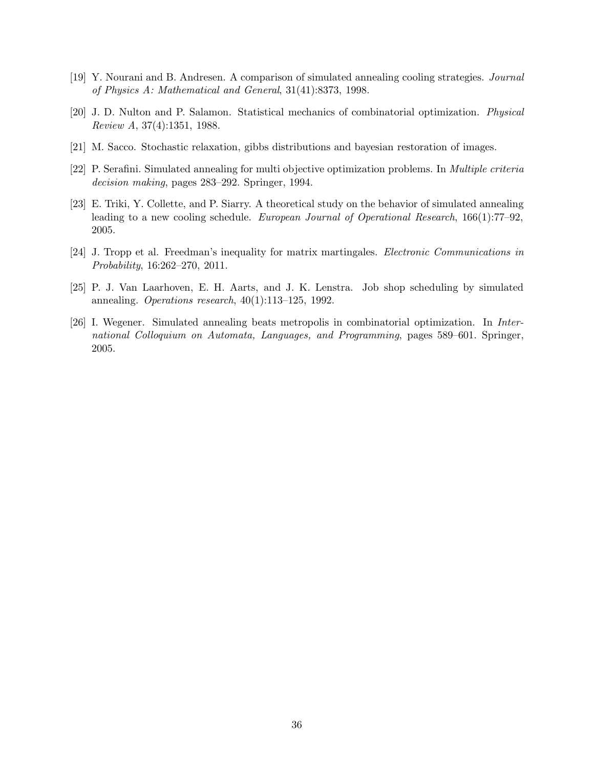[19] Y. Nourani and B. Andresen. A comparison of simulated annealing cooling strategies. *Journal of Physics A: Mathematical and General*, 31(41):8373, 1998.

[20] J. D. Nulton and P. Salamon. Statistical mechanics of combinatorial optimization. *Physical Review A*, 37(4):1351, 1988.

[21] M. Sacco. Stochastic relaxation, gibbs distributions and bayesian restoration of images.

[22] P. Serafini. Simulated annealing for multi objective optimization problems. In *Multiple criteria decision making*, pages 283–292. Springer, 1994.

[23] E. Triki, Y. Collette, and P. Siarry. A theoretical study on the behavior of simulated annealing leading to a new cooling schedule. *European Journal of Operational Research*, 166(1):77–92, 2005.

[24] J. Tropp et al. Freedman's inequality for matrix martingales. *Electronic Communications in Probability*, 16:262–270, 2011.

[25] P. J. Van Laarhoven, E. H. Aarts, and J. K. Lenstra. Job shop scheduling by simulated annealing. *Operations research*, 40(1):113–125, 1992.

[26] I. Wegener. Simulated annealing beats metropolis in combinatorial optimization. In *International Colloquium on Automata, Languages, and Programming*, pages 589–601. Springer, 2005.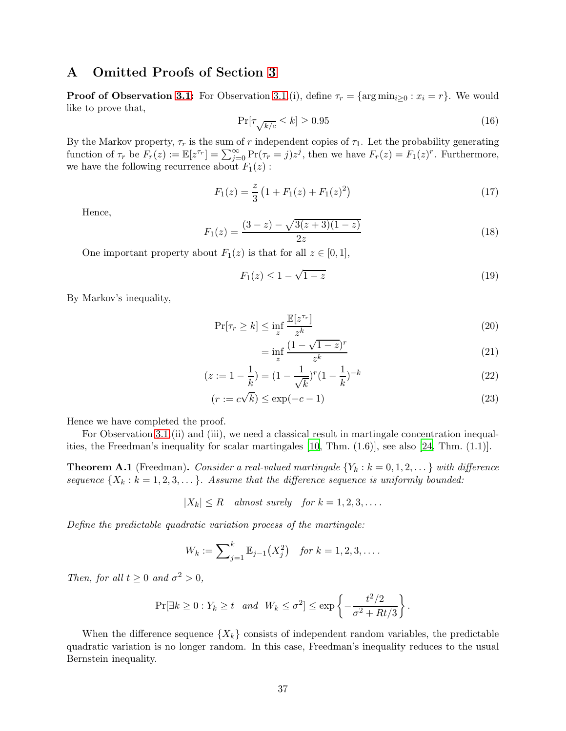# A Omitted Proofs of Section 3

**Proof of Observation 3.1:** For Observation 3.1.(i), define $\tau_r = \{\arg\min_{i \geq 0} : x_i = r\}$. We would like to prove that,

$$\Pr[\tau_{\sqrt{k/c}} \leq k] \geq 0.95 \tag{16}$$

By the Markov property, $\tau_r$ is the sum of $r$ independent copies of $\tau_1$. Let the probability generating function of $\tau_r$ be $F_r(z) := \mathbb{E}[z^{\tau_r}] = \sum_{j=0}^{\infty} \Pr(\tau_r = j) z^j$, then we have $F_r(z) = F_1(z)^r$. Furthermore, we have the following recurrence about $F_1(z)$ :

$$F_1(z) = \frac{z}{3}\left(1 + F_1(z) + F_1(z)^2\right) \tag{17}$$

Hence,

$$F_1(z) = \frac{(3-z) - \sqrt{3(z+3)(1-z)}}{2z} \tag{18}$$

One important property about $F_1(z)$ is that for all $z \in [0, 1]$,

$$F_1(z) \leq 1 - \sqrt{1-z} \tag{19}$$

By Markov's inequality,

$$\Pr[\tau_r \geq k] \leq \inf_z \frac{\mathbb{E}[z^{\tau_r}]}{z^k} \tag{20}$$

$$= \inf_z \frac{(1 - \sqrt{1-z})^r}{z^k} \tag{21}$$

$$(z := 1 - \frac{1}{k}) = (1 - \frac{1}{\sqrt{k}})^r (1 - \frac{1}{k})^{-k} \tag{22}$$

$$(r := c\sqrt{k}) \leq \exp(-c - 1) \tag{23}$$

Hence we have completed the proof.

For Observation 3.1.(ii) and (iii), we need a classical result in martingale concentration inequalities, the Freedman's inequality for scalar martingales [10, Thm. (1.6)], see also [24, Thm. (1.1)].

**Theorem A.1** (Freedman)**.** *Consider a real-valued martingale $\{Y_k : k = 0, 1, 2, \dots\}$ with difference sequence $\{X_k : k = 1, 2, 3, \dots\}$. Assume that the difference sequence is uniformly bounded:*

$$|X_k| \leq R \quad \textit{almost surely} \quad \textit{for } k = 1, 2, 3, \dots.$$

*Define the predictable quadratic variation process of the martingale:*

$$W_k := \sum\nolimits_{j=1}^{k} \mathbb{E}_{j-1}\big(X_j^2\big) \quad \textit{for } k = 1, 2, 3, \dots.$$

*Then, for all $t \geq 0$ and $\sigma^2 > 0$,*

$$\Pr[\exists k \geq 0 : Y_k \geq t \;\; \textit{and} \;\; W_k \leq \sigma^2] \leq \exp\left\{-\frac{t^2/2}{\sigma^2 + Rt/3}\right\}.$$

When the difference sequence $\{X_k\}$ consists of independent random variables, the predictable quadratic variation is no longer random. In this case, Freedman's inequality reduces to the usual Bernstein inequality.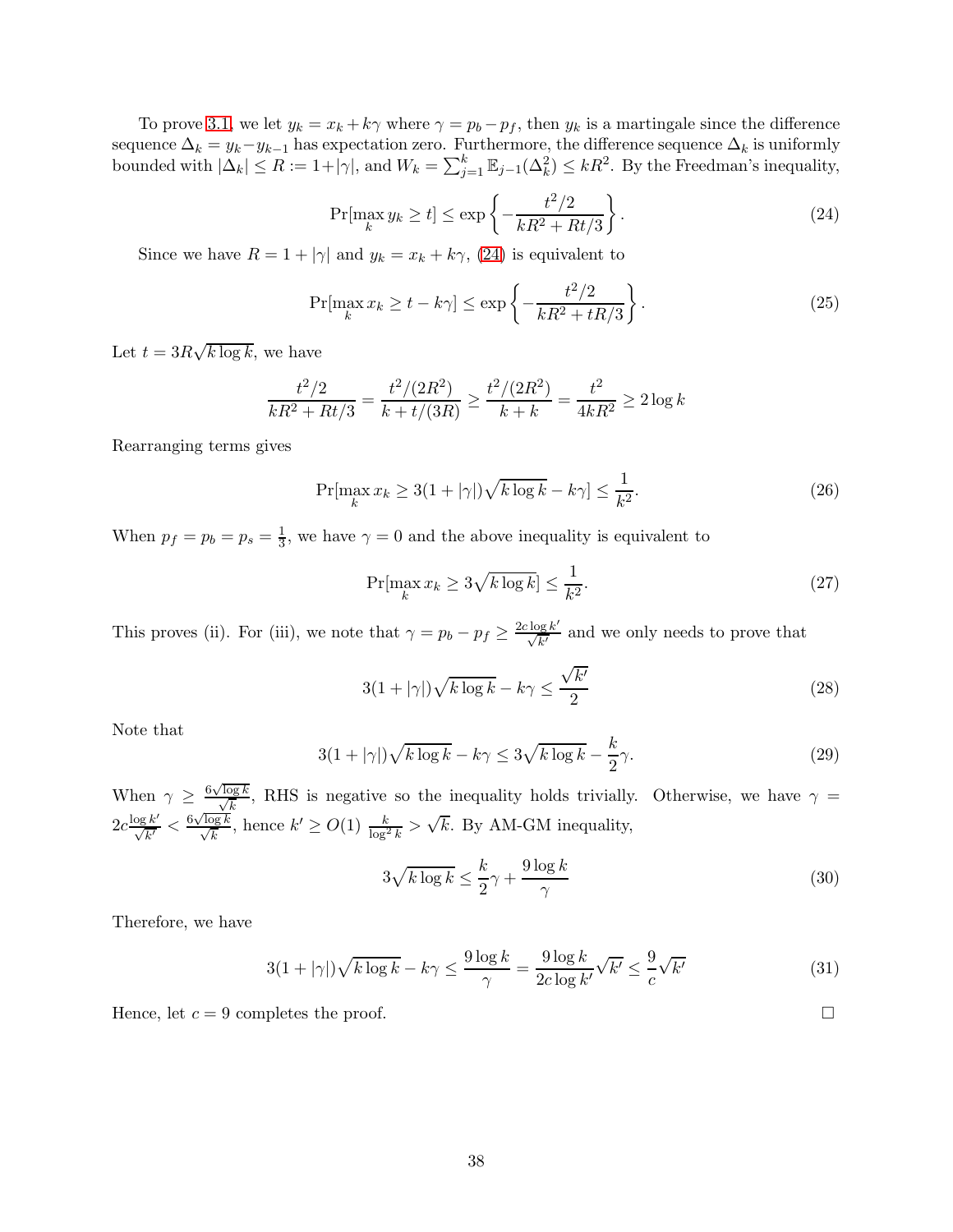To prove 3.1, we let $y_k = x_k + k\gamma$ where $\gamma = p_b - p_f$, then $y_k$ is a martingale since the difference sequence $\Delta_k = y_k - y_{k-1}$ has expectation zero. Furthermore, the difference sequence $\Delta_k$ is uniformly bounded with $|\Delta_k| \le R := 1 + |\gamma|$, and $W_k = \sum_{j=1}^{k} \mathbb{E}_{j-1}(\Delta_k^2) \le kR^2$. By the Freedman's inequality,

$$\Pr[\max_k y_k \ge t] \le \exp\left\{-\frac{t^2/2}{kR^2 + Rt/3}\right\}. \tag{24}$$

Since we have $R = 1 + |\gamma|$ and $y_k = x_k + k\gamma$, (24) is equivalent to

$$\Pr[\max_k x_k \ge t - k\gamma] \le \exp\left\{-\frac{t^2/2}{kR^2 + tR/3}\right\}. \tag{25}$$

Let $t = 3R\sqrt{k \log k}$, we have

$$\frac{t^2/2}{kR^2 + Rt/3} = \frac{t^2/(2R^2)}{k + t/(3R)} \ge \frac{t^2/(2R^2)}{k + k} = \frac{t^2}{4kR^2} \ge 2\log k$$

Rearranging terms gives

$$\Pr[\max_k x_k \ge 3(1 + |\gamma|)\sqrt{k \log k} - k\gamma] \le \frac{1}{k^2}. \tag{26}$$

When $p_f = p_b = p_s = \frac{1}{3}$, we have $\gamma = 0$ and the above inequality is equivalent to

$$\Pr[\max_k x_k \ge 3\sqrt{k \log k}] \le \frac{1}{k^2}. \tag{27}$$

This proves (ii). For (iii), we note that $\gamma = p_b - p_f \ge \frac{2c \log k'}{\sqrt{k'}}$ and we only needs to prove that

$$3(1 + |\gamma|)\sqrt{k \log k} - k\gamma \le \frac{\sqrt{k'}}{2} \tag{28}$$

Note that

$$3(1 + |\gamma|)\sqrt{k \log k} - k\gamma \le 3\sqrt{k \log k} - \frac{k}{2}\gamma. \tag{29}$$

When $\gamma \ge \frac{6\sqrt{\log k}}{\sqrt{k}}$, RHS is negative so the inequality holds trivially. Otherwise, we have $\gamma = 2c\frac{\log k'}{\sqrt{k'}} < \frac{6\sqrt{\log k}}{\sqrt{k}}$, hence $k' \ge O(1)\ \frac{k}{\log^2 k} > \sqrt{k}$. By AM-GM inequality,

$$3\sqrt{k \log k} \le \frac{k}{2}\gamma + \frac{9 \log k}{\gamma} \tag{30}$$

Therefore, we have

$$3(1 + |\gamma|)\sqrt{k \log k} - k\gamma \le \frac{9 \log k}{\gamma} = \frac{9 \log k}{2c \log k'}\sqrt{k'} \le \frac{9}{c}\sqrt{k'} \tag{31}$$

Hence, let $c = 9$ completes the proof. □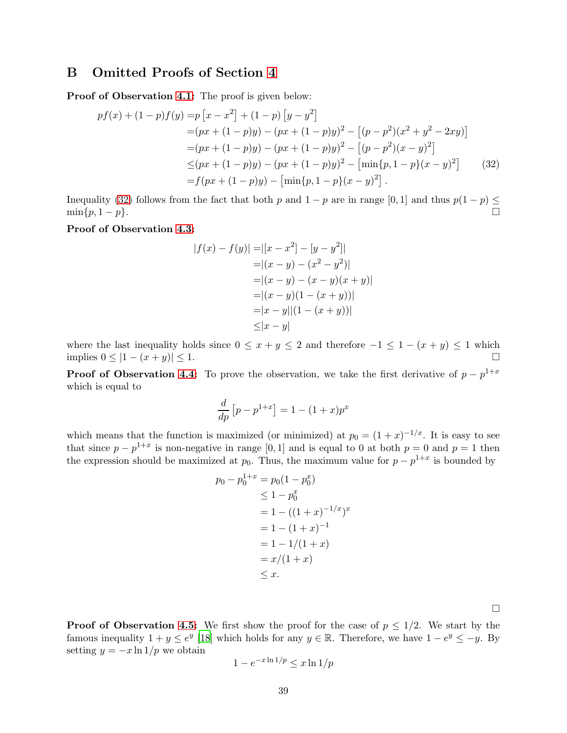## B Omitted Proofs of Section 4

**Proof of Observation 4.1:** The proof is given below:

$$
\begin{aligned}
pf(x) + (1-p)f(y) =& p\left[x - x^2\right] + (1-p)\left[y - y^2\right] \\
=& (px + (1-p)y) - (px + (1-p)y)^2 - \left[(p - p^2)(x^2 + y^2 - 2xy)\right] \\
=& (px + (1-p)y) - (px + (1-p)y)^2 - \left[(p - p^2)(x - y)^2\right] \\
\leq& (px + (1-p)y) - (px + (1-p)y)^2 - \left[\min\{p, 1-p\}(x-y)^2\right] \qquad (32) \\
=& f(px + (1-p)y) - \left[\min\{p, 1-p\}(x-y)^2\right].
\end{aligned}
$$

Inequality (32) follows from the fact that both $p$ and $1-p$ are in range $[0,1]$ and thus $p(1-p) \leq \min\{p, 1-p\}$. □

**Proof of Observation 4.3:**

$$
\begin{aligned}
|f(x) - f(y)| =& |[x - x^2] - [y - y^2]| \\
=& |(x - y) - (x^2 - y^2)| \\
=& |(x - y) - (x - y)(x + y)| \\
=& |(x - y)(1 - (x + y))| \\
=& |x - y||(1 - (x + y))| \\
\leq& |x - y|
\end{aligned}
$$

where the last inequality holds since $0 \leq x + y \leq 2$ and therefore $-1 \leq 1 - (x+y) \leq 1$ which implies $0 \leq |1 - (x+y)| \leq 1$. □

**Proof of Observation 4.4:** To prove the observation, we take the first derivative of $p - p^{1+x}$ which is equal to

$$
\frac{d}{dp}\left[p - p^{1+x}\right] = 1 - (1+x)p^x
$$

which means that the function is maximized (or minimized) at $p_0 = (1+x)^{-1/x}$. It is easy to see that since $p - p^{1+x}$ is non-negative in range $[0,1]$ and is equal to 0 at both $p = 0$ and $p = 1$ then the expression should be maximized at $p_0$. Thus, the maximum value for $p - p^{1+x}$ is bounded by

$$
\begin{aligned}
p_0 - p_0^{1+x} &= p_0(1 - p_0^x) \\
&\leq 1 - p_0^x \\
&= 1 - ((1+x)^{-1/x})^x \\
&= 1 - (1+x)^{-1} \\
&= 1 - 1/(1+x) \\
&= x/(1+x) \\
&\leq x.
\end{aligned}
$$

□

**Proof of Observation 4.5:** We first show the proof for the case of $p \leq 1/2$. We start by the famous inequality $1 + y \leq e^y$ [18] which holds for any $y \in \mathbb{R}$. Therefore, we have $1 - e^y \leq -y$. By setting $y = -x \ln 1/p$ we obtain

$$
1 - e^{-x \ln 1/p} \leq x \ln 1/p
$$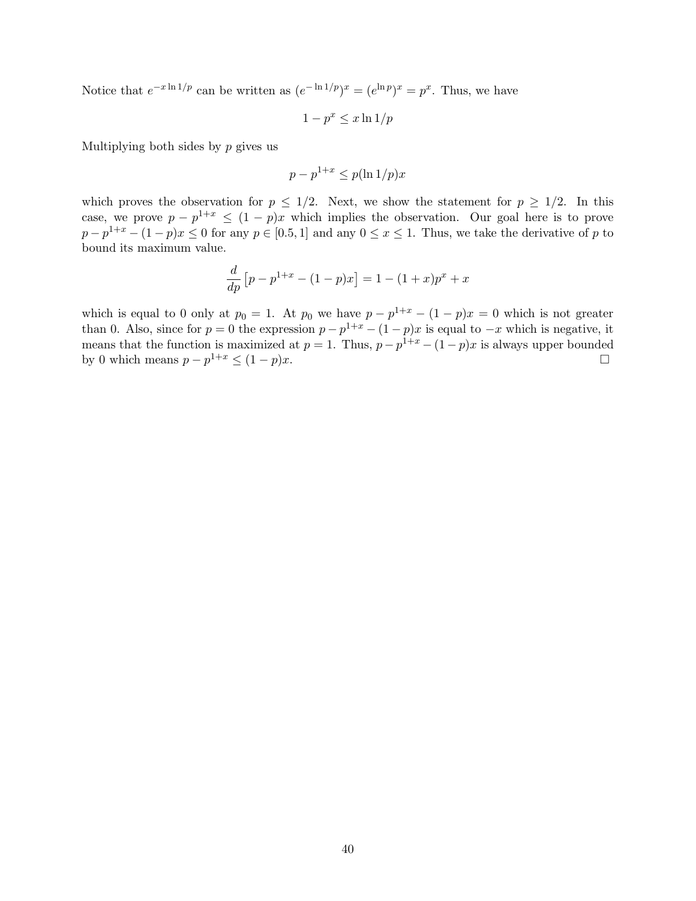Notice that $e^{-x \ln 1/p}$ can be written as $(e^{-\ln 1/p})^x = (e^{\ln p})^x = p^x$. Thus, we have

$$1 - p^x \leq x \ln 1/p$$

Multiplying both sides by $p$ gives us

$$p - p^{1+x} \leq p(\ln 1/p)x$$

which proves the observation for $p \leq 1/2$. Next, we show the statement for $p \geq 1/2$. In this case, we prove $p - p^{1+x} \leq (1-p)x$ which implies the observation. Our goal here is to prove $p - p^{1+x} - (1-p)x \leq 0$ for any $p \in [0.5, 1]$ and any $0 \leq x \leq 1$. Thus, we take the derivative of $p$ to bound its maximum value.

$$\frac{d}{dp}\left[p - p^{1+x} - (1-p)x\right] = 1 - (1+x)p^x + x$$

which is equal to 0 only at $p_0 = 1$. At $p_0$ we have $p - p^{1+x} - (1-p)x = 0$ which is not greater than 0. Also, since for $p = 0$ the expression $p - p^{1+x} - (1-p)x$ is equal to $-x$ which is negative, it means that the function is maximized at $p = 1$. Thus, $p - p^{1+x} - (1-p)x$ is always upper bounded by 0 which means $p - p^{1+x} \leq (1-p)x$. $\square$